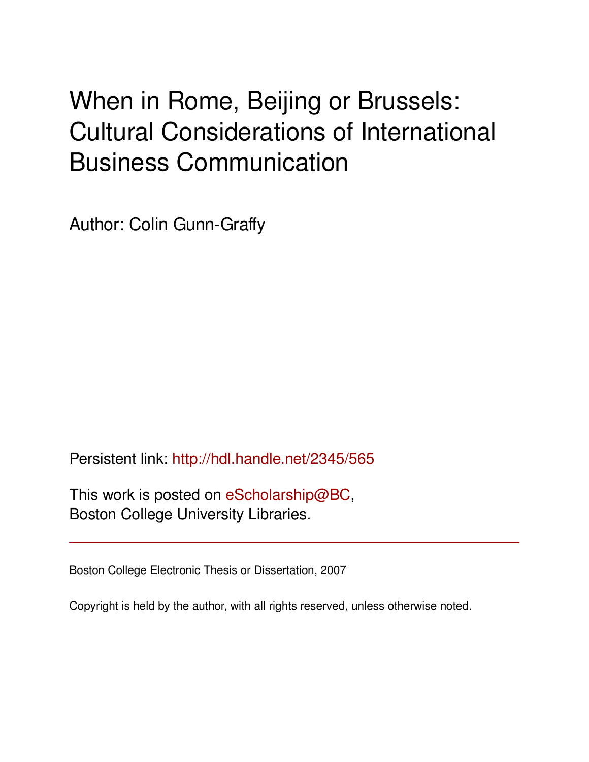# When in Rome, Beijing or Brussels: Cultural Considerations of International Business Communication

Author: Colin Gunn-Graffy

Persistent link: http://hdl.handle.net/2345/565

This work is posted on eScholarship@BC,
Boston College University Libraries.

---

Boston College Electronic Thesis or Dissertation, 2007

Copyright is held by the author, with all rights reserved, unless otherwise noted.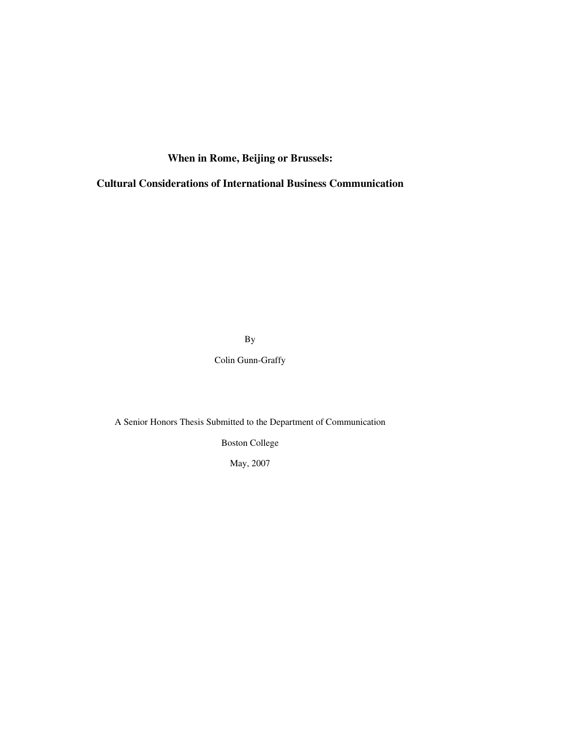# When in Rome, Beijing or Brussels:

# Cultural Considerations of International Business Communication

By

Colin Gunn-Graffy

A Senior Honors Thesis Submitted to the Department of Communication

Boston College

May, 2007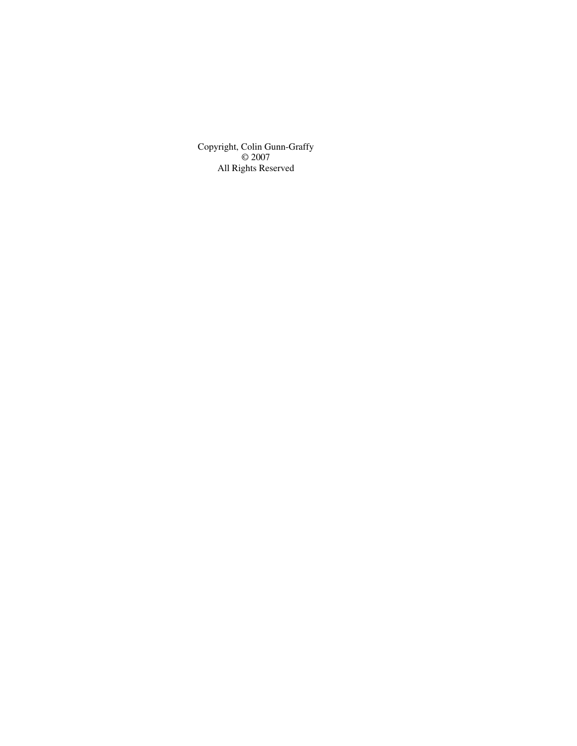Copyright, Colin Gunn-Graffy
© 2007
All Rights Reserved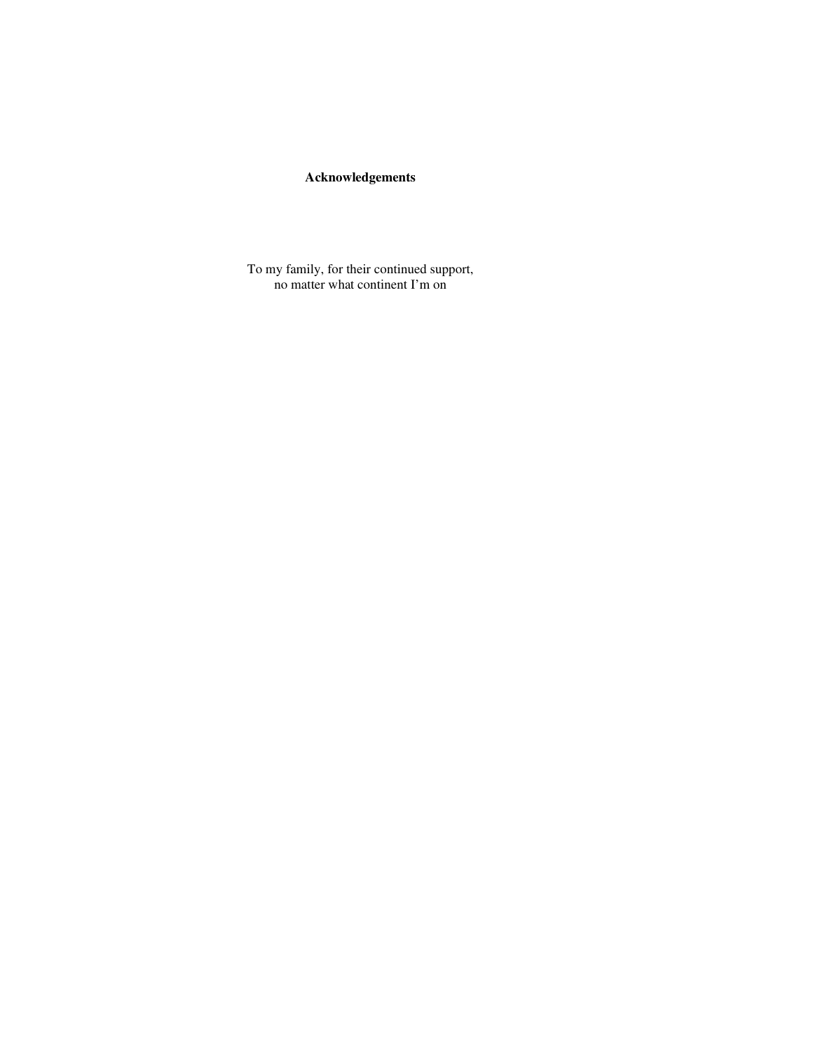# Acknowledgements

To my family, for their continued support,
no matter what continent I'm on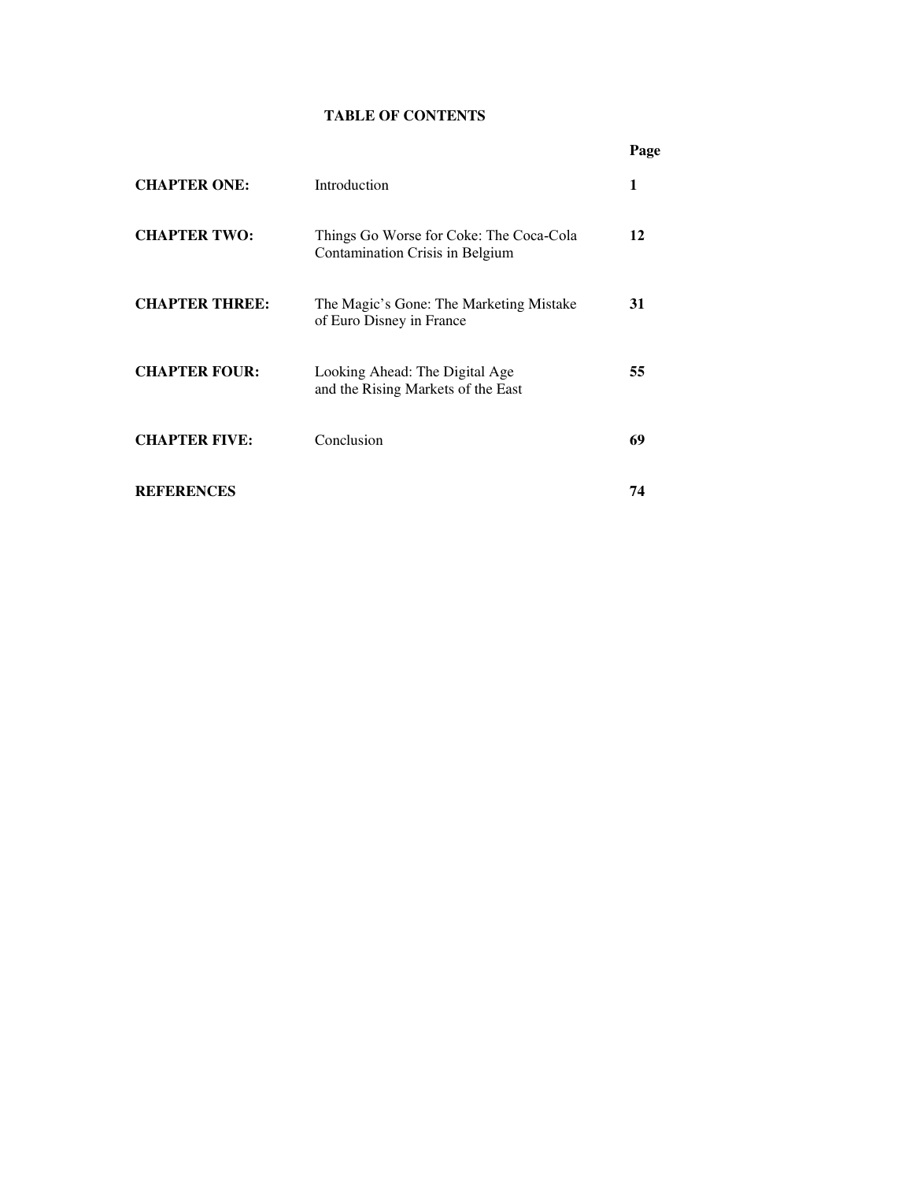# TABLE OF CONTENTS

| | | Page |
|---|---|---|
| **CHAPTER ONE:** | Introduction | **1** |
| **CHAPTER TWO:** | Things Go Worse for Coke: The Coca-Cola Contamination Crisis in Belgium | **12** |
| **CHAPTER THREE:** | The Magic's Gone: The Marketing Mistake of Euro Disney in France | **31** |
| **CHAPTER FOUR:** | Looking Ahead: The Digital Age and the Rising Markets of the East | **55** |
| **CHAPTER FIVE:** | Conclusion | **69** |
| **REFERENCES** | | **74** |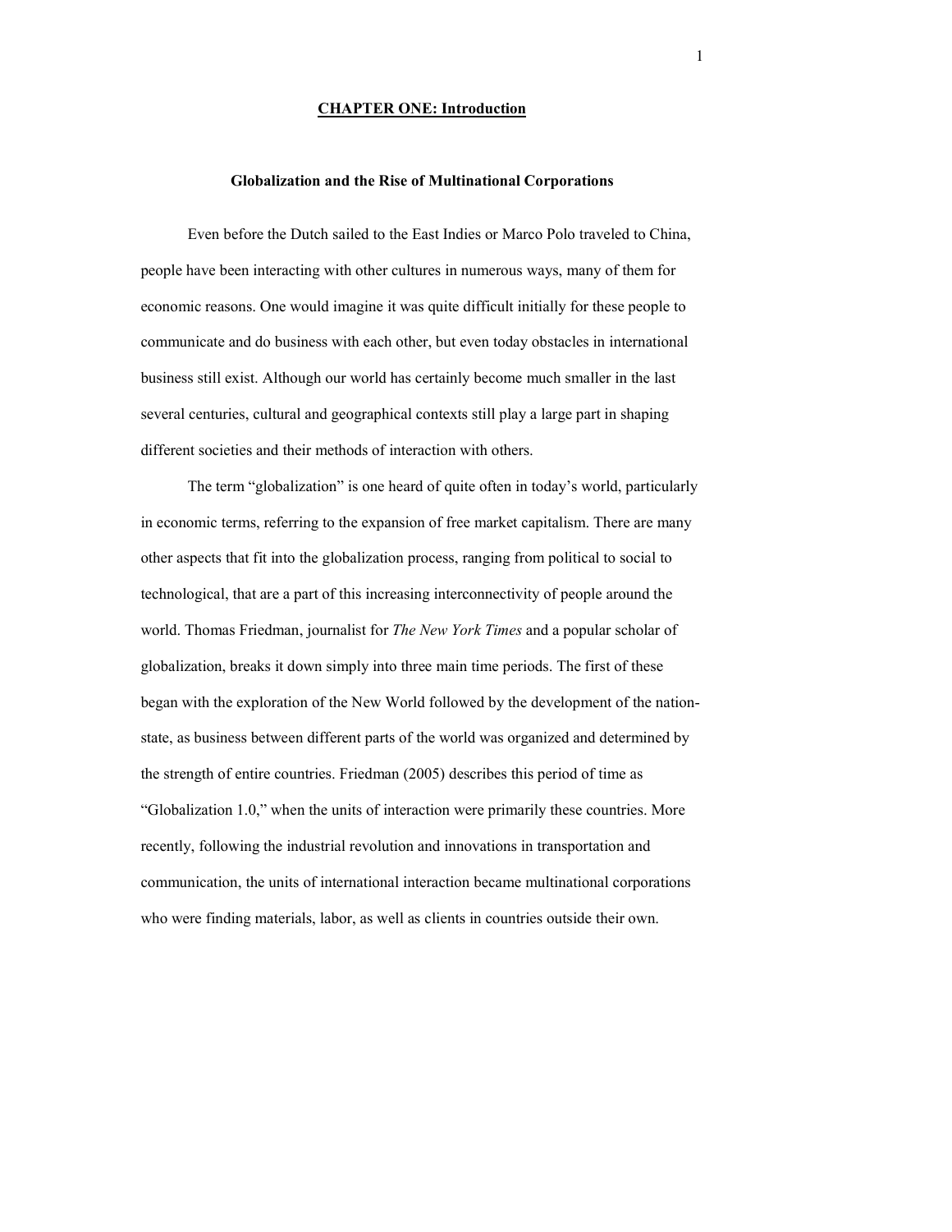# CHAPTER ONE: Introduction

## Globalization and the Rise of Multinational Corporations

Even before the Dutch sailed to the East Indies or Marco Polo traveled to China, people have been interacting with other cultures in numerous ways, many of them for economic reasons. One would imagine it was quite difficult initially for these people to communicate and do business with each other, but even today obstacles in international business still exist. Although our world has certainly become much smaller in the last several centuries, cultural and geographical contexts still play a large part in shaping different societies and their methods of interaction with others.

The term "globalization" is one heard of quite often in today's world, particularly in economic terms, referring to the expansion of free market capitalism. There are many other aspects that fit into the globalization process, ranging from political to social to technological, that are a part of this increasing interconnectivity of people around the world. Thomas Friedman, journalist for *The New York Times* and a popular scholar of globalization, breaks it down simply into three main time periods. The first of these began with the exploration of the New World followed by the development of the nation-state, as business between different parts of the world was organized and determined by the strength of entire countries. Friedman (2005) describes this period of time as "Globalization 1.0," when the units of interaction were primarily these countries. More recently, following the industrial revolution and innovations in transportation and communication, the units of international interaction became multinational corporations who were finding materials, labor, as well as clients in countries outside their own.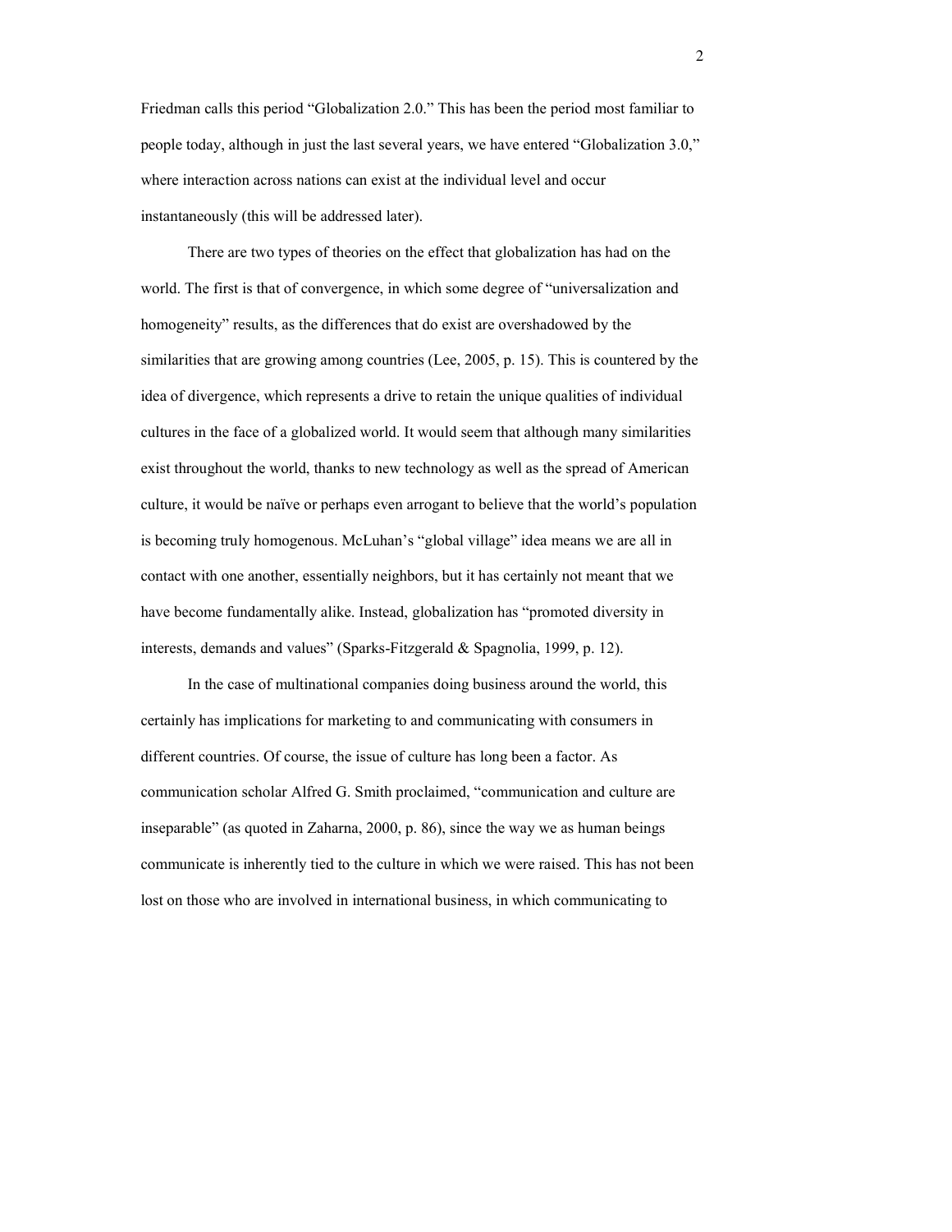Friedman calls this period "Globalization 2.0." This has been the period most familiar to people today, although in just the last several years, we have entered "Globalization 3.0," where interaction across nations can exist at the individual level and occur instantaneously (this will be addressed later).

There are two types of theories on the effect that globalization has had on the world. The first is that of convergence, in which some degree of "universalization and homogeneity" results, as the differences that do exist are overshadowed by the similarities that are growing among countries (Lee, 2005, p. 15). This is countered by the idea of divergence, which represents a drive to retain the unique qualities of individual cultures in the face of a globalized world. It would seem that although many similarities exist throughout the world, thanks to new technology as well as the spread of American culture, it would be naïve or perhaps even arrogant to believe that the world's population is becoming truly homogenous. McLuhan's "global village" idea means we are all in contact with one another, essentially neighbors, but it has certainly not meant that we have become fundamentally alike. Instead, globalization has "promoted diversity in interests, demands and values" (Sparks-Fitzgerald & Spagnolia, 1999, p. 12).

In the case of multinational companies doing business around the world, this certainly has implications for marketing to and communicating with consumers in different countries. Of course, the issue of culture has long been a factor. As communication scholar Alfred G. Smith proclaimed, "communication and culture are inseparable" (as quoted in Zaharna, 2000, p. 86), since the way we as human beings communicate is inherently tied to the culture in which we were raised. This has not been lost on those who are involved in international business, in which communicating to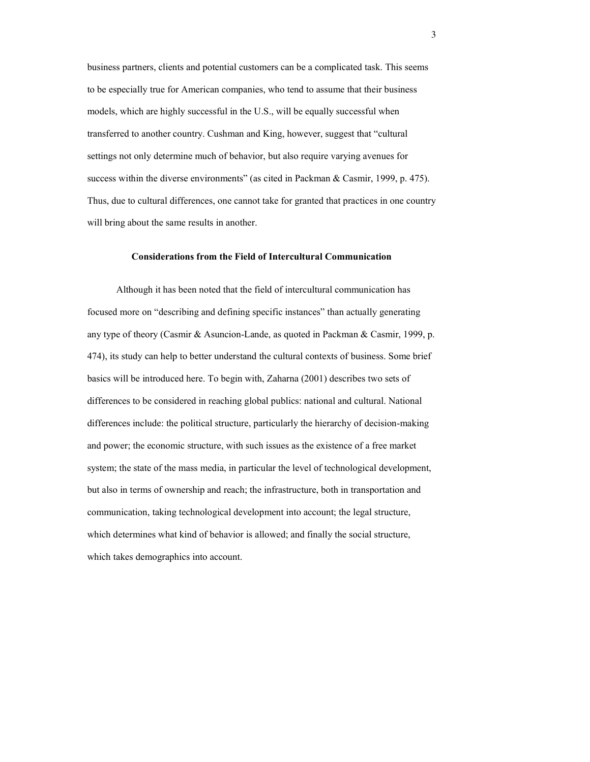business partners, clients and potential customers can be a complicated task. This seems to be especially true for American companies, who tend to assume that their business models, which are highly successful in the U.S., will be equally successful when transferred to another country. Cushman and King, however, suggest that "cultural settings not only determine much of behavior, but also require varying avenues for success within the diverse environments" (as cited in Packman & Casmir, 1999, p. 475). Thus, due to cultural differences, one cannot take for granted that practices in one country will bring about the same results in another.

## Considerations from the Field of Intercultural Communication

Although it has been noted that the field of intercultural communication has focused more on "describing and defining specific instances" than actually generating any type of theory (Casmir & Asuncion-Lande, as quoted in Packman & Casmir, 1999, p. 474), its study can help to better understand the cultural contexts of business. Some brief basics will be introduced here. To begin with, Zaharna (2001) describes two sets of differences to be considered in reaching global publics: national and cultural. National differences include: the political structure, particularly the hierarchy of decision-making and power; the economic structure, with such issues as the existence of a free market system; the state of the mass media, in particular the level of technological development, but also in terms of ownership and reach; the infrastructure, both in transportation and communication, taking technological development into account; the legal structure, which determines what kind of behavior is allowed; and finally the social structure, which takes demographics into account.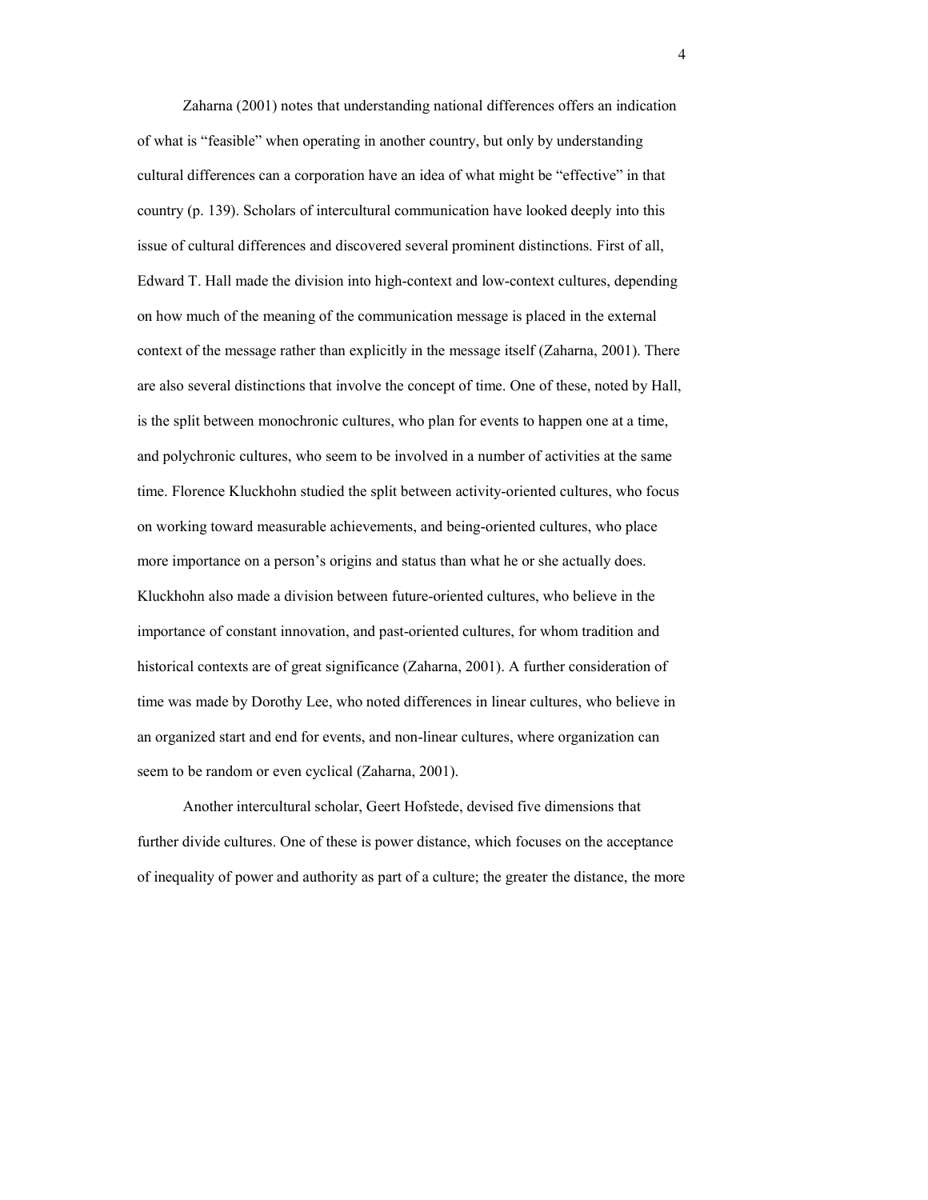Zaharna (2001) notes that understanding national differences offers an indication of what is "feasible" when operating in another country, but only by understanding cultural differences can a corporation have an idea of what might be "effective" in that country (p. 139). Scholars of intercultural communication have looked deeply into this issue of cultural differences and discovered several prominent distinctions. First of all, Edward T. Hall made the division into high-context and low-context cultures, depending on how much of the meaning of the communication message is placed in the external context of the message rather than explicitly in the message itself (Zaharna, 2001). There are also several distinctions that involve the concept of time. One of these, noted by Hall, is the split between monochronic cultures, who plan for events to happen one at a time, and polychronic cultures, who seem to be involved in a number of activities at the same time. Florence Kluckhohn studied the split between activity-oriented cultures, who focus on working toward measurable achievements, and being-oriented cultures, who place more importance on a person's origins and status than what he or she actually does. Kluckhohn also made a division between future-oriented cultures, who believe in the importance of constant innovation, and past-oriented cultures, for whom tradition and historical contexts are of great significance (Zaharna, 2001). A further consideration of time was made by Dorothy Lee, who noted differences in linear cultures, who believe in an organized start and end for events, and non-linear cultures, where organization can seem to be random or even cyclical (Zaharna, 2001).

Another intercultural scholar, Geert Hofstede, devised five dimensions that further divide cultures. One of these is power distance, which focuses on the acceptance of inequality of power and authority as part of a culture; the greater the distance, the more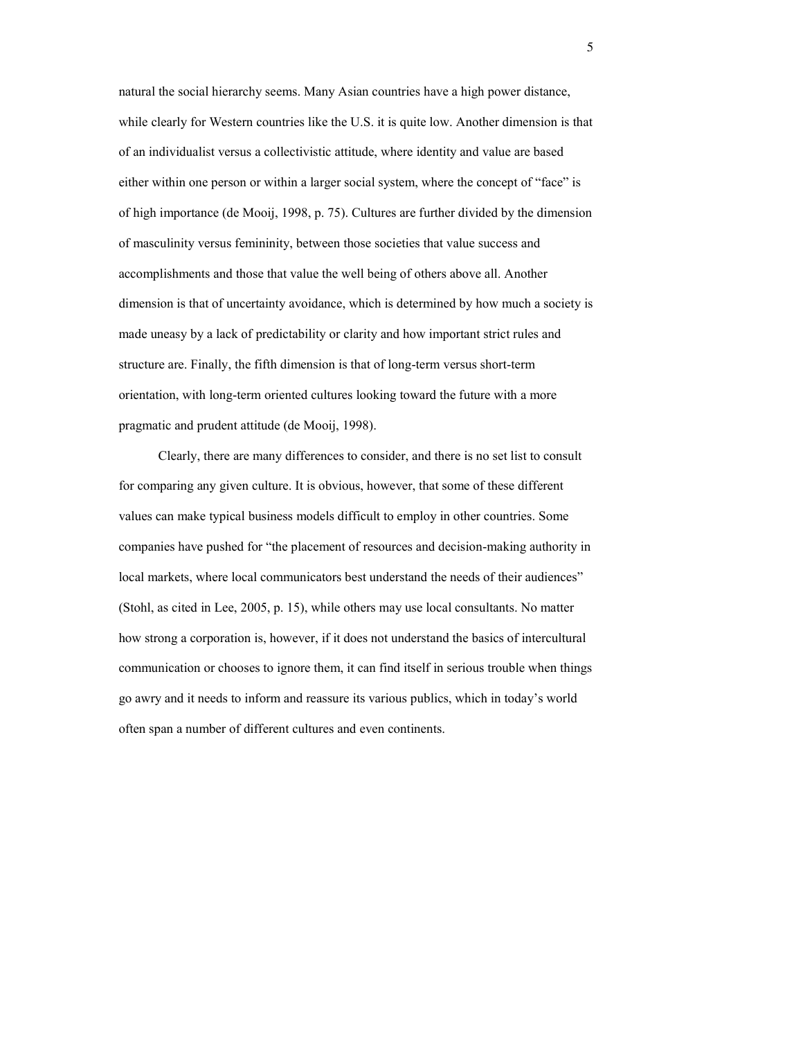natural the social hierarchy seems. Many Asian countries have a high power distance, while clearly for Western countries like the U.S. it is quite low. Another dimension is that of an individualist versus a collectivistic attitude, where identity and value are based either within one person or within a larger social system, where the concept of "face" is of high importance (de Mooij, 1998, p. 75). Cultures are further divided by the dimension of masculinity versus femininity, between those societies that value success and accomplishments and those that value the well being of others above all. Another dimension is that of uncertainty avoidance, which is determined by how much a society is made uneasy by a lack of predictability or clarity and how important strict rules and structure are. Finally, the fifth dimension is that of long-term versus short-term orientation, with long-term oriented cultures looking toward the future with a more pragmatic and prudent attitude (de Mooij, 1998).

Clearly, there are many differences to consider, and there is no set list to consult for comparing any given culture. It is obvious, however, that some of these different values can make typical business models difficult to employ in other countries. Some companies have pushed for "the placement of resources and decision-making authority in local markets, where local communicators best understand the needs of their audiences" (Stohl, as cited in Lee, 2005, p. 15), while others may use local consultants. No matter how strong a corporation is, however, if it does not understand the basics of intercultural communication or chooses to ignore them, it can find itself in serious trouble when things go awry and it needs to inform and reassure its various publics, which in today's world often span a number of different cultures and even continents.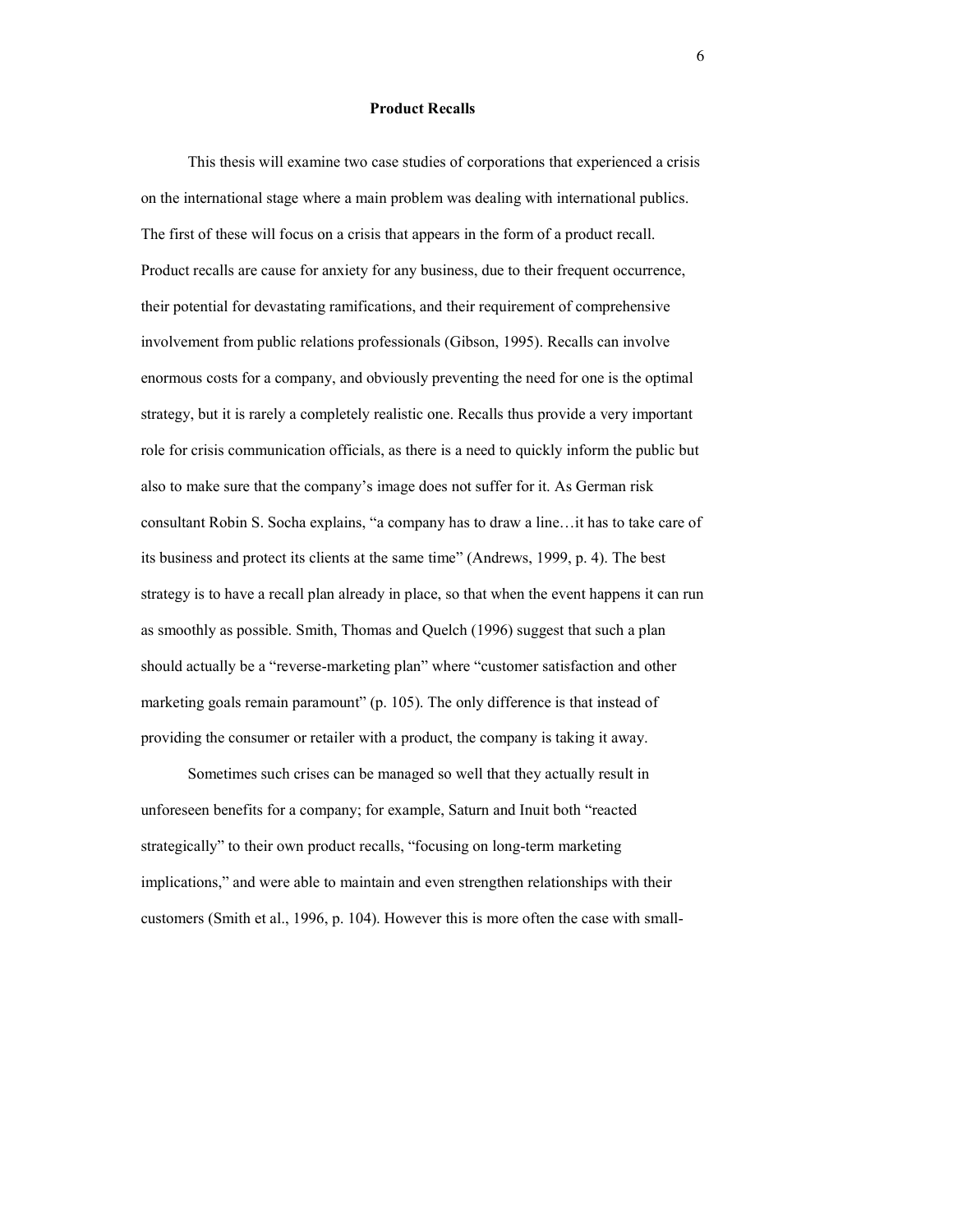## Product Recalls

This thesis will examine two case studies of corporations that experienced a crisis on the international stage where a main problem was dealing with international publics. The first of these will focus on a crisis that appears in the form of a product recall. Product recalls are cause for anxiety for any business, due to their frequent occurrence, their potential for devastating ramifications, and their requirement of comprehensive involvement from public relations professionals (Gibson, 1995). Recalls can involve enormous costs for a company, and obviously preventing the need for one is the optimal strategy, but it is rarely a completely realistic one. Recalls thus provide a very important role for crisis communication officials, as there is a need to quickly inform the public but also to make sure that the company's image does not suffer for it. As German risk consultant Robin S. Socha explains, "a company has to draw a line…it has to take care of its business and protect its clients at the same time" (Andrews, 1999, p. 4). The best strategy is to have a recall plan already in place, so that when the event happens it can run as smoothly as possible. Smith, Thomas and Quelch (1996) suggest that such a plan should actually be a "reverse-marketing plan" where "customer satisfaction and other marketing goals remain paramount" (p. 105). The only difference is that instead of providing the consumer or retailer with a product, the company is taking it away.

Sometimes such crises can be managed so well that they actually result in unforeseen benefits for a company; for example, Saturn and Inuit both "reacted strategically" to their own product recalls, "focusing on long-term marketing implications," and were able to maintain and even strengthen relationships with their customers (Smith et al., 1996, p. 104). However this is more often the case with small-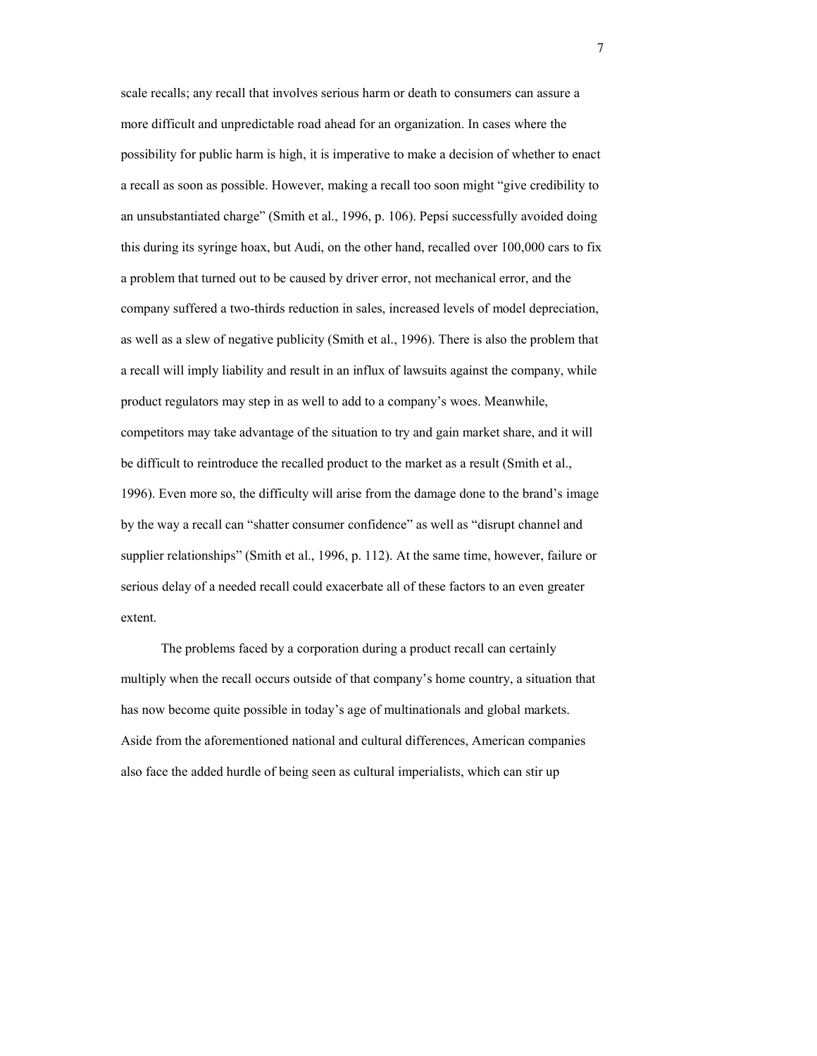scale recalls; any recall that involves serious harm or death to consumers can assure a more difficult and unpredictable road ahead for an organization. In cases where the possibility for public harm is high, it is imperative to make a decision of whether to enact a recall as soon as possible. However, making a recall too soon might "give credibility to an unsubstantiated charge" (Smith et al., 1996, p. 106). Pepsi successfully avoided doing this during its syringe hoax, but Audi, on the other hand, recalled over 100,000 cars to fix a problem that turned out to be caused by driver error, not mechanical error, and the company suffered a two-thirds reduction in sales, increased levels of model depreciation, as well as a slew of negative publicity (Smith et al., 1996). There is also the problem that a recall will imply liability and result in an influx of lawsuits against the company, while product regulators may step in as well to add to a company's woes. Meanwhile, competitors may take advantage of the situation to try and gain market share, and it will be difficult to reintroduce the recalled product to the market as a result (Smith et al., 1996). Even more so, the difficulty will arise from the damage done to the brand's image by the way a recall can "shatter consumer confidence" as well as "disrupt channel and supplier relationships" (Smith et al., 1996, p. 112). At the same time, however, failure or serious delay of a needed recall could exacerbate all of these factors to an even greater extent.

The problems faced by a corporation during a product recall can certainly multiply when the recall occurs outside of that company's home country, a situation that has now become quite possible in today's age of multinationals and global markets. Aside from the aforementioned national and cultural differences, American companies also face the added hurdle of being seen as cultural imperialists, which can stir up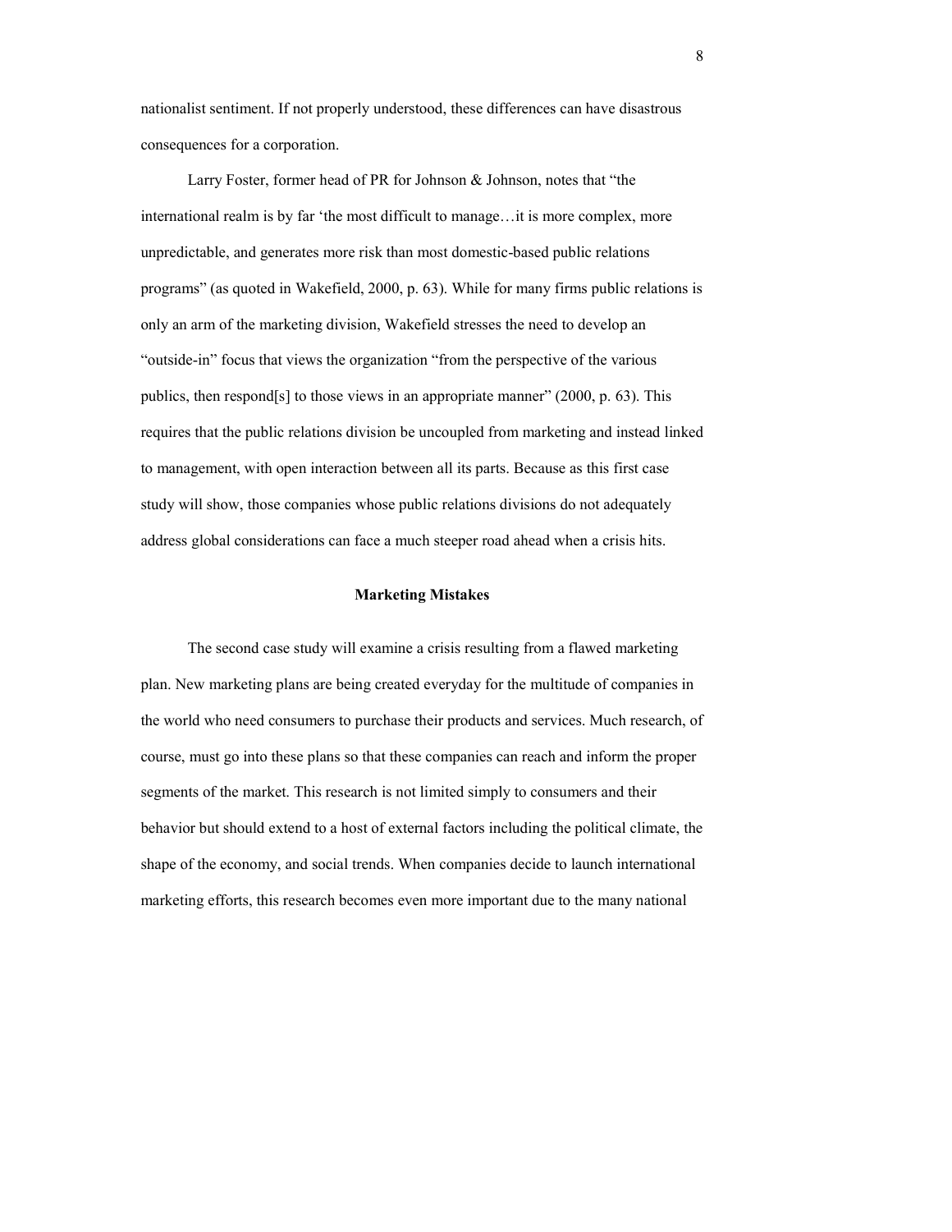nationalist sentiment. If not properly understood, these differences can have disastrous consequences for a corporation.

Larry Foster, former head of PR for Johnson & Johnson, notes that "the international realm is by far 'the most difficult to manage…it is more complex, more unpredictable, and generates more risk than most domestic-based public relations programs" (as quoted in Wakefield, 2000, p. 63). While for many firms public relations is only an arm of the marketing division, Wakefield stresses the need to develop an "outside-in" focus that views the organization "from the perspective of the various publics, then respond[s] to those views in an appropriate manner" (2000, p. 63). This requires that the public relations division be uncoupled from marketing and instead linked to management, with open interaction between all its parts. Because as this first case study will show, those companies whose public relations divisions do not adequately address global considerations can face a much steeper road ahead when a crisis hits.

## Marketing Mistakes

The second case study will examine a crisis resulting from a flawed marketing plan. New marketing plans are being created everyday for the multitude of companies in the world who need consumers to purchase their products and services. Much research, of course, must go into these plans so that these companies can reach and inform the proper segments of the market. This research is not limited simply to consumers and their behavior but should extend to a host of external factors including the political climate, the shape of the economy, and social trends. When companies decide to launch international marketing efforts, this research becomes even more important due to the many national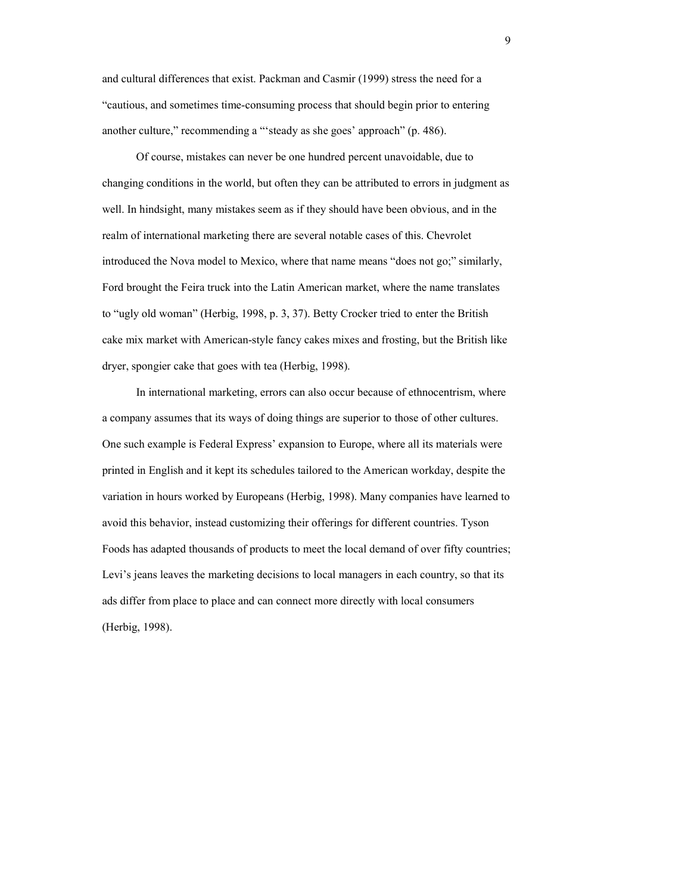and cultural differences that exist. Packman and Casmir (1999) stress the need for a "cautious, and sometimes time-consuming process that should begin prior to entering another culture," recommending a "'steady as she goes' approach" (p. 486).

Of course, mistakes can never be one hundred percent unavoidable, due to changing conditions in the world, but often they can be attributed to errors in judgment as well. In hindsight, many mistakes seem as if they should have been obvious, and in the realm of international marketing there are several notable cases of this. Chevrolet introduced the Nova model to Mexico, where that name means "does not go;" similarly, Ford brought the Feira truck into the Latin American market, where the name translates to "ugly old woman" (Herbig, 1998, p. 3, 37). Betty Crocker tried to enter the British cake mix market with American-style fancy cakes mixes and frosting, but the British like dryer, spongier cake that goes with tea (Herbig, 1998).

In international marketing, errors can also occur because of ethnocentrism, where a company assumes that its ways of doing things are superior to those of other cultures. One such example is Federal Express' expansion to Europe, where all its materials were printed in English and it kept its schedules tailored to the American workday, despite the variation in hours worked by Europeans (Herbig, 1998). Many companies have learned to avoid this behavior, instead customizing their offerings for different countries. Tyson Foods has adapted thousands of products to meet the local demand of over fifty countries; Levi's jeans leaves the marketing decisions to local managers in each country, so that its ads differ from place to place and can connect more directly with local consumers (Herbig, 1998).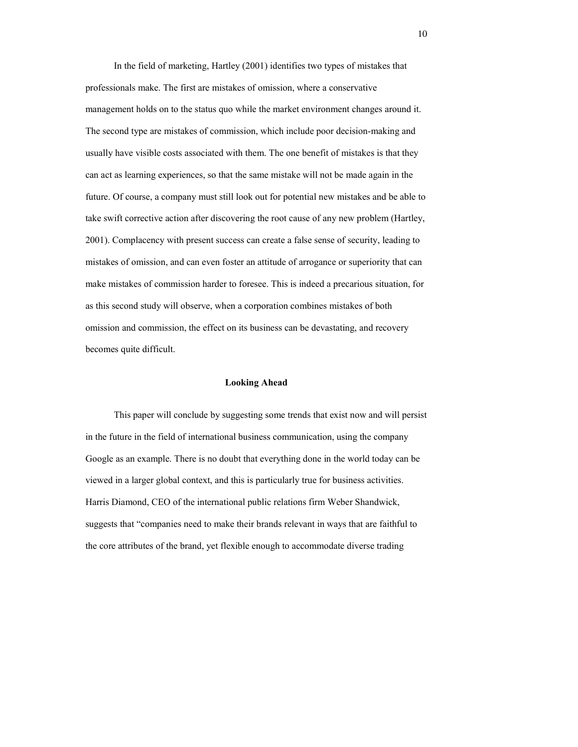In the field of marketing, Hartley (2001) identifies two types of mistakes that professionals make. The first are mistakes of omission, where a conservative management holds on to the status quo while the market environment changes around it. The second type are mistakes of commission, which include poor decision-making and usually have visible costs associated with them. The one benefit of mistakes is that they can act as learning experiences, so that the same mistake will not be made again in the future. Of course, a company must still look out for potential new mistakes and be able to take swift corrective action after discovering the root cause of any new problem (Hartley, 2001). Complacency with present success can create a false sense of security, leading to mistakes of omission, and can even foster an attitude of arrogance or superiority that can make mistakes of commission harder to foresee. This is indeed a precarious situation, for as this second study will observe, when a corporation combines mistakes of both omission and commission, the effect on its business can be devastating, and recovery becomes quite difficult.

## Looking Ahead

This paper will conclude by suggesting some trends that exist now and will persist in the future in the field of international business communication, using the company Google as an example. There is no doubt that everything done in the world today can be viewed in a larger global context, and this is particularly true for business activities. Harris Diamond, CEO of the international public relations firm Weber Shandwick, suggests that "companies need to make their brands relevant in ways that are faithful to the core attributes of the brand, yet flexible enough to accommodate diverse trading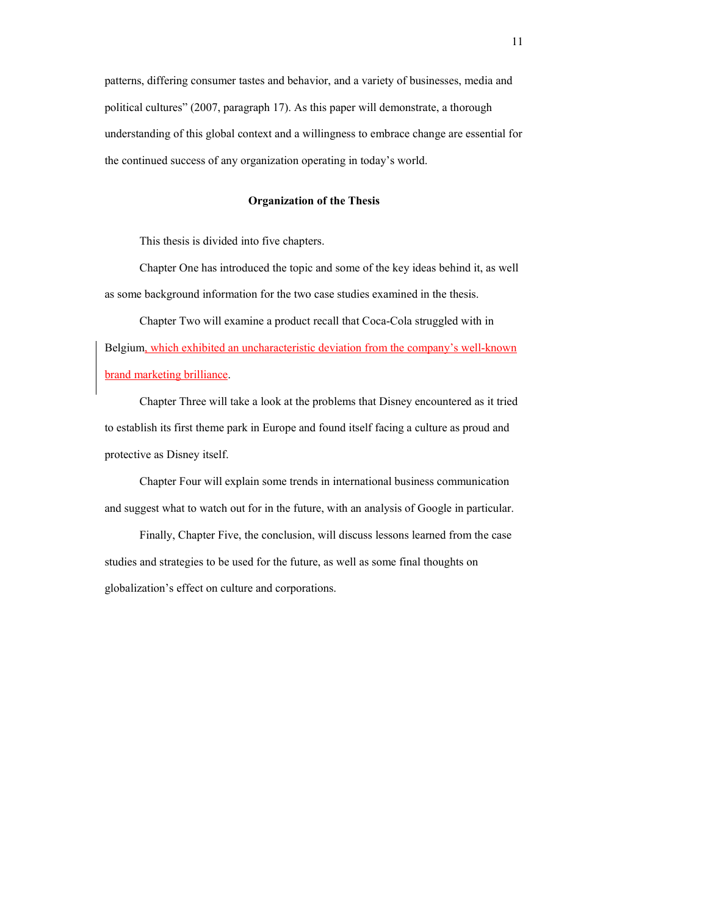patterns, differing consumer tastes and behavior, and a variety of businesses, media and political cultures" (2007, paragraph 17). As this paper will demonstrate, a thorough understanding of this global context and a willingness to embrace change are essential for the continued success of any organization operating in today's world.

## Organization of the Thesis

This thesis is divided into five chapters.

Chapter One has introduced the topic and some of the key ideas behind it, as well as some background information for the two case studies examined in the thesis.

Chapter Two will examine a product recall that Coca-Cola struggled with in Belgium, which exhibited an uncharacteristic deviation from the company's well-known brand marketing brilliance.

Chapter Three will take a look at the problems that Disney encountered as it tried to establish its first theme park in Europe and found itself facing a culture as proud and protective as Disney itself.

Chapter Four will explain some trends in international business communication and suggest what to watch out for in the future, with an analysis of Google in particular.

Finally, Chapter Five, the conclusion, will discuss lessons learned from the case studies and strategies to be used for the future, as well as some final thoughts on globalization's effect on culture and corporations.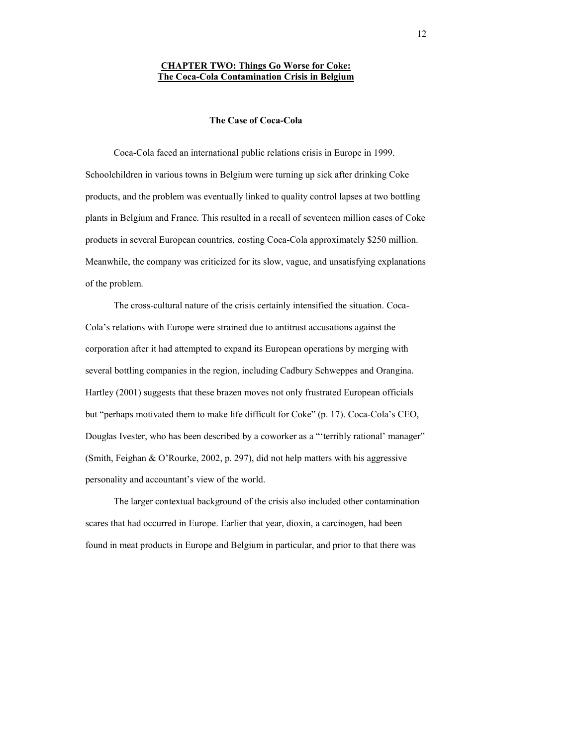## CHAPTER TWO: Things Go Worse for Coke: The Coca-Cola Contamination Crisis in Belgium

### The Case of Coca-Cola

Coca-Cola faced an international public relations crisis in Europe in 1999. Schoolchildren in various towns in Belgium were turning up sick after drinking Coke products, and the problem was eventually linked to quality control lapses at two bottling plants in Belgium and France. This resulted in a recall of seventeen million cases of Coke products in several European countries, costing Coca-Cola approximately $250 million. Meanwhile, the company was criticized for its slow, vague, and unsatisfying explanations of the problem.

The cross-cultural nature of the crisis certainly intensified the situation. Coca-Cola's relations with Europe were strained due to antitrust accusations against the corporation after it had attempted to expand its European operations by merging with several bottling companies in the region, including Cadbury Schweppes and Orangina. Hartley (2001) suggests that these brazen moves not only frustrated European officials but "perhaps motivated them to make life difficult for Coke" (p. 17). Coca-Cola's CEO, Douglas Ivester, who has been described by a coworker as a "'terribly rational' manager" (Smith, Feighan & O'Rourke, 2002, p. 297), did not help matters with his aggressive personality and accountant's view of the world.

The larger contextual background of the crisis also included other contamination scares that had occurred in Europe. Earlier that year, dioxin, a carcinogen, had been found in meat products in Europe and Belgium in particular, and prior to that there was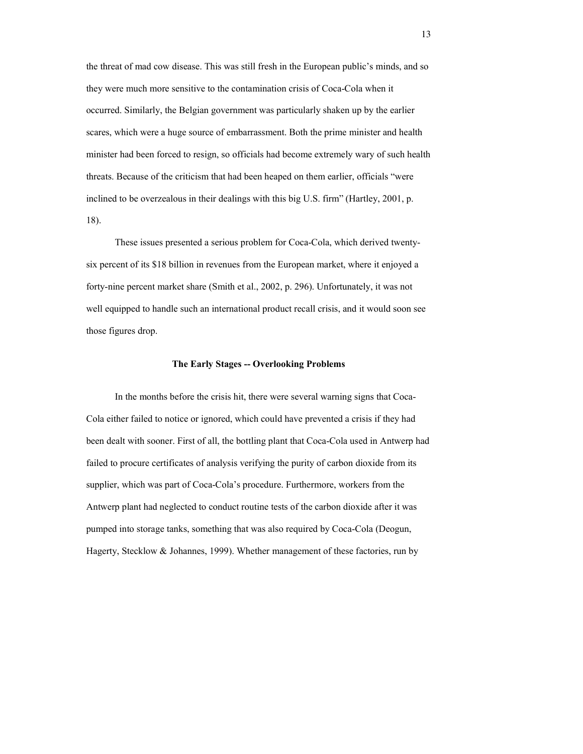the threat of mad cow disease. This was still fresh in the European public's minds, and so they were much more sensitive to the contamination crisis of Coca-Cola when it occurred. Similarly, the Belgian government was particularly shaken up by the earlier scares, which were a huge source of embarrassment. Both the prime minister and health minister had been forced to resign, so officials had become extremely wary of such health threats. Because of the criticism that had been heaped on them earlier, officials "were inclined to be overzealous in their dealings with this big U.S. firm" (Hartley, 2001, p. 18).

These issues presented a serious problem for Coca-Cola, which derived twenty-six percent of its $18 billion in revenues from the European market, where it enjoyed a forty-nine percent market share (Smith et al., 2002, p. 296). Unfortunately, it was not well equipped to handle such an international product recall crisis, and it would soon see those figures drop.

### The Early Stages -- Overlooking Problems

In the months before the crisis hit, there were several warning signs that Coca-Cola either failed to notice or ignored, which could have prevented a crisis if they had been dealt with sooner. First of all, the bottling plant that Coca-Cola used in Antwerp had failed to procure certificates of analysis verifying the purity of carbon dioxide from its supplier, which was part of Coca-Cola's procedure. Furthermore, workers from the Antwerp plant had neglected to conduct routine tests of the carbon dioxide after it was pumped into storage tanks, something that was also required by Coca-Cola (Deogun, Hagerty, Stecklow & Johannes, 1999). Whether management of these factories, run by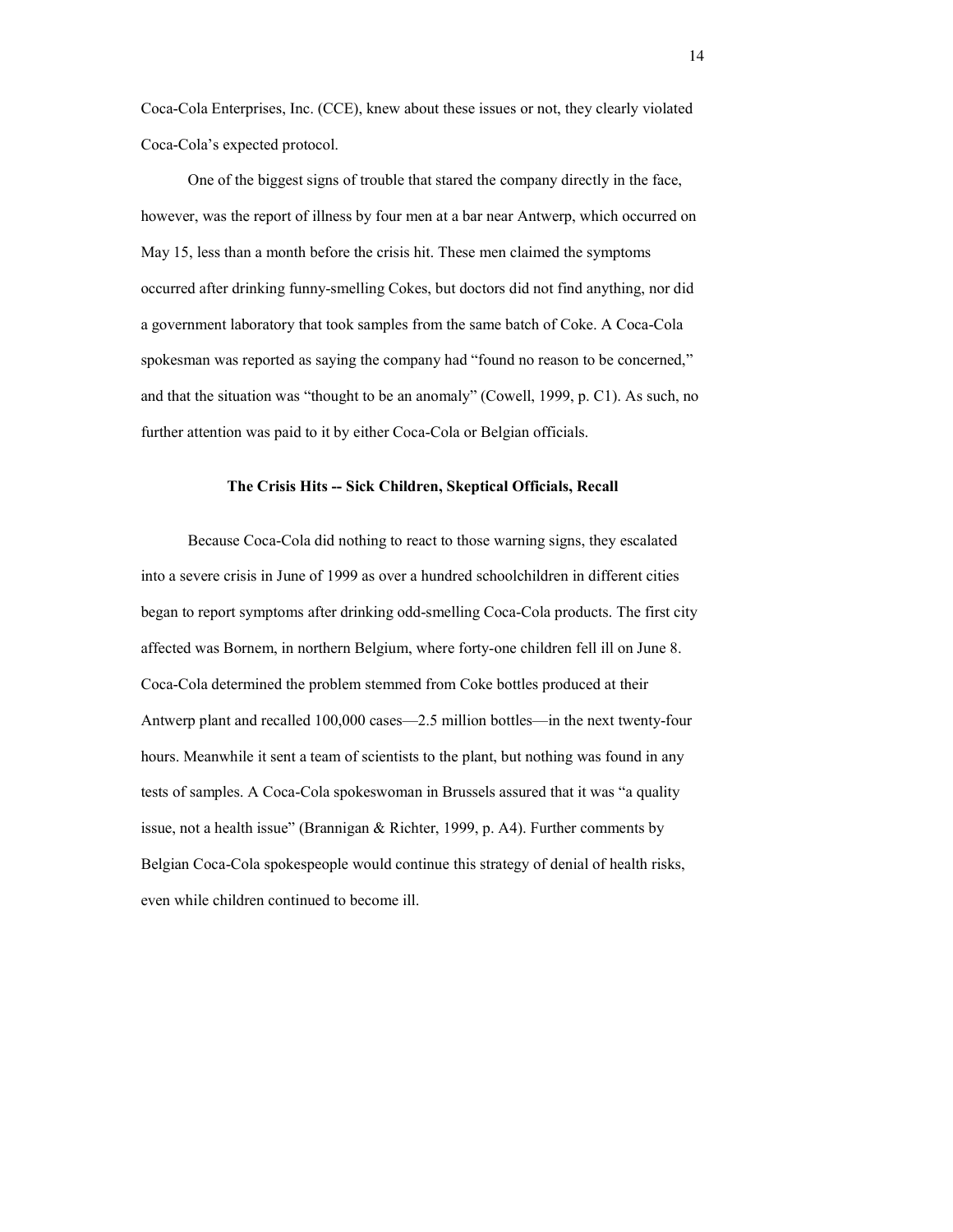Coca-Cola Enterprises, Inc. (CCE), knew about these issues or not, they clearly violated Coca-Cola's expected protocol.

One of the biggest signs of trouble that stared the company directly in the face, however, was the report of illness by four men at a bar near Antwerp, which occurred on May 15, less than a month before the crisis hit. These men claimed the symptoms occurred after drinking funny-smelling Cokes, but doctors did not find anything, nor did a government laboratory that took samples from the same batch of Coke. A Coca-Cola spokesman was reported as saying the company had "found no reason to be concerned," and that the situation was "thought to be an anomaly" (Cowell, 1999, p. C1). As such, no further attention was paid to it by either Coca-Cola or Belgian officials.

### The Crisis Hits -- Sick Children, Skeptical Officials, Recall

Because Coca-Cola did nothing to react to those warning signs, they escalated into a severe crisis in June of 1999 as over a hundred schoolchildren in different cities began to report symptoms after drinking odd-smelling Coca-Cola products. The first city affected was Bornem, in northern Belgium, where forty-one children fell ill on June 8. Coca-Cola determined the problem stemmed from Coke bottles produced at their Antwerp plant and recalled 100,000 cases—2.5 million bottles—in the next twenty-four hours. Meanwhile it sent a team of scientists to the plant, but nothing was found in any tests of samples. A Coca-Cola spokeswoman in Brussels assured that it was "a quality issue, not a health issue" (Brannigan & Richter, 1999, p. A4). Further comments by Belgian Coca-Cola spokespeople would continue this strategy of denial of health risks, even while children continued to become ill.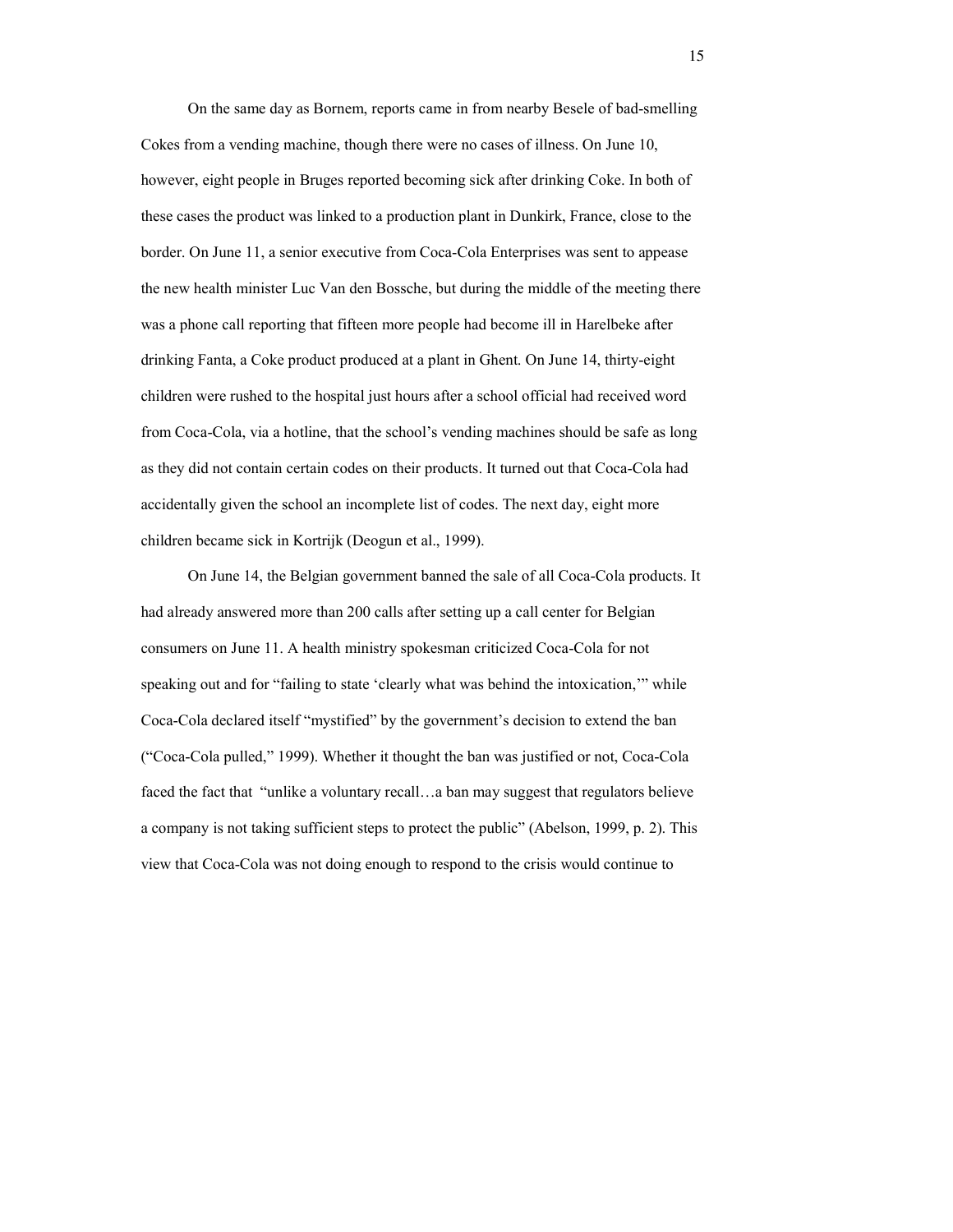On the same day as Bornem, reports came in from nearby Besele of bad-smelling Cokes from a vending machine, though there were no cases of illness. On June 10, however, eight people in Bruges reported becoming sick after drinking Coke. In both of these cases the product was linked to a production plant in Dunkirk, France, close to the border. On June 11, a senior executive from Coca-Cola Enterprises was sent to appease the new health minister Luc Van den Bossche, but during the middle of the meeting there was a phone call reporting that fifteen more people had become ill in Harelbeke after drinking Fanta, a Coke product produced at a plant in Ghent. On June 14, thirty-eight children were rushed to the hospital just hours after a school official had received word from Coca-Cola, via a hotline, that the school's vending machines should be safe as long as they did not contain certain codes on their products. It turned out that Coca-Cola had accidentally given the school an incomplete list of codes. The next day, eight more children became sick in Kortrijk (Deogun et al., 1999).

On June 14, the Belgian government banned the sale of all Coca-Cola products. It had already answered more than 200 calls after setting up a call center for Belgian consumers on June 11. A health ministry spokesman criticized Coca-Cola for not speaking out and for "failing to state 'clearly what was behind the intoxication,'" while Coca-Cola declared itself "mystified" by the government's decision to extend the ban ("Coca-Cola pulled," 1999). Whether it thought the ban was justified or not, Coca-Cola faced the fact that "unlike a voluntary recall…a ban may suggest that regulators believe a company is not taking sufficient steps to protect the public" (Abelson, 1999, p. 2). This view that Coca-Cola was not doing enough to respond to the crisis would continue to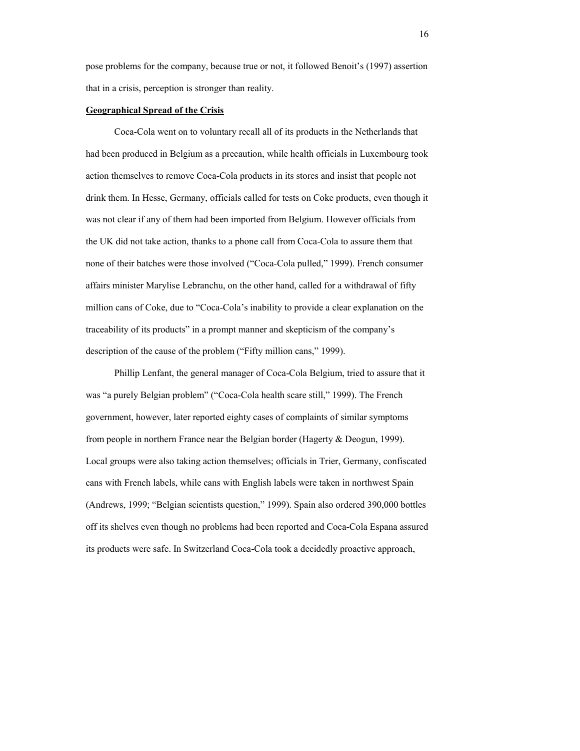pose problems for the company, because true or not, it followed Benoit's (1997) assertion that in a crisis, perception is stronger than reality.

## Geographical Spread of the Crisis

Coca-Cola went on to voluntary recall all of its products in the Netherlands that had been produced in Belgium as a precaution, while health officials in Luxembourg took action themselves to remove Coca-Cola products in its stores and insist that people not drink them. In Hesse, Germany, officials called for tests on Coke products, even though it was not clear if any of them had been imported from Belgium. However officials from the UK did not take action, thanks to a phone call from Coca-Cola to assure them that none of their batches were those involved ("Coca-Cola pulled," 1999). French consumer affairs minister Marylise Lebranchu, on the other hand, called for a withdrawal of fifty million cans of Coke, due to "Coca-Cola's inability to provide a clear explanation on the traceability of its products" in a prompt manner and skepticism of the company's description of the cause of the problem ("Fifty million cans," 1999).

Phillip Lenfant, the general manager of Coca-Cola Belgium, tried to assure that it was "a purely Belgian problem" ("Coca-Cola health scare still," 1999). The French government, however, later reported eighty cases of complaints of similar symptoms from people in northern France near the Belgian border (Hagerty & Deogun, 1999). Local groups were also taking action themselves; officials in Trier, Germany, confiscated cans with French labels, while cans with English labels were taken in northwest Spain (Andrews, 1999; "Belgian scientists question," 1999). Spain also ordered 390,000 bottles off its shelves even though no problems had been reported and Coca-Cola Espana assured its products were safe. In Switzerland Coca-Cola took a decidedly proactive approach,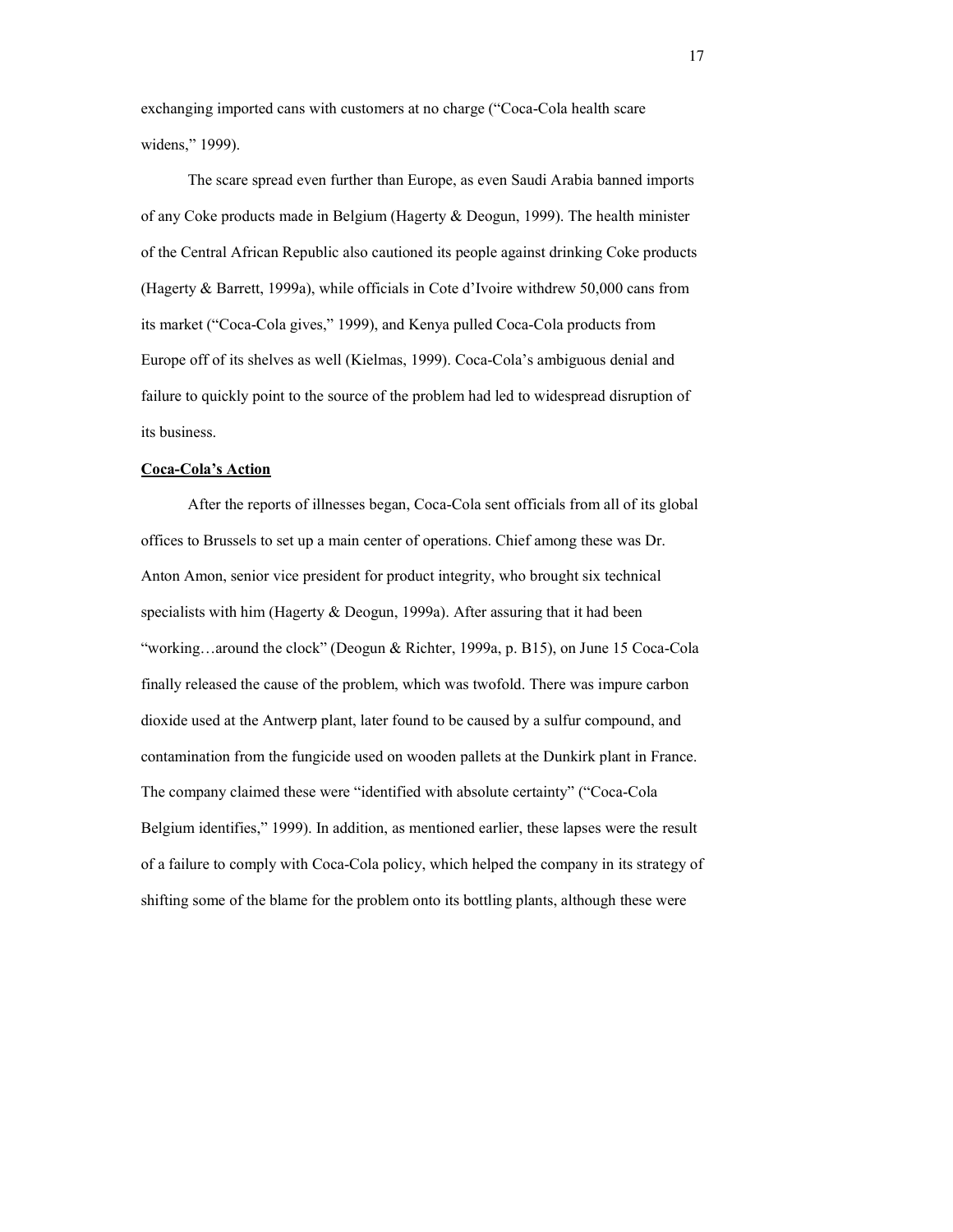exchanging imported cans with customers at no charge ("Coca-Cola health scare widens," 1999).

The scare spread even further than Europe, as even Saudi Arabia banned imports of any Coke products made in Belgium (Hagerty & Deogun, 1999). The health minister of the Central African Republic also cautioned its people against drinking Coke products (Hagerty & Barrett, 1999a), while officials in Cote d'Ivoire withdrew 50,000 cans from its market ("Coca-Cola gives," 1999), and Kenya pulled Coca-Cola products from Europe off of its shelves as well (Kielmas, 1999). Coca-Cola's ambiguous denial and failure to quickly point to the source of the problem had led to widespread disruption of its business.

**Coca-Cola's Action**

After the reports of illnesses began, Coca-Cola sent officials from all of its global offices to Brussels to set up a main center of operations. Chief among these was Dr. Anton Amon, senior vice president for product integrity, who brought six technical specialists with him (Hagerty & Deogun, 1999a). After assuring that it had been "working…around the clock" (Deogun & Richter, 1999a, p. B15), on June 15 Coca-Cola finally released the cause of the problem, which was twofold. There was impure carbon dioxide used at the Antwerp plant, later found to be caused by a sulfur compound, and contamination from the fungicide used on wooden pallets at the Dunkirk plant in France. The company claimed these were "identified with absolute certainty" ("Coca-Cola Belgium identifies," 1999). In addition, as mentioned earlier, these lapses were the result of a failure to comply with Coca-Cola policy, which helped the company in its strategy of shifting some of the blame for the problem onto its bottling plants, although these were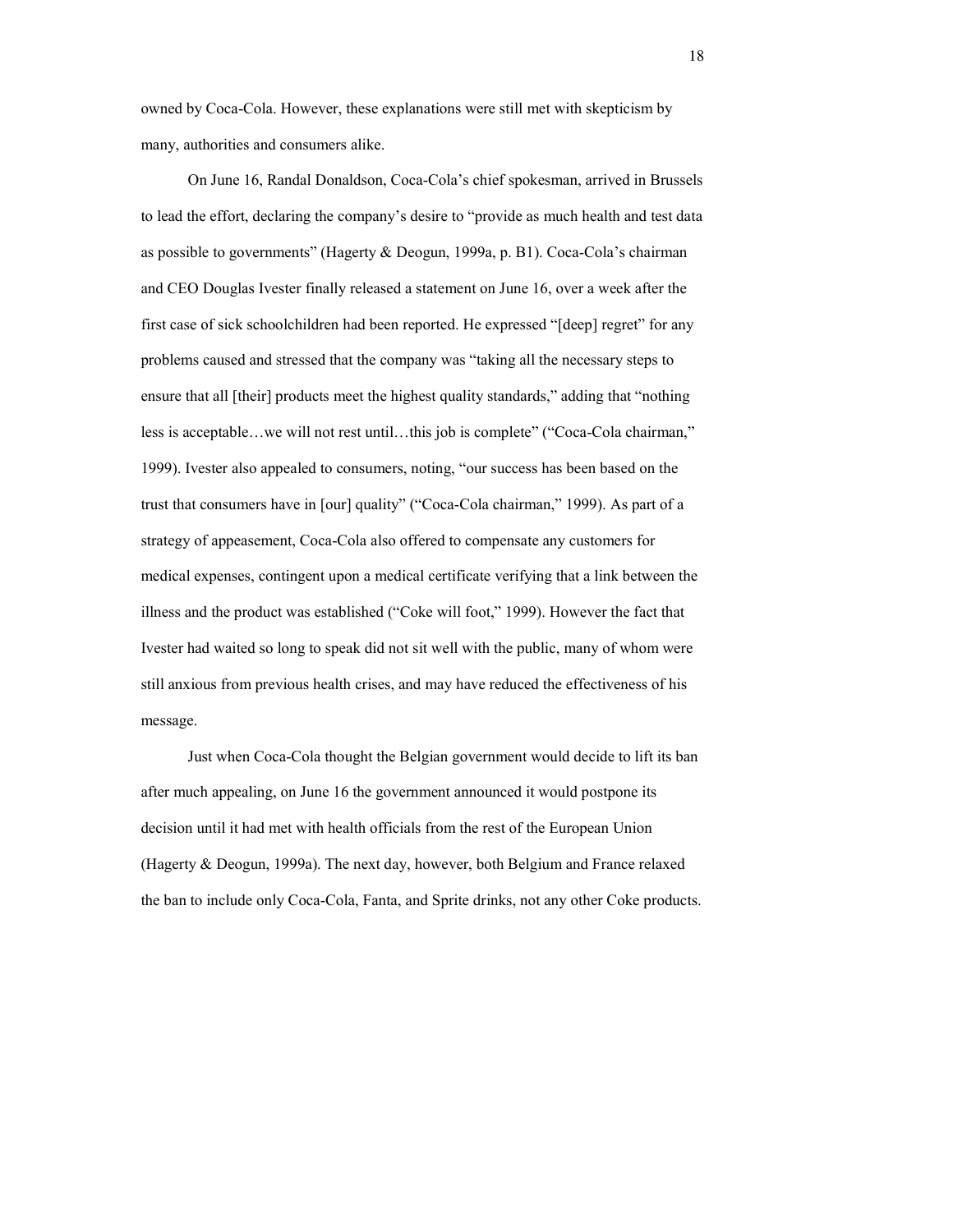owned by Coca-Cola. However, these explanations were still met with skepticism by many, authorities and consumers alike.

On June 16, Randal Donaldson, Coca-Cola's chief spokesman, arrived in Brussels to lead the effort, declaring the company's desire to "provide as much health and test data as possible to governments" (Hagerty & Deogun, 1999a, p. B1). Coca-Cola's chairman and CEO Douglas Ivester finally released a statement on June 16, over a week after the first case of sick schoolchildren had been reported. He expressed "[deep] regret" for any problems caused and stressed that the company was "taking all the necessary steps to ensure that all [their] products meet the highest quality standards," adding that "nothing less is acceptable…we will not rest until…this job is complete" ("Coca-Cola chairman," 1999). Ivester also appealed to consumers, noting, "our success has been based on the trust that consumers have in [our] quality" ("Coca-Cola chairman," 1999). As part of a strategy of appeasement, Coca-Cola also offered to compensate any customers for medical expenses, contingent upon a medical certificate verifying that a link between the illness and the product was established ("Coke will foot," 1999). However the fact that Ivester had waited so long to speak did not sit well with the public, many of whom were still anxious from previous health crises, and may have reduced the effectiveness of his message.

Just when Coca-Cola thought the Belgian government would decide to lift its ban after much appealing, on June 16 the government announced it would postpone its decision until it had met with health officials from the rest of the European Union (Hagerty & Deogun, 1999a). The next day, however, both Belgium and France relaxed the ban to include only Coca-Cola, Fanta, and Sprite drinks, not any other Coke products.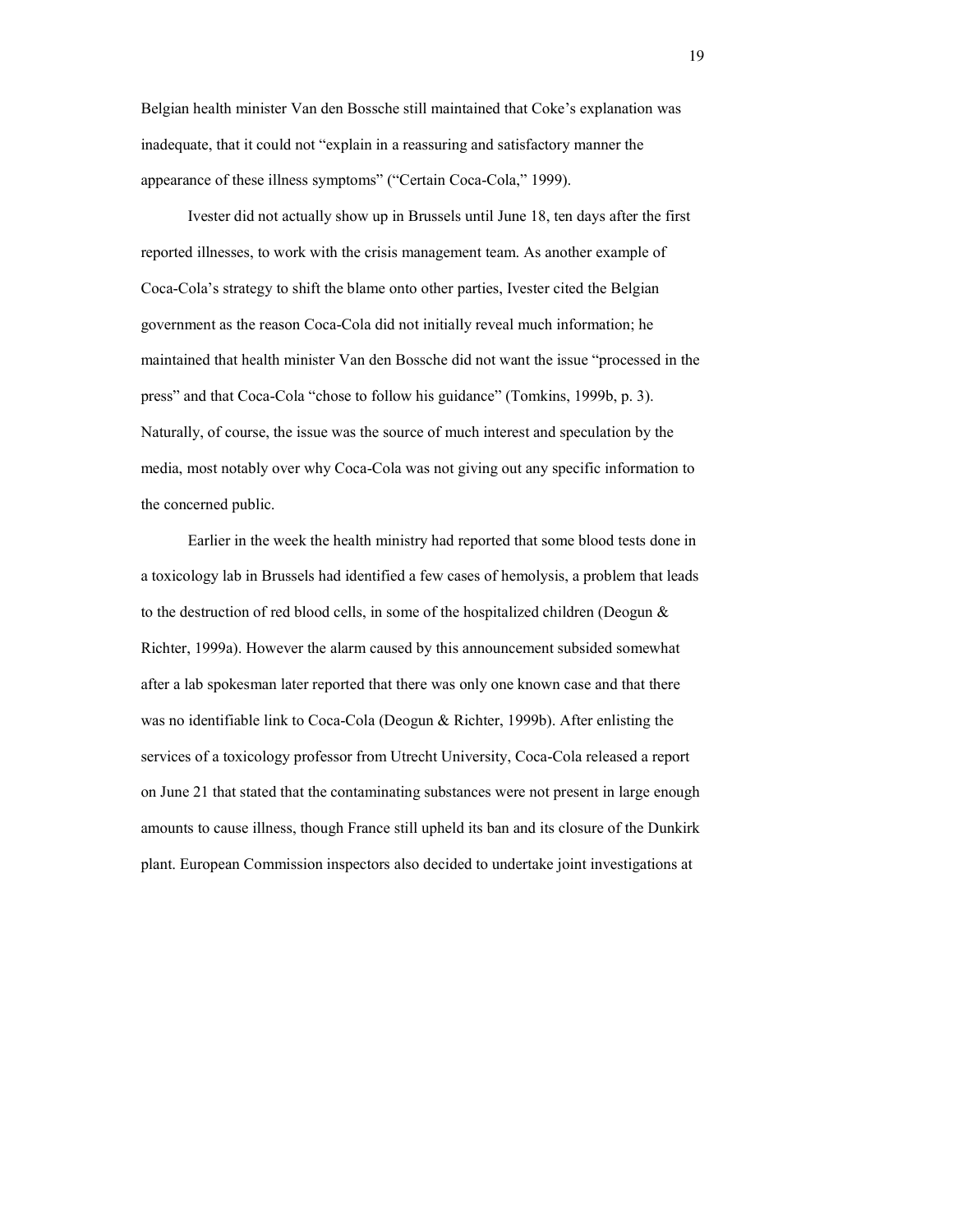Belgian health minister Van den Bossche still maintained that Coke's explanation was inadequate, that it could not "explain in a reassuring and satisfactory manner the appearance of these illness symptoms" ("Certain Coca-Cola," 1999).

Ivester did not actually show up in Brussels until June 18, ten days after the first reported illnesses, to work with the crisis management team. As another example of Coca-Cola's strategy to shift the blame onto other parties, Ivester cited the Belgian government as the reason Coca-Cola did not initially reveal much information; he maintained that health minister Van den Bossche did not want the issue "processed in the press" and that Coca-Cola "chose to follow his guidance" (Tomkins, 1999b, p. 3). Naturally, of course, the issue was the source of much interest and speculation by the media, most notably over why Coca-Cola was not giving out any specific information to the concerned public.

Earlier in the week the health ministry had reported that some blood tests done in a toxicology lab in Brussels had identified a few cases of hemolysis, a problem that leads to the destruction of red blood cells, in some of the hospitalized children (Deogun & Richter, 1999a). However the alarm caused by this announcement subsided somewhat after a lab spokesman later reported that there was only one known case and that there was no identifiable link to Coca-Cola (Deogun & Richter, 1999b). After enlisting the services of a toxicology professor from Utrecht University, Coca-Cola released a report on June 21 that stated that the contaminating substances were not present in large enough amounts to cause illness, though France still upheld its ban and its closure of the Dunkirk plant. European Commission inspectors also decided to undertake joint investigations at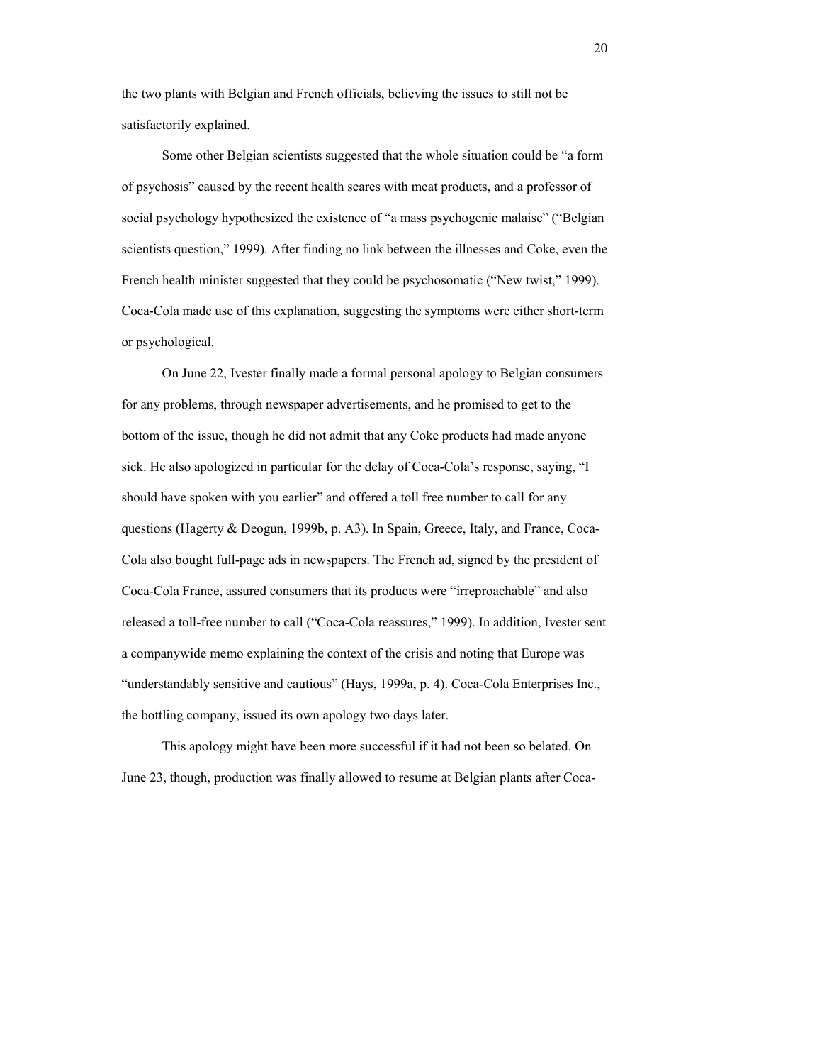the two plants with Belgian and French officials, believing the issues to still not be satisfactorily explained.

Some other Belgian scientists suggested that the whole situation could be "a form of psychosis" caused by the recent health scares with meat products, and a professor of social psychology hypothesized the existence of "a mass psychogenic malaise" ("Belgian scientists question," 1999). After finding no link between the illnesses and Coke, even the French health minister suggested that they could be psychosomatic ("New twist," 1999). Coca-Cola made use of this explanation, suggesting the symptoms were either short-term or psychological.

On June 22, Ivester finally made a formal personal apology to Belgian consumers for any problems, through newspaper advertisements, and he promised to get to the bottom of the issue, though he did not admit that any Coke products had made anyone sick. He also apologized in particular for the delay of Coca-Cola's response, saying, "I should have spoken with you earlier" and offered a toll free number to call for any questions (Hagerty & Deogun, 1999b, p. A3). In Spain, Greece, Italy, and France, Coca-Cola also bought full-page ads in newspapers. The French ad, signed by the president of Coca-Cola France, assured consumers that its products were "irreproachable" and also released a toll-free number to call ("Coca-Cola reassures," 1999). In addition, Ivester sent a companywide memo explaining the context of the crisis and noting that Europe was "understandably sensitive and cautious" (Hays, 1999a, p. 4). Coca-Cola Enterprises Inc., the bottling company, issued its own apology two days later.

This apology might have been more successful if it had not been so belated. On June 23, though, production was finally allowed to resume at Belgian plants after Coca-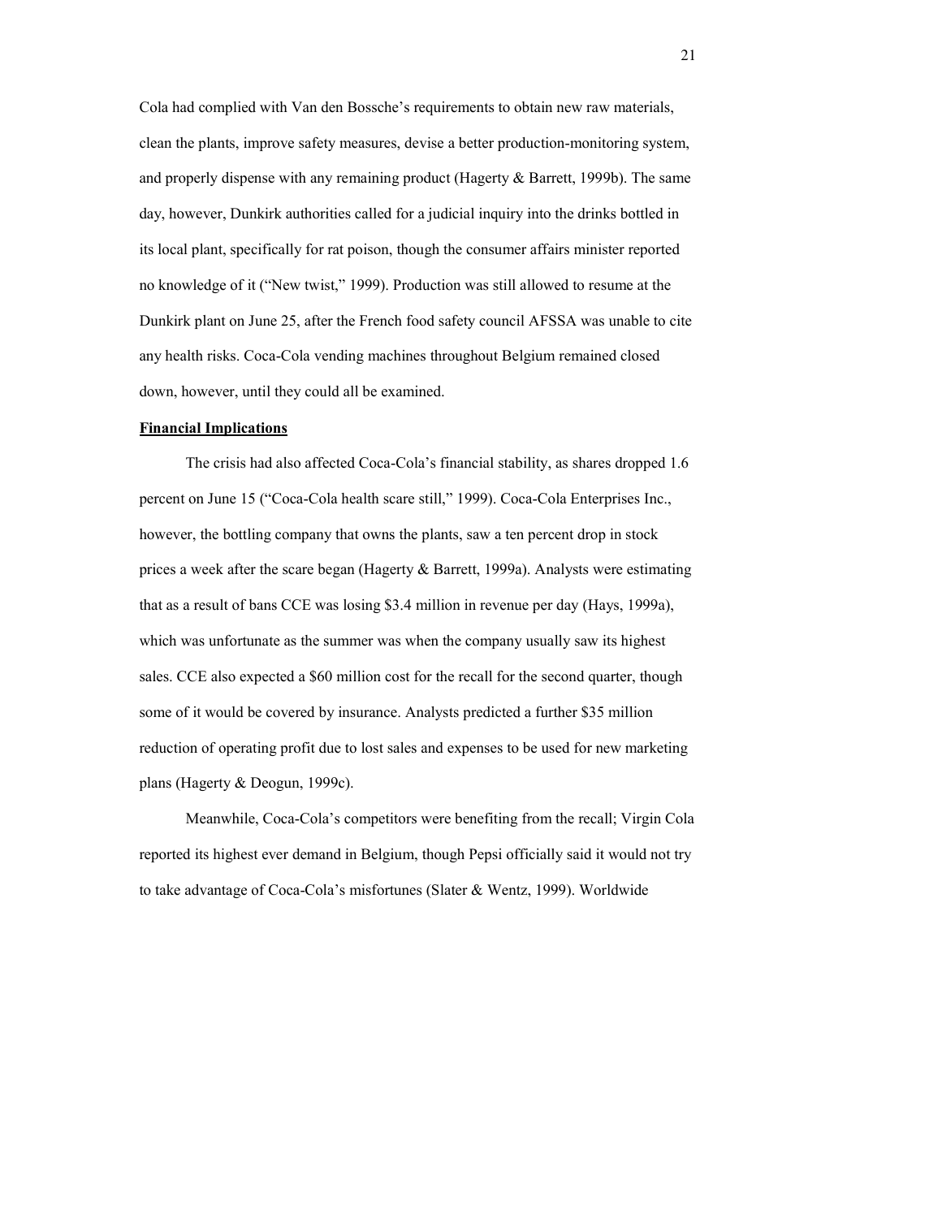Cola had complied with Van den Bossche's requirements to obtain new raw materials, clean the plants, improve safety measures, devise a better production-monitoring system, and properly dispense with any remaining product (Hagerty & Barrett, 1999b). The same day, however, Dunkirk authorities called for a judicial inquiry into the drinks bottled in its local plant, specifically for rat poison, though the consumer affairs minister reported no knowledge of it ("New twist," 1999). Production was still allowed to resume at the Dunkirk plant on June 25, after the French food safety council AFSSA was unable to cite any health risks. Coca-Cola vending machines throughout Belgium remained closed down, however, until they could all be examined.

**Financial Implications**

The crisis had also affected Coca-Cola's financial stability, as shares dropped 1.6 percent on June 15 ("Coca-Cola health scare still," 1999). Coca-Cola Enterprises Inc., however, the bottling company that owns the plants, saw a ten percent drop in stock prices a week after the scare began (Hagerty & Barrett, 1999a). Analysts were estimating that as a result of bans CCE was losing $3.4 million in revenue per day (Hays, 1999a), which was unfortunate as the summer was when the company usually saw its highest sales. CCE also expected a $60 million cost for the recall for the second quarter, though some of it would be covered by insurance. Analysts predicted a further $35 million reduction of operating profit due to lost sales and expenses to be used for new marketing plans (Hagerty & Deogun, 1999c).

Meanwhile, Coca-Cola's competitors were benefiting from the recall; Virgin Cola reported its highest ever demand in Belgium, though Pepsi officially said it would not try to take advantage of Coca-Cola's misfortunes (Slater & Wentz, 1999). Worldwide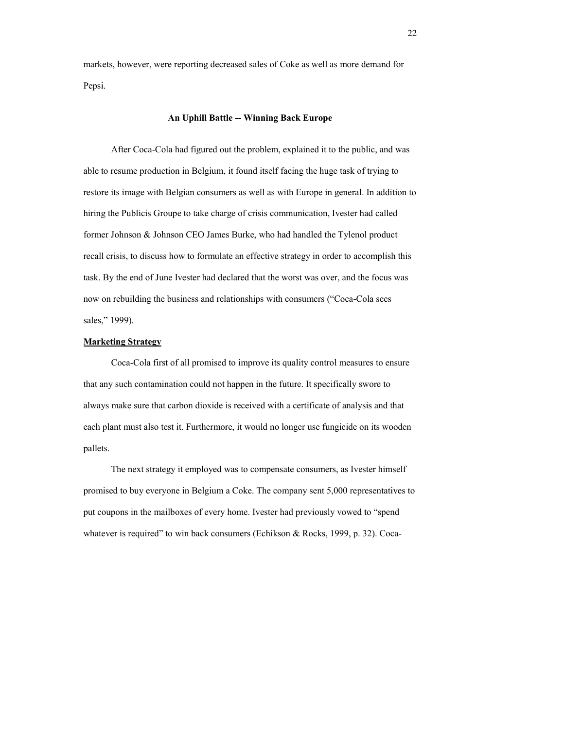markets, however, were reporting decreased sales of Coke as well as more demand for Pepsi.

## An Uphill Battle -- Winning Back Europe

After Coca-Cola had figured out the problem, explained it to the public, and was able to resume production in Belgium, it found itself facing the huge task of trying to restore its image with Belgian consumers as well as with Europe in general. In addition to hiring the Publicis Groupe to take charge of crisis communication, Ivester had called former Johnson & Johnson CEO James Burke, who had handled the Tylenol product recall crisis, to discuss how to formulate an effective strategy in order to accomplish this task. By the end of June Ivester had declared that the worst was over, and the focus was now on rebuilding the business and relationships with consumers ("Coca-Cola sees sales," 1999).

### Marketing Strategy

Coca-Cola first of all promised to improve its quality control measures to ensure that any such contamination could not happen in the future. It specifically swore to always make sure that carbon dioxide is received with a certificate of analysis and that each plant must also test it. Furthermore, it would no longer use fungicide on its wooden pallets.

The next strategy it employed was to compensate consumers, as Ivester himself promised to buy everyone in Belgium a Coke. The company sent 5,000 representatives to put coupons in the mailboxes of every home. Ivester had previously vowed to "spend whatever is required" to win back consumers (Echikson & Rocks, 1999, p. 32). Coca-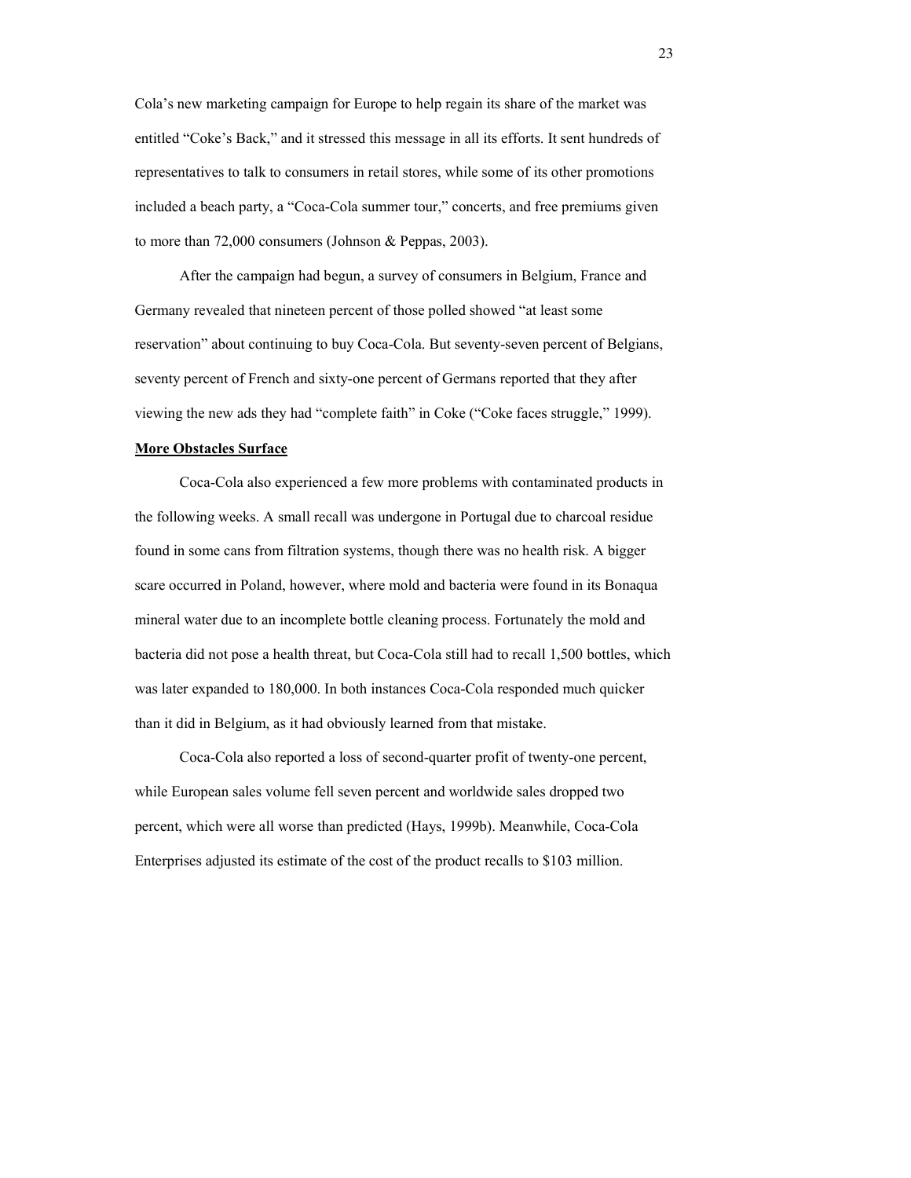Cola's new marketing campaign for Europe to help regain its share of the market was entitled "Coke's Back," and it stressed this message in all its efforts. It sent hundreds of representatives to talk to consumers in retail stores, while some of its other promotions included a beach party, a "Coca-Cola summer tour," concerts, and free premiums given to more than 72,000 consumers (Johnson & Peppas, 2003).

After the campaign had begun, a survey of consumers in Belgium, France and Germany revealed that nineteen percent of those polled showed "at least some reservation" about continuing to buy Coca-Cola. But seventy-seven percent of Belgians, seventy percent of French and sixty-one percent of Germans reported that they after viewing the new ads they had "complete faith" in Coke ("Coke faces struggle," 1999).

**More Obstacles Surface**

Coca-Cola also experienced a few more problems with contaminated products in the following weeks. A small recall was undergone in Portugal due to charcoal residue found in some cans from filtration systems, though there was no health risk. A bigger scare occurred in Poland, however, where mold and bacteria were found in its Bonaqua mineral water due to an incomplete bottle cleaning process. Fortunately the mold and bacteria did not pose a health threat, but Coca-Cola still had to recall 1,500 bottles, which was later expanded to 180,000. In both instances Coca-Cola responded much quicker than it did in Belgium, as it had obviously learned from that mistake.

Coca-Cola also reported a loss of second-quarter profit of twenty-one percent, while European sales volume fell seven percent and worldwide sales dropped two percent, which were all worse than predicted (Hays, 1999b). Meanwhile, Coca-Cola Enterprises adjusted its estimate of the cost of the product recalls to $103 million.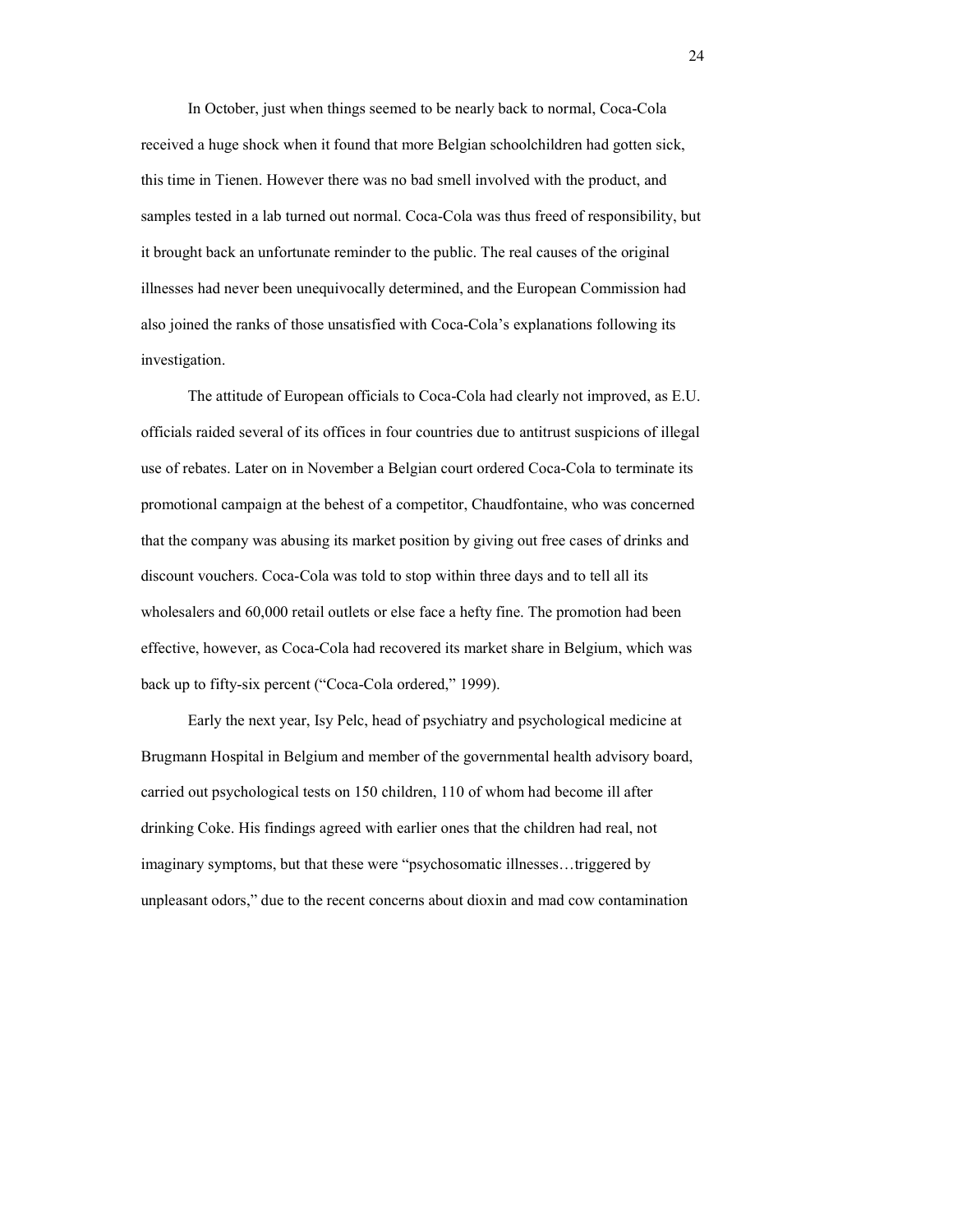In October, just when things seemed to be nearly back to normal, Coca-Cola received a huge shock when it found that more Belgian schoolchildren had gotten sick, this time in Tienen. However there was no bad smell involved with the product, and samples tested in a lab turned out normal. Coca-Cola was thus freed of responsibility, but it brought back an unfortunate reminder to the public. The real causes of the original illnesses had never been unequivocally determined, and the European Commission had also joined the ranks of those unsatisfied with Coca-Cola's explanations following its investigation.

The attitude of European officials to Coca-Cola had clearly not improved, as E.U. officials raided several of its offices in four countries due to antitrust suspicions of illegal use of rebates. Later on in November a Belgian court ordered Coca-Cola to terminate its promotional campaign at the behest of a competitor, Chaudfontaine, who was concerned that the company was abusing its market position by giving out free cases of drinks and discount vouchers. Coca-Cola was told to stop within three days and to tell all its wholesalers and 60,000 retail outlets or else face a hefty fine. The promotion had been effective, however, as Coca-Cola had recovered its market share in Belgium, which was back up to fifty-six percent ("Coca-Cola ordered," 1999).

Early the next year, Isy Pelc, head of psychiatry and psychological medicine at Brugmann Hospital in Belgium and member of the governmental health advisory board, carried out psychological tests on 150 children, 110 of whom had become ill after drinking Coke. His findings agreed with earlier ones that the children had real, not imaginary symptoms, but that these were "psychosomatic illnesses…triggered by unpleasant odors," due to the recent concerns about dioxin and mad cow contamination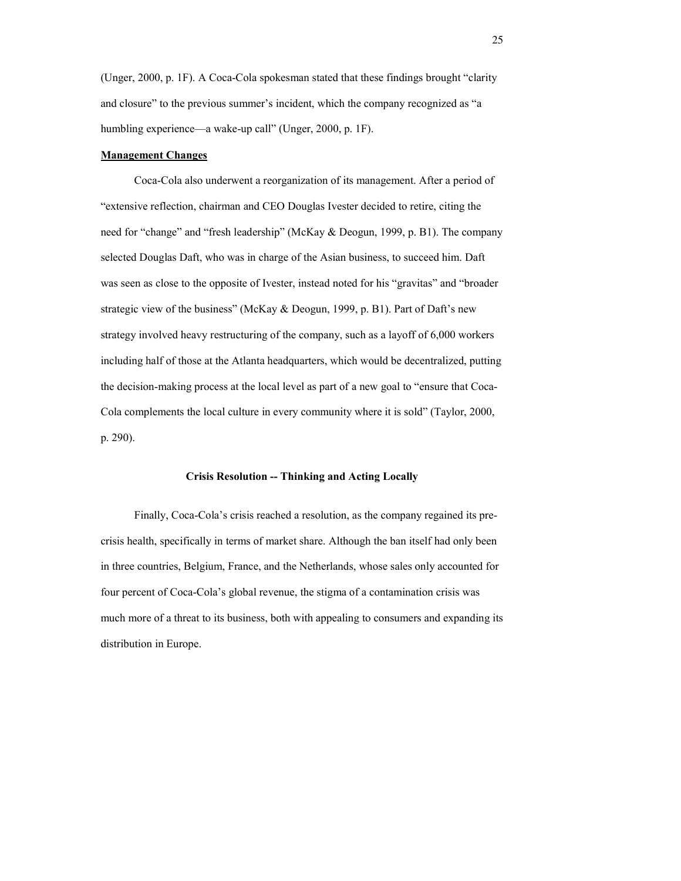(Unger, 2000, p. 1F). A Coca-Cola spokesman stated that these findings brought "clarity and closure" to the previous summer's incident, which the company recognized as "a humbling experience—a wake-up call" (Unger, 2000, p. 1F).

**Management Changes**

Coca-Cola also underwent a reorganization of its management. After a period of "extensive reflection, chairman and CEO Douglas Ivester decided to retire, citing the need for "change" and "fresh leadership" (McKay & Deogun, 1999, p. B1). The company selected Douglas Daft, who was in charge of the Asian business, to succeed him. Daft was seen as close to the opposite of Ivester, instead noted for his "gravitas" and "broader strategic view of the business" (McKay & Deogun, 1999, p. B1). Part of Daft's new strategy involved heavy restructuring of the company, such as a layoff of 6,000 workers including half of those at the Atlanta headquarters, which would be decentralized, putting the decision-making process at the local level as part of a new goal to "ensure that Coca-Cola complements the local culture in every community where it is sold" (Taylor, 2000, p. 290).

## Crisis Resolution -- Thinking and Acting Locally

Finally, Coca-Cola's crisis reached a resolution, as the company regained its pre-crisis health, specifically in terms of market share. Although the ban itself had only been in three countries, Belgium, France, and the Netherlands, whose sales only accounted for four percent of Coca-Cola's global revenue, the stigma of a contamination crisis was much more of a threat to its business, both with appealing to consumers and expanding its distribution in Europe.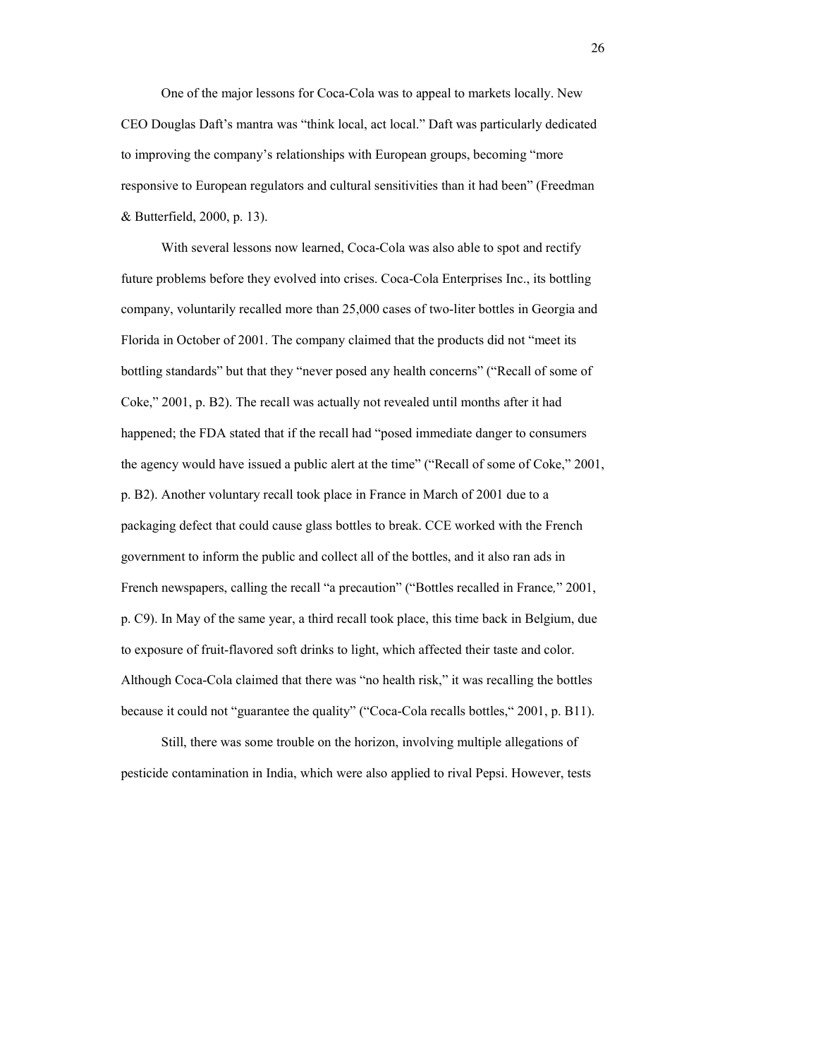One of the major lessons for Coca-Cola was to appeal to markets locally. New CEO Douglas Daft's mantra was "think local, act local." Daft was particularly dedicated to improving the company's relationships with European groups, becoming "more responsive to European regulators and cultural sensitivities than it had been" (Freedman & Butterfield, 2000, p. 13).

With several lessons now learned, Coca-Cola was also able to spot and rectify future problems before they evolved into crises. Coca-Cola Enterprises Inc., its bottling company, voluntarily recalled more than 25,000 cases of two-liter bottles in Georgia and Florida in October of 2001. The company claimed that the products did not "meet its bottling standards" but that they "never posed any health concerns" ("Recall of some of Coke," 2001, p. B2). The recall was actually not revealed until months after it had happened; the FDA stated that if the recall had "posed immediate danger to consumers the agency would have issued a public alert at the time" ("Recall of some of Coke," 2001, p. B2). Another voluntary recall took place in France in March of 2001 due to a packaging defect that could cause glass bottles to break. CCE worked with the French government to inform the public and collect all of the bottles, and it also ran ads in French newspapers, calling the recall "a precaution" ("Bottles recalled in France," 2001, p. C9). In May of the same year, a third recall took place, this time back in Belgium, due to exposure of fruit-flavored soft drinks to light, which affected their taste and color. Although Coca-Cola claimed that there was "no health risk," it was recalling the bottles because it could not "guarantee the quality" ("Coca-Cola recalls bottles," 2001, p. B11).

Still, there was some trouble on the horizon, involving multiple allegations of pesticide contamination in India, which were also applied to rival Pepsi. However, tests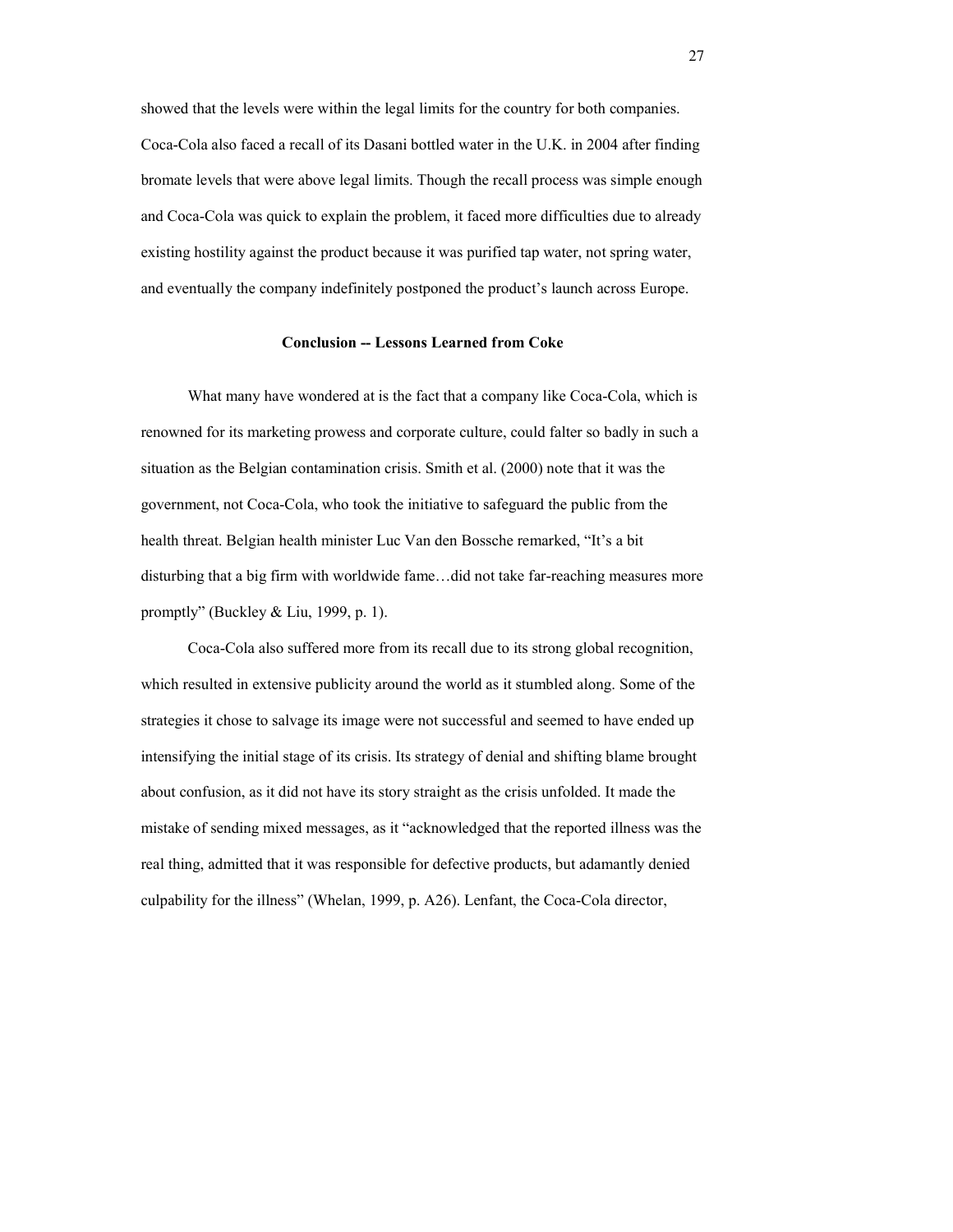showed that the levels were within the legal limits for the country for both companies. Coca-Cola also faced a recall of its Dasani bottled water in the U.K. in 2004 after finding bromate levels that were above legal limits. Though the recall process was simple enough and Coca-Cola was quick to explain the problem, it faced more difficulties due to already existing hostility against the product because it was purified tap water, not spring water, and eventually the company indefinitely postponed the product's launch across Europe.

## Conclusion -- Lessons Learned from Coke

What many have wondered at is the fact that a company like Coca-Cola, which is renowned for its marketing prowess and corporate culture, could falter so badly in such a situation as the Belgian contamination crisis. Smith et al. (2000) note that it was the government, not Coca-Cola, who took the initiative to safeguard the public from the health threat. Belgian health minister Luc Van den Bossche remarked, "It's a bit disturbing that a big firm with worldwide fame…did not take far-reaching measures more promptly" (Buckley & Liu, 1999, p. 1).

Coca-Cola also suffered more from its recall due to its strong global recognition, which resulted in extensive publicity around the world as it stumbled along. Some of the strategies it chose to salvage its image were not successful and seemed to have ended up intensifying the initial stage of its crisis. Its strategy of denial and shifting blame brought about confusion, as it did not have its story straight as the crisis unfolded. It made the mistake of sending mixed messages, as it "acknowledged that the reported illness was the real thing, admitted that it was responsible for defective products, but adamantly denied culpability for the illness" (Whelan, 1999, p. A26). Lenfant, the Coca-Cola director,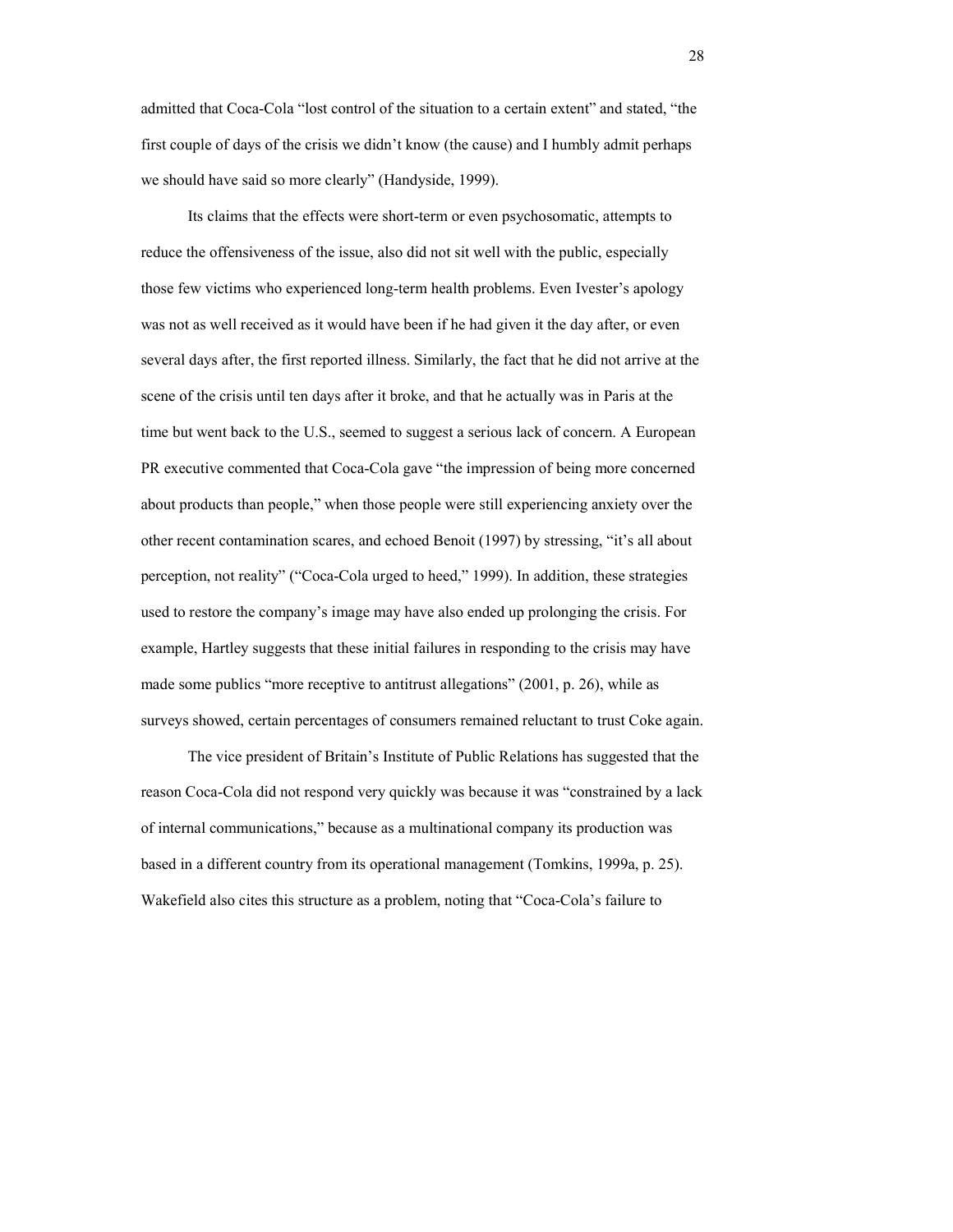admitted that Coca-Cola "lost control of the situation to a certain extent" and stated, "the first couple of days of the crisis we didn't know (the cause) and I humbly admit perhaps we should have said so more clearly" (Handyside, 1999).

Its claims that the effects were short-term or even psychosomatic, attempts to reduce the offensiveness of the issue, also did not sit well with the public, especially those few victims who experienced long-term health problems. Even Ivester's apology was not as well received as it would have been if he had given it the day after, or even several days after, the first reported illness. Similarly, the fact that he did not arrive at the scene of the crisis until ten days after it broke, and that he actually was in Paris at the time but went back to the U.S., seemed to suggest a serious lack of concern. A European PR executive commented that Coca-Cola gave "the impression of being more concerned about products than people," when those people were still experiencing anxiety over the other recent contamination scares, and echoed Benoit (1997) by stressing, "it's all about perception, not reality" ("Coca-Cola urged to heed," 1999). In addition, these strategies used to restore the company's image may have also ended up prolonging the crisis. For example, Hartley suggests that these initial failures in responding to the crisis may have made some publics "more receptive to antitrust allegations" (2001, p. 26), while as surveys showed, certain percentages of consumers remained reluctant to trust Coke again.

The vice president of Britain's Institute of Public Relations has suggested that the reason Coca-Cola did not respond very quickly was because it was "constrained by a lack of internal communications," because as a multinational company its production was based in a different country from its operational management (Tomkins, 1999a, p. 25). Wakefield also cites this structure as a problem, noting that "Coca-Cola's failure to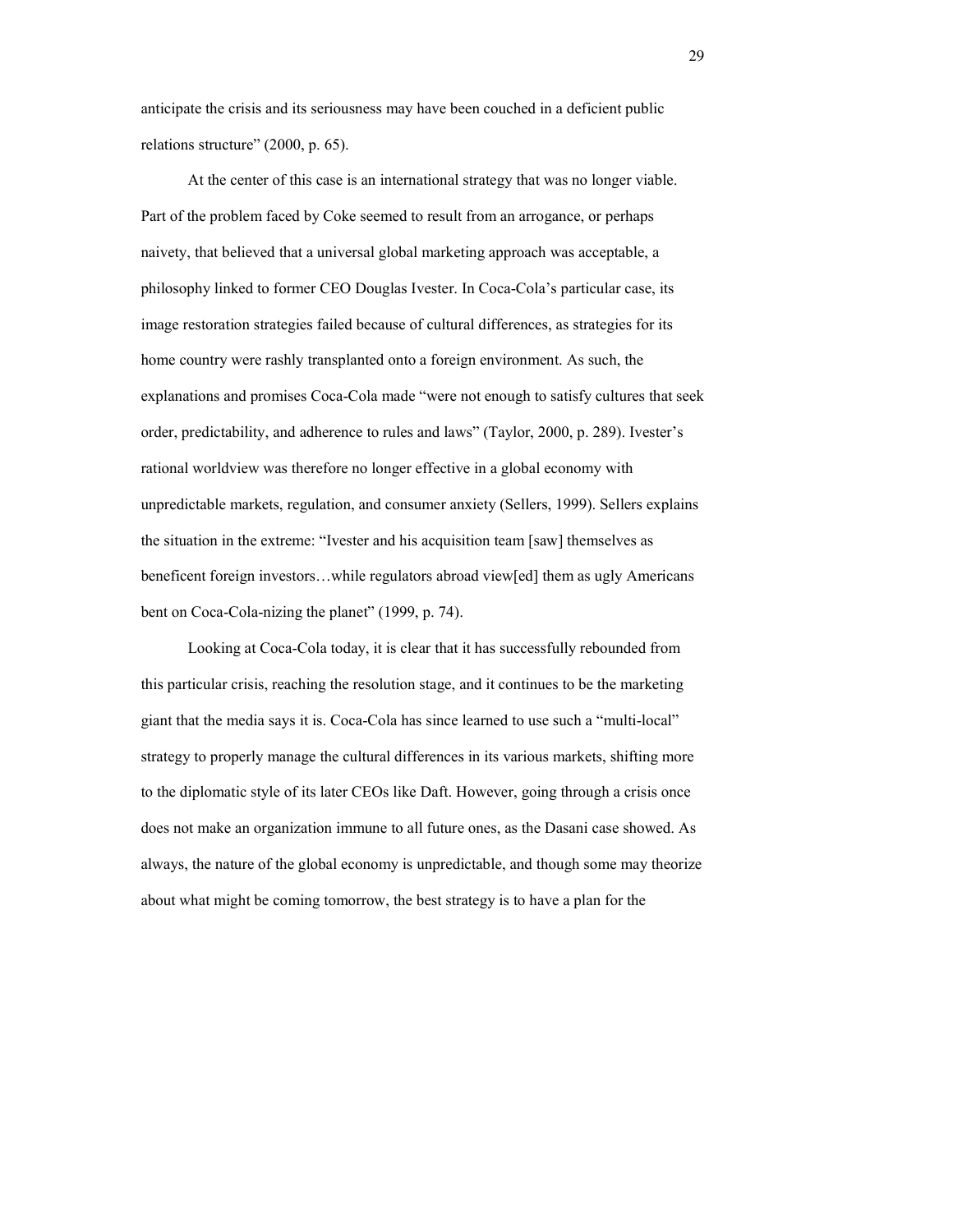anticipate the crisis and its seriousness may have been couched in a deficient public relations structure" (2000, p. 65).

At the center of this case is an international strategy that was no longer viable. Part of the problem faced by Coke seemed to result from an arrogance, or perhaps naivety, that believed that a universal global marketing approach was acceptable, a philosophy linked to former CEO Douglas Ivester. In Coca-Cola's particular case, its image restoration strategies failed because of cultural differences, as strategies for its home country were rashly transplanted onto a foreign environment. As such, the explanations and promises Coca-Cola made "were not enough to satisfy cultures that seek order, predictability, and adherence to rules and laws" (Taylor, 2000, p. 289). Ivester's rational worldview was therefore no longer effective in a global economy with unpredictable markets, regulation, and consumer anxiety (Sellers, 1999). Sellers explains the situation in the extreme: "Ivester and his acquisition team [saw] themselves as beneficent foreign investors…while regulators abroad view[ed] them as ugly Americans bent on Coca-Cola-nizing the planet" (1999, p. 74).

Looking at Coca-Cola today, it is clear that it has successfully rebounded from this particular crisis, reaching the resolution stage, and it continues to be the marketing giant that the media says it is. Coca-Cola has since learned to use such a "multi-local" strategy to properly manage the cultural differences in its various markets, shifting more to the diplomatic style of its later CEOs like Daft. However, going through a crisis once does not make an organization immune to all future ones, as the Dasani case showed. As always, the nature of the global economy is unpredictable, and though some may theorize about what might be coming tomorrow, the best strategy is to have a plan for the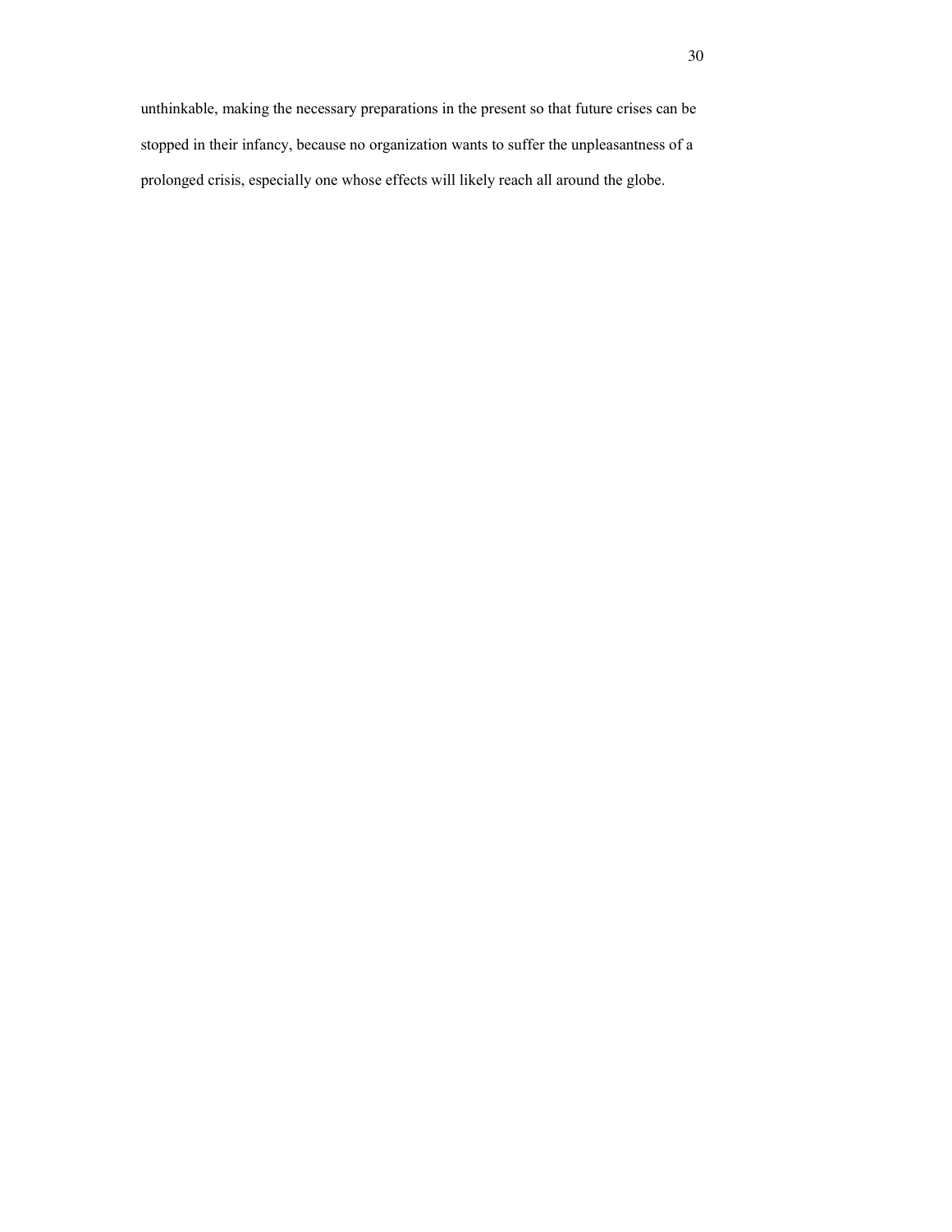unthinkable, making the necessary preparations in the present so that future crises can be stopped in their infancy, because no organization wants to suffer the unpleasantness of a prolonged crisis, especially one whose effects will likely reach all around the globe.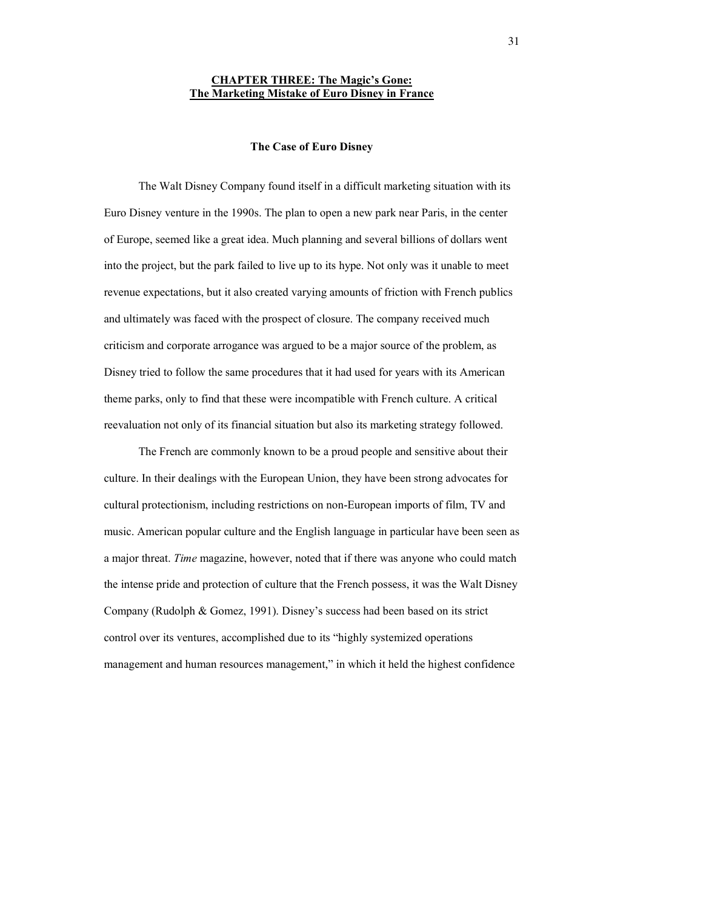## CHAPTER THREE: The Magic's Gone: The Marketing Mistake of Euro Disney in France

### The Case of Euro Disney

The Walt Disney Company found itself in a difficult marketing situation with its Euro Disney venture in the 1990s. The plan to open a new park near Paris, in the center of Europe, seemed like a great idea. Much planning and several billions of dollars went into the project, but the park failed to live up to its hype. Not only was it unable to meet revenue expectations, but it also created varying amounts of friction with French publics and ultimately was faced with the prospect of closure. The company received much criticism and corporate arrogance was argued to be a major source of the problem, as Disney tried to follow the same procedures that it had used for years with its American theme parks, only to find that these were incompatible with French culture. A critical reevaluation not only of its financial situation but also its marketing strategy followed.

The French are commonly known to be a proud people and sensitive about their culture. In their dealings with the European Union, they have been strong advocates for cultural protectionism, including restrictions on non-European imports of film, TV and music. American popular culture and the English language in particular have been seen as a major threat. *Time* magazine, however, noted that if there was anyone who could match the intense pride and protection of culture that the French possess, it was the Walt Disney Company (Rudolph & Gomez, 1991). Disney's success had been based on its strict control over its ventures, accomplished due to its "highly systemized operations management and human resources management," in which it held the highest confidence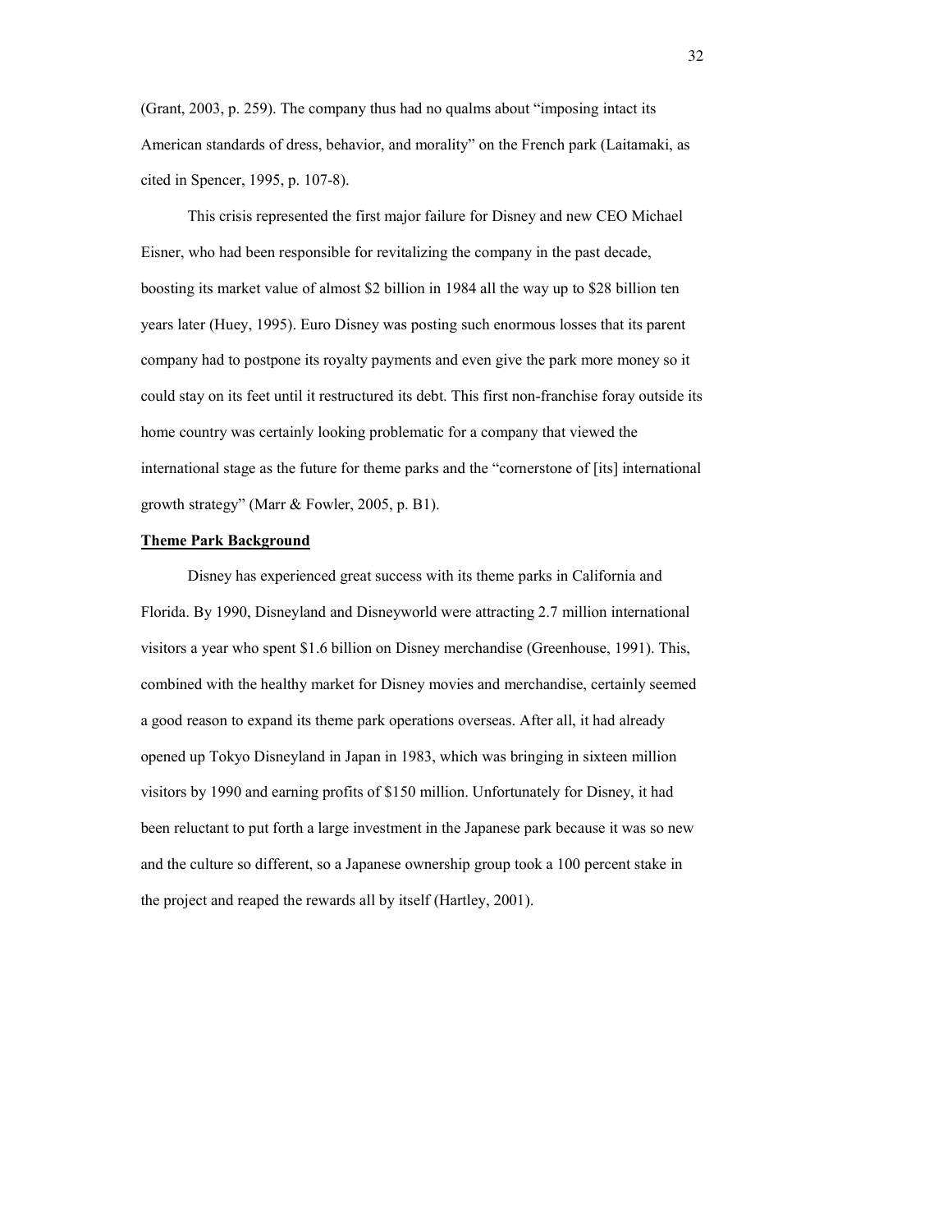(Grant, 2003, p. 259). The company thus had no qualms about "imposing intact its American standards of dress, behavior, and morality" on the French park (Laitamaki, as cited in Spencer, 1995, p. 107-8).

This crisis represented the first major failure for Disney and new CEO Michael Eisner, who had been responsible for revitalizing the company in the past decade, boosting its market value of almost $2 billion in 1984 all the way up to $28 billion ten years later (Huey, 1995). Euro Disney was posting such enormous losses that its parent company had to postpone its royalty payments and even give the park more money so it could stay on its feet until it restructured its debt. This first non-franchise foray outside its home country was certainly looking problematic for a company that viewed the international stage as the future for theme parks and the "cornerstone of [its] international growth strategy" (Marr & Fowler, 2005, p. B1).

**Theme Park Background**

Disney has experienced great success with its theme parks in California and Florida. By 1990, Disneyland and Disneyworld were attracting 2.7 million international visitors a year who spent $1.6 billion on Disney merchandise (Greenhouse, 1991). This, combined with the healthy market for Disney movies and merchandise, certainly seemed a good reason to expand its theme park operations overseas. After all, it had already opened up Tokyo Disneyland in Japan in 1983, which was bringing in sixteen million visitors by 1990 and earning profits of $150 million. Unfortunately for Disney, it had been reluctant to put forth a large investment in the Japanese park because it was so new and the culture so different, so a Japanese ownership group took a 100 percent stake in the project and reaped the rewards all by itself (Hartley, 2001).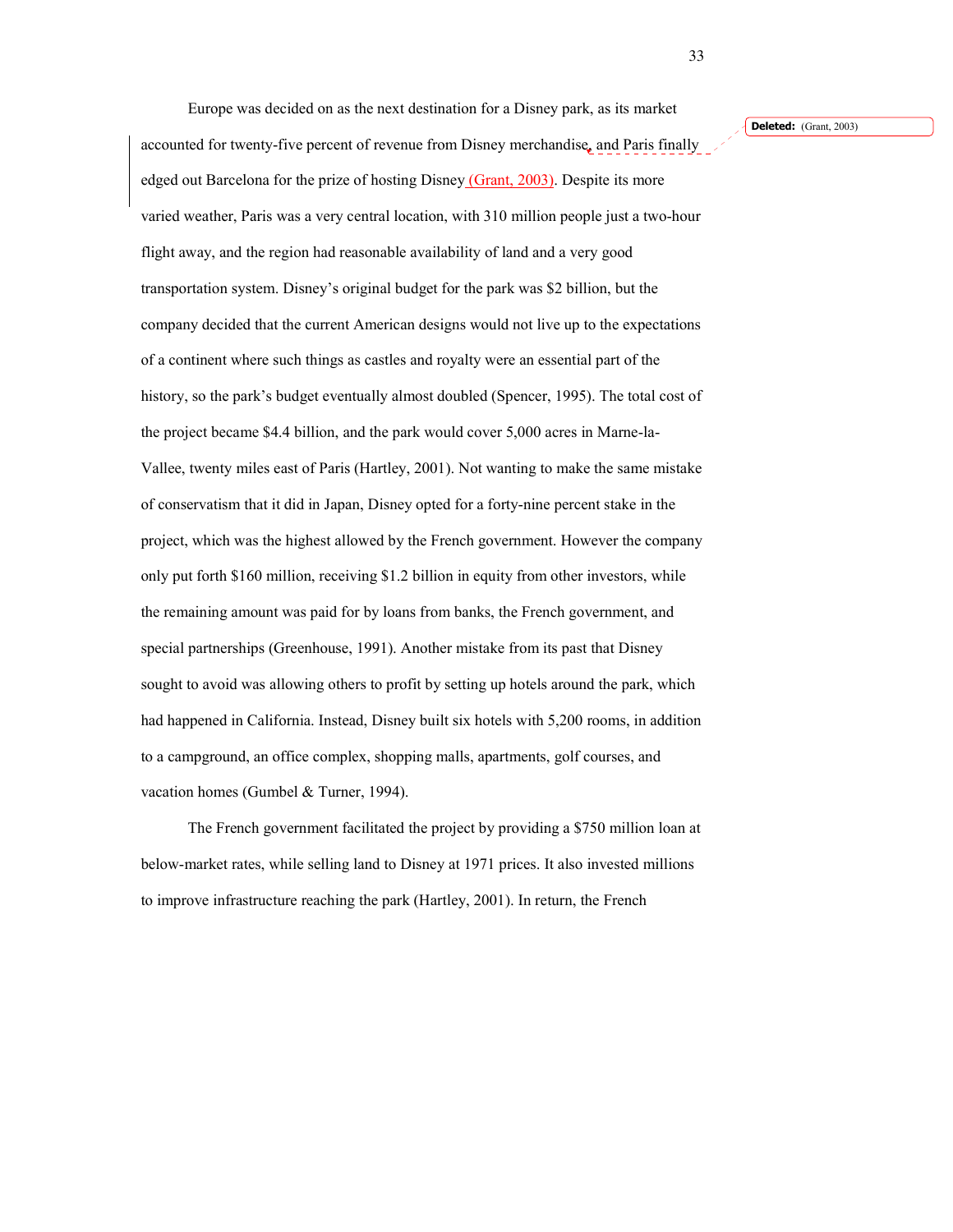Europe was decided on as the next destination for a Disney park, as its market accounted for twenty-five percent of revenue from Disney merchandise, and Paris finally edged out Barcelona for the prize of hosting Disney (Grant, 2003). Despite its more varied weather, Paris was a very central location, with 310 million people just a two-hour flight away, and the region had reasonable availability of land and a very good transportation system. Disney's original budget for the park was $2 billion, but the company decided that the current American designs would not live up to the expectations of a continent where such things as castles and royalty were an essential part of the history, so the park's budget eventually almost doubled (Spencer, 1995). The total cost of the project became $4.4 billion, and the park would cover 5,000 acres in Marne-la-Vallee, twenty miles east of Paris (Hartley, 2001). Not wanting to make the same mistake of conservatism that it did in Japan, Disney opted for a forty-nine percent stake in the project, which was the highest allowed by the French government. However the company only put forth $160 million, receiving $1.2 billion in equity from other investors, while the remaining amount was paid for by loans from banks, the French government, and special partnerships (Greenhouse, 1991). Another mistake from its past that Disney sought to avoid was allowing others to profit by setting up hotels around the park, which had happened in California. Instead, Disney built six hotels with 5,200 rooms, in addition to a campground, an office complex, shopping malls, apartments, golf courses, and vacation homes (Gumbel & Turner, 1994).

The French government facilitated the project by providing a $750 million loan at below-market rates, while selling land to Disney at 1971 prices. It also invested millions to improve infrastructure reaching the park (Hartley, 2001). In return, the French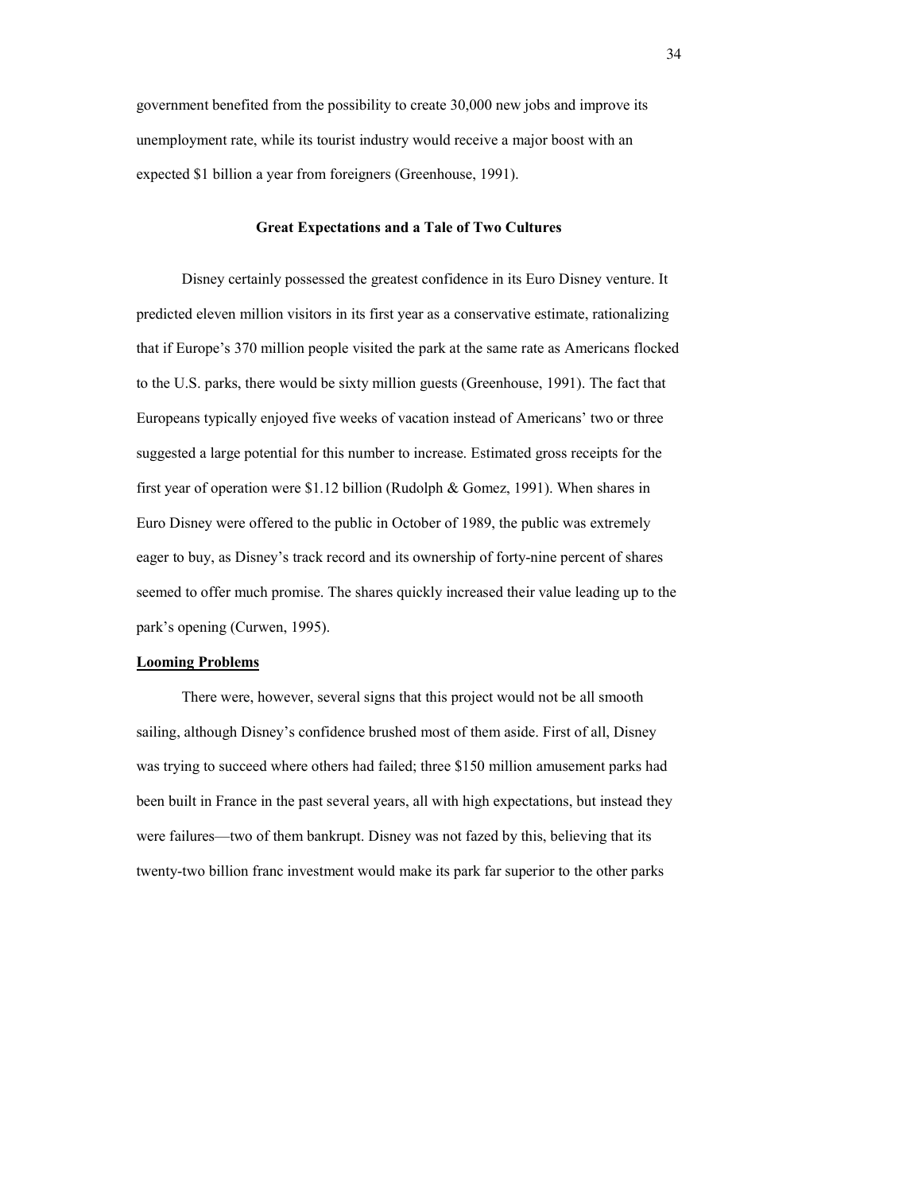government benefited from the possibility to create 30,000 new jobs and improve its unemployment rate, while its tourist industry would receive a major boost with an expected $1 billion a year from foreigners (Greenhouse, 1991).

## Great Expectations and a Tale of Two Cultures

Disney certainly possessed the greatest confidence in its Euro Disney venture. It predicted eleven million visitors in its first year as a conservative estimate, rationalizing that if Europe's 370 million people visited the park at the same rate as Americans flocked to the U.S. parks, there would be sixty million guests (Greenhouse, 1991). The fact that Europeans typically enjoyed five weeks of vacation instead of Americans' two or three suggested a large potential for this number to increase. Estimated gross receipts for the first year of operation were $1.12 billion (Rudolph & Gomez, 1991). When shares in Euro Disney were offered to the public in October of 1989, the public was extremely eager to buy, as Disney's track record and its ownership of forty-nine percent of shares seemed to offer much promise. The shares quickly increased their value leading up to the park's opening (Curwen, 1995).

### Looming Problems

There were, however, several signs that this project would not be all smooth sailing, although Disney's confidence brushed most of them aside. First of all, Disney was trying to succeed where others had failed; three $150 million amusement parks had been built in France in the past several years, all with high expectations, but instead they were failures—two of them bankrupt. Disney was not fazed by this, believing that its twenty-two billion franc investment would make its park far superior to the other parks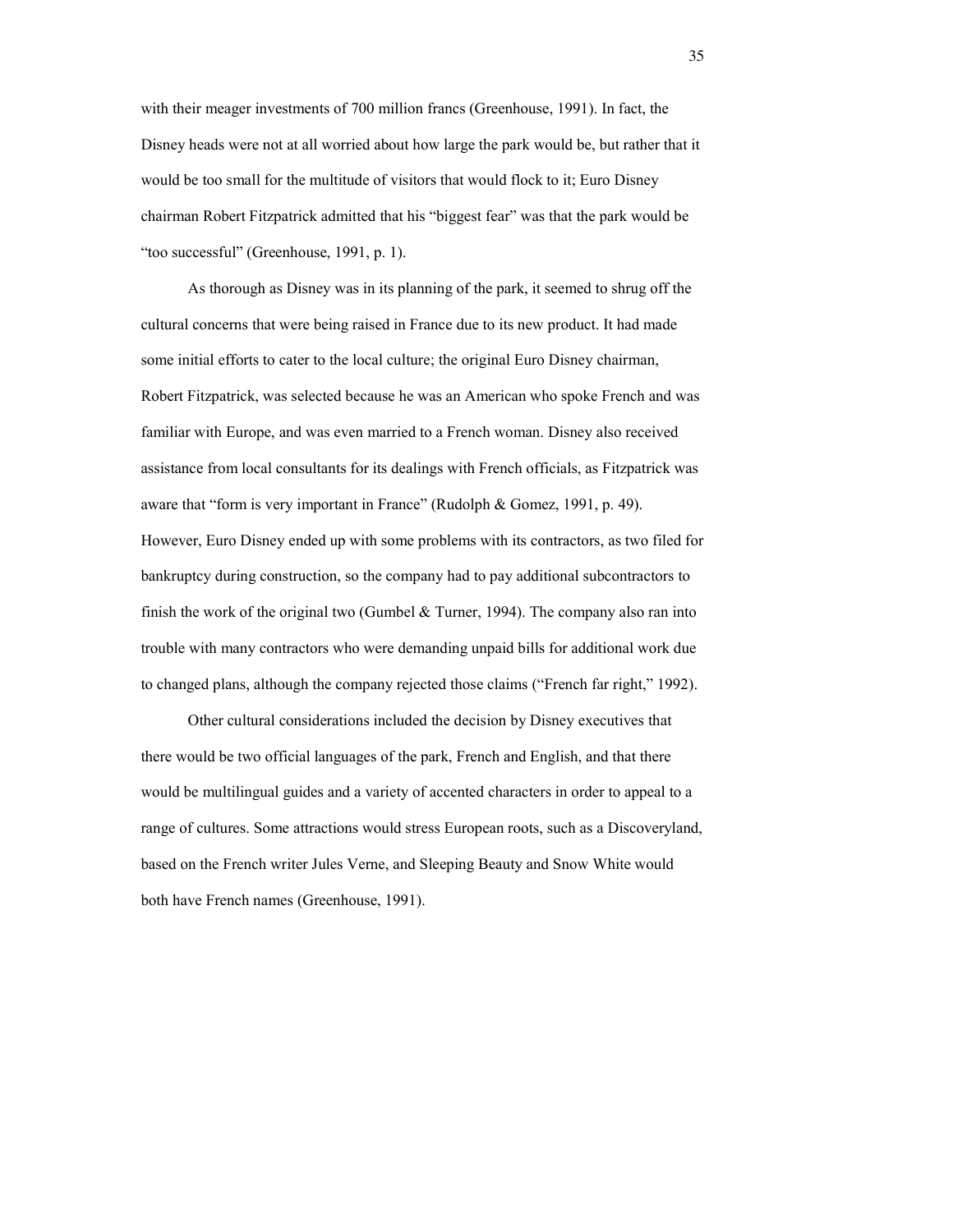with their meager investments of 700 million francs (Greenhouse, 1991). In fact, the Disney heads were not at all worried about how large the park would be, but rather that it would be too small for the multitude of visitors that would flock to it; Euro Disney chairman Robert Fitzpatrick admitted that his "biggest fear" was that the park would be "too successful" (Greenhouse, 1991, p. 1).

As thorough as Disney was in its planning of the park, it seemed to shrug off the cultural concerns that were being raised in France due to its new product. It had made some initial efforts to cater to the local culture; the original Euro Disney chairman, Robert Fitzpatrick, was selected because he was an American who spoke French and was familiar with Europe, and was even married to a French woman. Disney also received assistance from local consultants for its dealings with French officials, as Fitzpatrick was aware that "form is very important in France" (Rudolph & Gomez, 1991, p. 49). However, Euro Disney ended up with some problems with its contractors, as two filed for bankruptcy during construction, so the company had to pay additional subcontractors to finish the work of the original two (Gumbel & Turner, 1994). The company also ran into trouble with many contractors who were demanding unpaid bills for additional work due to changed plans, although the company rejected those claims ("French far right," 1992).

Other cultural considerations included the decision by Disney executives that there would be two official languages of the park, French and English, and that there would be multilingual guides and a variety of accented characters in order to appeal to a range of cultures. Some attractions would stress European roots, such as a Discoveryland, based on the French writer Jules Verne, and Sleeping Beauty and Snow White would both have French names (Greenhouse, 1991).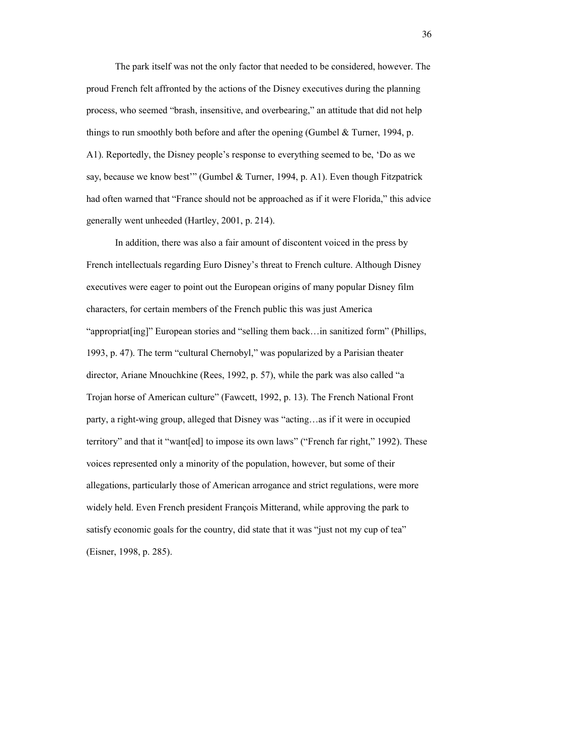The park itself was not the only factor that needed to be considered, however. The proud French felt affronted by the actions of the Disney executives during the planning process, who seemed "brash, insensitive, and overbearing," an attitude that did not help things to run smoothly both before and after the opening (Gumbel & Turner, 1994, p. A1). Reportedly, the Disney people's response to everything seemed to be, 'Do as we say, because we know best'" (Gumbel & Turner, 1994, p. A1). Even though Fitzpatrick had often warned that "France should not be approached as if it were Florida," this advice generally went unheeded (Hartley, 2001, p. 214).

In addition, there was also a fair amount of discontent voiced in the press by French intellectuals regarding Euro Disney's threat to French culture. Although Disney executives were eager to point out the European origins of many popular Disney film characters, for certain members of the French public this was just America "appropriat[ing]" European stories and "selling them back…in sanitized form" (Phillips, 1993, p. 47). The term "cultural Chernobyl," was popularized by a Parisian theater director, Ariane Mnouchkine (Rees, 1992, p. 57), while the park was also called "a Trojan horse of American culture" (Fawcett, 1992, p. 13). The French National Front party, a right-wing group, alleged that Disney was "acting…as if it were in occupied territory" and that it "want[ed] to impose its own laws" ("French far right," 1992). These voices represented only a minority of the population, however, but some of their allegations, particularly those of American arrogance and strict regulations, were more widely held. Even French president François Mitterand, while approving the park to satisfy economic goals for the country, did state that it was "just not my cup of tea" (Eisner, 1998, p. 285).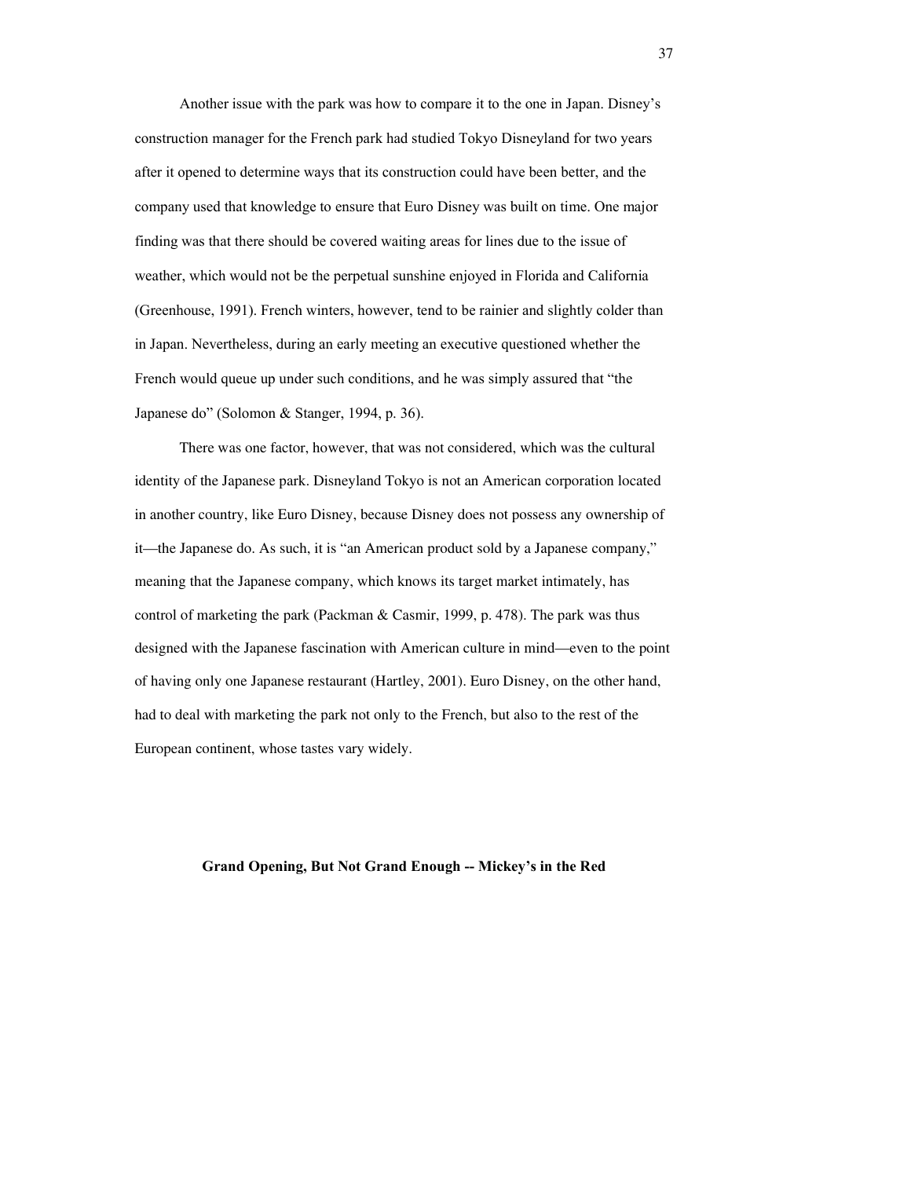Another issue with the park was how to compare it to the one in Japan. Disney's construction manager for the French park had studied Tokyo Disneyland for two years after it opened to determine ways that its construction could have been better, and the company used that knowledge to ensure that Euro Disney was built on time. One major finding was that there should be covered waiting areas for lines due to the issue of weather, which would not be the perpetual sunshine enjoyed in Florida and California (Greenhouse, 1991). French winters, however, tend to be rainier and slightly colder than in Japan. Nevertheless, during an early meeting an executive questioned whether the French would queue up under such conditions, and he was simply assured that "the Japanese do" (Solomon & Stanger, 1994, p. 36).

There was one factor, however, that was not considered, which was the cultural identity of the Japanese park. Disneyland Tokyo is not an American corporation located in another country, like Euro Disney, because Disney does not possess any ownership of it—the Japanese do. As such, it is "an American product sold by a Japanese company," meaning that the Japanese company, which knows its target market intimately, has control of marketing the park (Packman & Casmir, 1999, p. 478). The park was thus designed with the Japanese fascination with American culture in mind—even to the point of having only one Japanese restaurant (Hartley, 2001). Euro Disney, on the other hand, had to deal with marketing the park not only to the French, but also to the rest of the European continent, whose tastes vary widely.

## Grand Opening, But Not Grand Enough -- Mickey's in the Red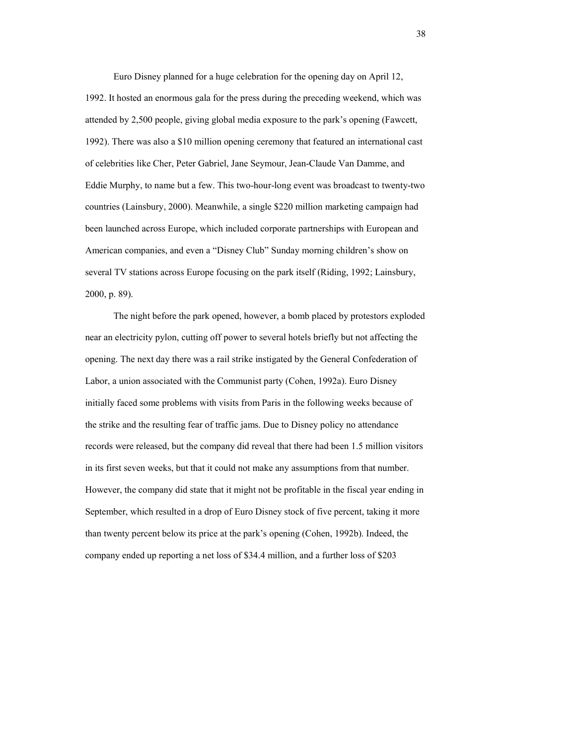Euro Disney planned for a huge celebration for the opening day on April 12, 1992. It hosted an enormous gala for the press during the preceding weekend, which was attended by 2,500 people, giving global media exposure to the park's opening (Fawcett, 1992). There was also a $10 million opening ceremony that featured an international cast of celebrities like Cher, Peter Gabriel, Jane Seymour, Jean-Claude Van Damme, and Eddie Murphy, to name but a few. This two-hour-long event was broadcast to twenty-two countries (Lainsbury, 2000). Meanwhile, a single $220 million marketing campaign had been launched across Europe, which included corporate partnerships with European and American companies, and even a "Disney Club" Sunday morning children's show on several TV stations across Europe focusing on the park itself (Riding, 1992; Lainsbury, 2000, p. 89).

The night before the park opened, however, a bomb placed by protestors exploded near an electricity pylon, cutting off power to several hotels briefly but not affecting the opening. The next day there was a rail strike instigated by the General Confederation of Labor, a union associated with the Communist party (Cohen, 1992a). Euro Disney initially faced some problems with visits from Paris in the following weeks because of the strike and the resulting fear of traffic jams. Due to Disney policy no attendance records were released, but the company did reveal that there had been 1.5 million visitors in its first seven weeks, but that it could not make any assumptions from that number. However, the company did state that it might not be profitable in the fiscal year ending in September, which resulted in a drop of Euro Disney stock of five percent, taking it more than twenty percent below its price at the park's opening (Cohen, 1992b). Indeed, the company ended up reporting a net loss of $34.4 million, and a further loss of $203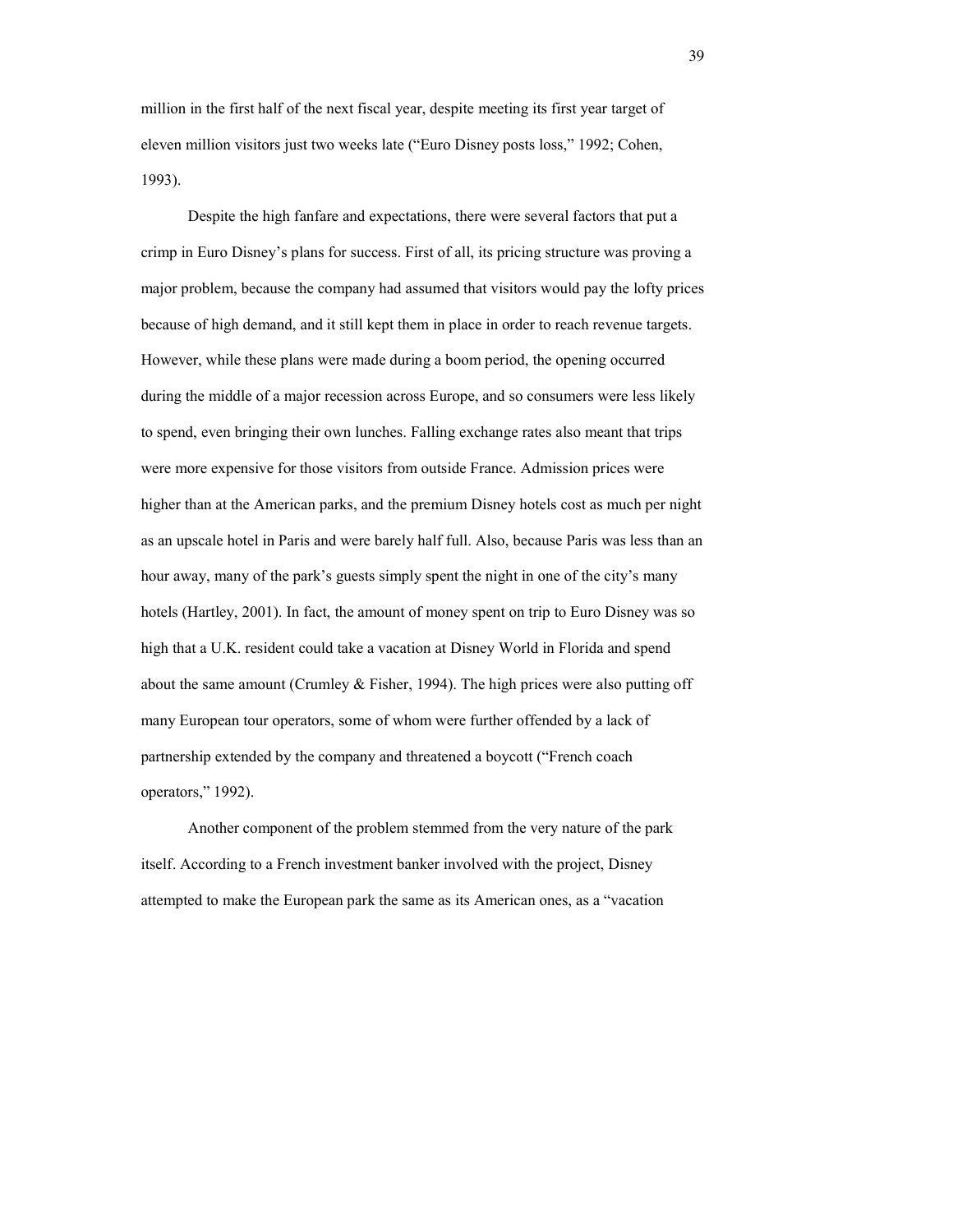million in the first half of the next fiscal year, despite meeting its first year target of eleven million visitors just two weeks late ("Euro Disney posts loss," 1992; Cohen, 1993).

Despite the high fanfare and expectations, there were several factors that put a crimp in Euro Disney's plans for success. First of all, its pricing structure was proving a major problem, because the company had assumed that visitors would pay the lofty prices because of high demand, and it still kept them in place in order to reach revenue targets. However, while these plans were made during a boom period, the opening occurred during the middle of a major recession across Europe, and so consumers were less likely to spend, even bringing their own lunches. Falling exchange rates also meant that trips were more expensive for those visitors from outside France. Admission prices were higher than at the American parks, and the premium Disney hotels cost as much per night as an upscale hotel in Paris and were barely half full. Also, because Paris was less than an hour away, many of the park's guests simply spent the night in one of the city's many hotels (Hartley, 2001). In fact, the amount of money spent on trip to Euro Disney was so high that a U.K. resident could take a vacation at Disney World in Florida and spend about the same amount (Crumley & Fisher, 1994). The high prices were also putting off many European tour operators, some of whom were further offended by a lack of partnership extended by the company and threatened a boycott ("French coach operators," 1992).

Another component of the problem stemmed from the very nature of the park itself. According to a French investment banker involved with the project, Disney attempted to make the European park the same as its American ones, as a "vacation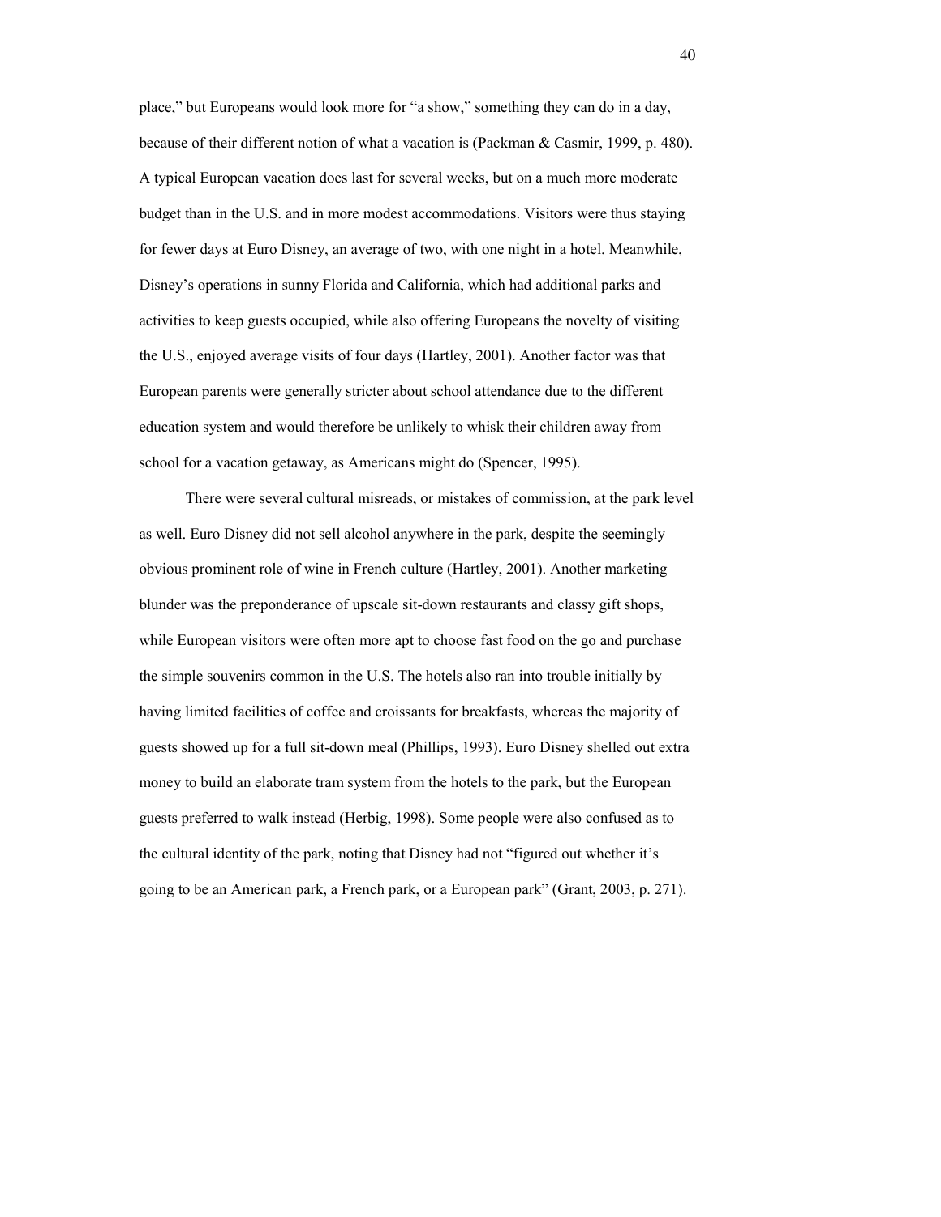place," but Europeans would look more for "a show," something they can do in a day, because of their different notion of what a vacation is (Packman & Casmir, 1999, p. 480). A typical European vacation does last for several weeks, but on a much more moderate budget than in the U.S. and in more modest accommodations. Visitors were thus staying for fewer days at Euro Disney, an average of two, with one night in a hotel. Meanwhile, Disney's operations in sunny Florida and California, which had additional parks and activities to keep guests occupied, while also offering Europeans the novelty of visiting the U.S., enjoyed average visits of four days (Hartley, 2001). Another factor was that European parents were generally stricter about school attendance due to the different education system and would therefore be unlikely to whisk their children away from school for a vacation getaway, as Americans might do (Spencer, 1995).

There were several cultural misreads, or mistakes of commission, at the park level as well. Euro Disney did not sell alcohol anywhere in the park, despite the seemingly obvious prominent role of wine in French culture (Hartley, 2001). Another marketing blunder was the preponderance of upscale sit-down restaurants and classy gift shops, while European visitors were often more apt to choose fast food on the go and purchase the simple souvenirs common in the U.S. The hotels also ran into trouble initially by having limited facilities of coffee and croissants for breakfasts, whereas the majority of guests showed up for a full sit-down meal (Phillips, 1993). Euro Disney shelled out extra money to build an elaborate tram system from the hotels to the park, but the European guests preferred to walk instead (Herbig, 1998). Some people were also confused as to the cultural identity of the park, noting that Disney had not "figured out whether it's going to be an American park, a French park, or a European park" (Grant, 2003, p. 271).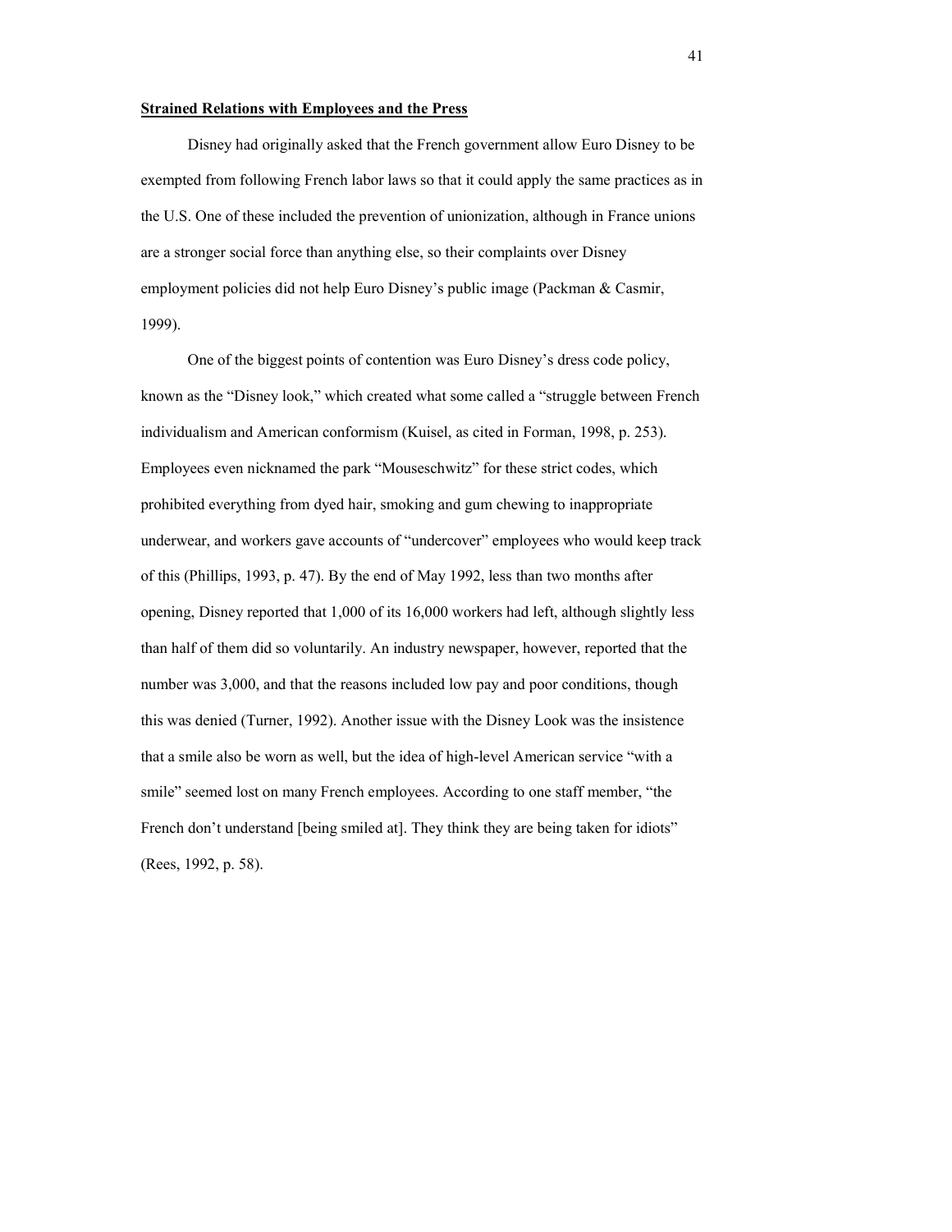**Strained Relations with Employees and the Press**

Disney had originally asked that the French government allow Euro Disney to be exempted from following French labor laws so that it could apply the same practices as in the U.S. One of these included the prevention of unionization, although in France unions are a stronger social force than anything else, so their complaints over Disney employment policies did not help Euro Disney's public image (Packman & Casmir, 1999).

One of the biggest points of contention was Euro Disney's dress code policy, known as the "Disney look," which created what some called a "struggle between French individualism and American conformism (Kuisel, as cited in Forman, 1998, p. 253). Employees even nicknamed the park "Mouseschwitz" for these strict codes, which prohibited everything from dyed hair, smoking and gum chewing to inappropriate underwear, and workers gave accounts of "undercover" employees who would keep track of this (Phillips, 1993, p. 47). By the end of May 1992, less than two months after opening, Disney reported that 1,000 of its 16,000 workers had left, although slightly less than half of them did so voluntarily. An industry newspaper, however, reported that the number was 3,000, and that the reasons included low pay and poor conditions, though this was denied (Turner, 1992). Another issue with the Disney Look was the insistence that a smile also be worn as well, but the idea of high-level American service "with a smile" seemed lost on many French employees. According to one staff member, "the French don't understand [being smiled at]. They think they are being taken for idiots" (Rees, 1992, p. 58).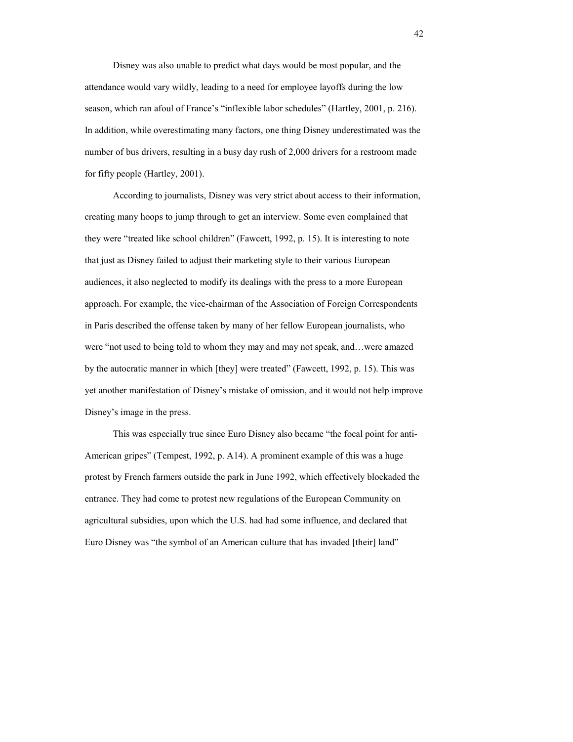Disney was also unable to predict what days would be most popular, and the attendance would vary wildly, leading to a need for employee layoffs during the low season, which ran afoul of France's "inflexible labor schedules" (Hartley, 2001, p. 216). In addition, while overestimating many factors, one thing Disney underestimated was the number of bus drivers, resulting in a busy day rush of 2,000 drivers for a restroom made for fifty people (Hartley, 2001).

According to journalists, Disney was very strict about access to their information, creating many hoops to jump through to get an interview. Some even complained that they were "treated like school children" (Fawcett, 1992, p. 15). It is interesting to note that just as Disney failed to adjust their marketing style to their various European audiences, it also neglected to modify its dealings with the press to a more European approach. For example, the vice-chairman of the Association of Foreign Correspondents in Paris described the offense taken by many of her fellow European journalists, who were "not used to being told to whom they may and may not speak, and…were amazed by the autocratic manner in which [they] were treated" (Fawcett, 1992, p. 15). This was yet another manifestation of Disney's mistake of omission, and it would not help improve Disney's image in the press.

This was especially true since Euro Disney also became "the focal point for anti-American gripes" (Tempest, 1992, p. A14). A prominent example of this was a huge protest by French farmers outside the park in June 1992, which effectively blockaded the entrance. They had come to protest new regulations of the European Community on agricultural subsidies, upon which the U.S. had had some influence, and declared that Euro Disney was "the symbol of an American culture that has invaded [their] land"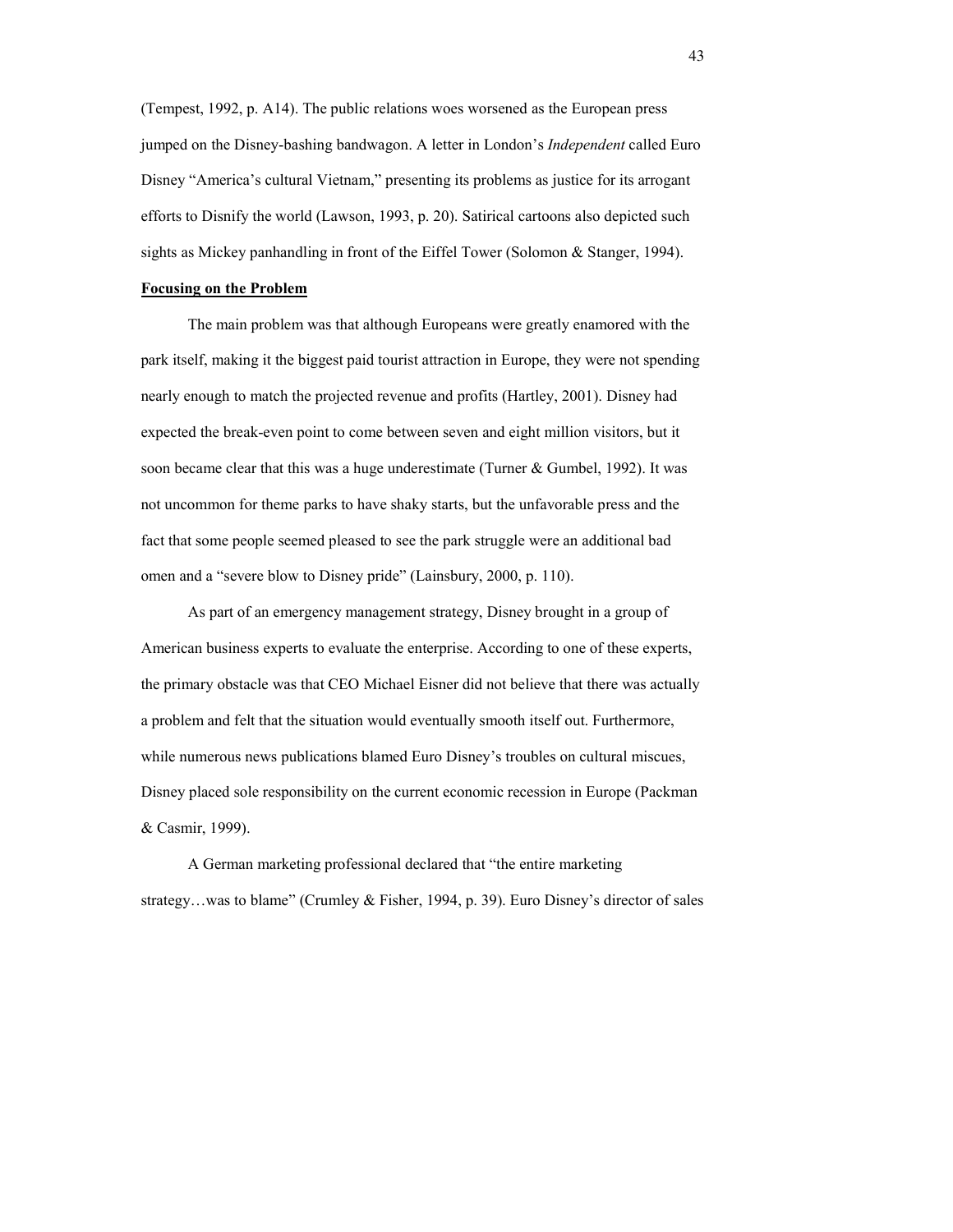(Tempest, 1992, p. A14). The public relations woes worsened as the European press jumped on the Disney-bashing bandwagon. A letter in London's *Independent* called Euro Disney "America's cultural Vietnam," presenting its problems as justice for its arrogant efforts to Disnify the world (Lawson, 1993, p. 20). Satirical cartoons also depicted such sights as Mickey panhandling in front of the Eiffel Tower (Solomon & Stanger, 1994).

**Focusing on the Problem**

The main problem was that although Europeans were greatly enamored with the park itself, making it the biggest paid tourist attraction in Europe, they were not spending nearly enough to match the projected revenue and profits (Hartley, 2001). Disney had expected the break-even point to come between seven and eight million visitors, but it soon became clear that this was a huge underestimate (Turner & Gumbel, 1992). It was not uncommon for theme parks to have shaky starts, but the unfavorable press and the fact that some people seemed pleased to see the park struggle were an additional bad omen and a "severe blow to Disney pride" (Lainsbury, 2000, p. 110).

As part of an emergency management strategy, Disney brought in a group of American business experts to evaluate the enterprise. According to one of these experts, the primary obstacle was that CEO Michael Eisner did not believe that there was actually a problem and felt that the situation would eventually smooth itself out. Furthermore, while numerous news publications blamed Euro Disney's troubles on cultural miscues, Disney placed sole responsibility on the current economic recession in Europe (Packman & Casmir, 1999).

A German marketing professional declared that "the entire marketing strategy…was to blame" (Crumley & Fisher, 1994, p. 39). Euro Disney's director of sales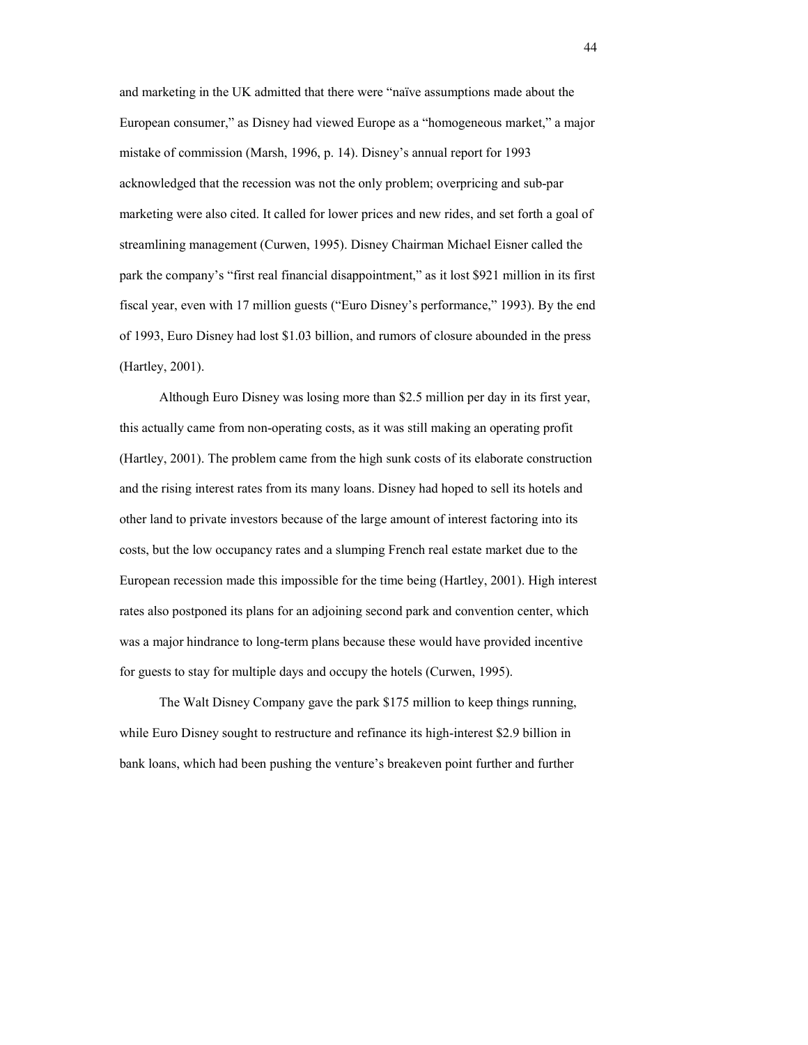and marketing in the UK admitted that there were "naïve assumptions made about the European consumer," as Disney had viewed Europe as a "homogeneous market," a major mistake of commission (Marsh, 1996, p. 14). Disney's annual report for 1993 acknowledged that the recession was not the only problem; overpricing and sub-par marketing were also cited. It called for lower prices and new rides, and set forth a goal of streamlining management (Curwen, 1995). Disney Chairman Michael Eisner called the park the company's "first real financial disappointment," as it lost $921 million in its first fiscal year, even with 17 million guests ("Euro Disney's performance," 1993). By the end of 1993, Euro Disney had lost $1.03 billion, and rumors of closure abounded in the press (Hartley, 2001).

Although Euro Disney was losing more than $2.5 million per day in its first year, this actually came from non-operating costs, as it was still making an operating profit (Hartley, 2001). The problem came from the high sunk costs of its elaborate construction and the rising interest rates from its many loans. Disney had hoped to sell its hotels and other land to private investors because of the large amount of interest factoring into its costs, but the low occupancy rates and a slumping French real estate market due to the European recession made this impossible for the time being (Hartley, 2001). High interest rates also postponed its plans for an adjoining second park and convention center, which was a major hindrance to long-term plans because these would have provided incentive for guests to stay for multiple days and occupy the hotels (Curwen, 1995).

The Walt Disney Company gave the park $175 million to keep things running, while Euro Disney sought to restructure and refinance its high-interest $2.9 billion in bank loans, which had been pushing the venture's breakeven point further and further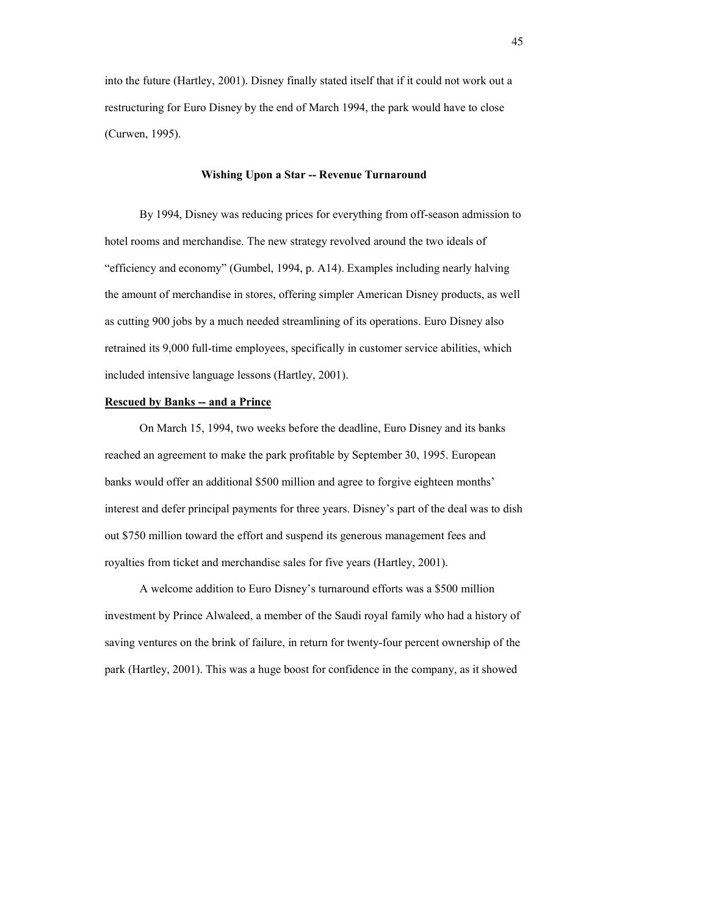into the future (Hartley, 2001). Disney finally stated itself that if it could not work out a restructuring for Euro Disney by the end of March 1994, the park would have to close (Curwen, 1995).

## Wishing Upon a Star -- Revenue Turnaround

By 1994, Disney was reducing prices for everything from off-season admission to hotel rooms and merchandise. The new strategy revolved around the two ideals of "efficiency and economy" (Gumbel, 1994, p. A14). Examples including nearly halving the amount of merchandise in stores, offering simpler American Disney products, as well as cutting 900 jobs by a much needed streamlining of its operations. Euro Disney also retrained its 9,000 full-time employees, specifically in customer service abilities, which included intensive language lessons (Hartley, 2001).

### Rescued by Banks -- and a Prince

On March 15, 1994, two weeks before the deadline, Euro Disney and its banks reached an agreement to make the park profitable by September 30, 1995. European banks would offer an additional $500 million and agree to forgive eighteen months' interest and defer principal payments for three years. Disney's part of the deal was to dish out $750 million toward the effort and suspend its generous management fees and royalties from ticket and merchandise sales for five years (Hartley, 2001).

A welcome addition to Euro Disney's turnaround efforts was a $500 million investment by Prince Alwaleed, a member of the Saudi royal family who had a history of saving ventures on the brink of failure, in return for twenty-four percent ownership of the park (Hartley, 2001). This was a huge boost for confidence in the company, as it showed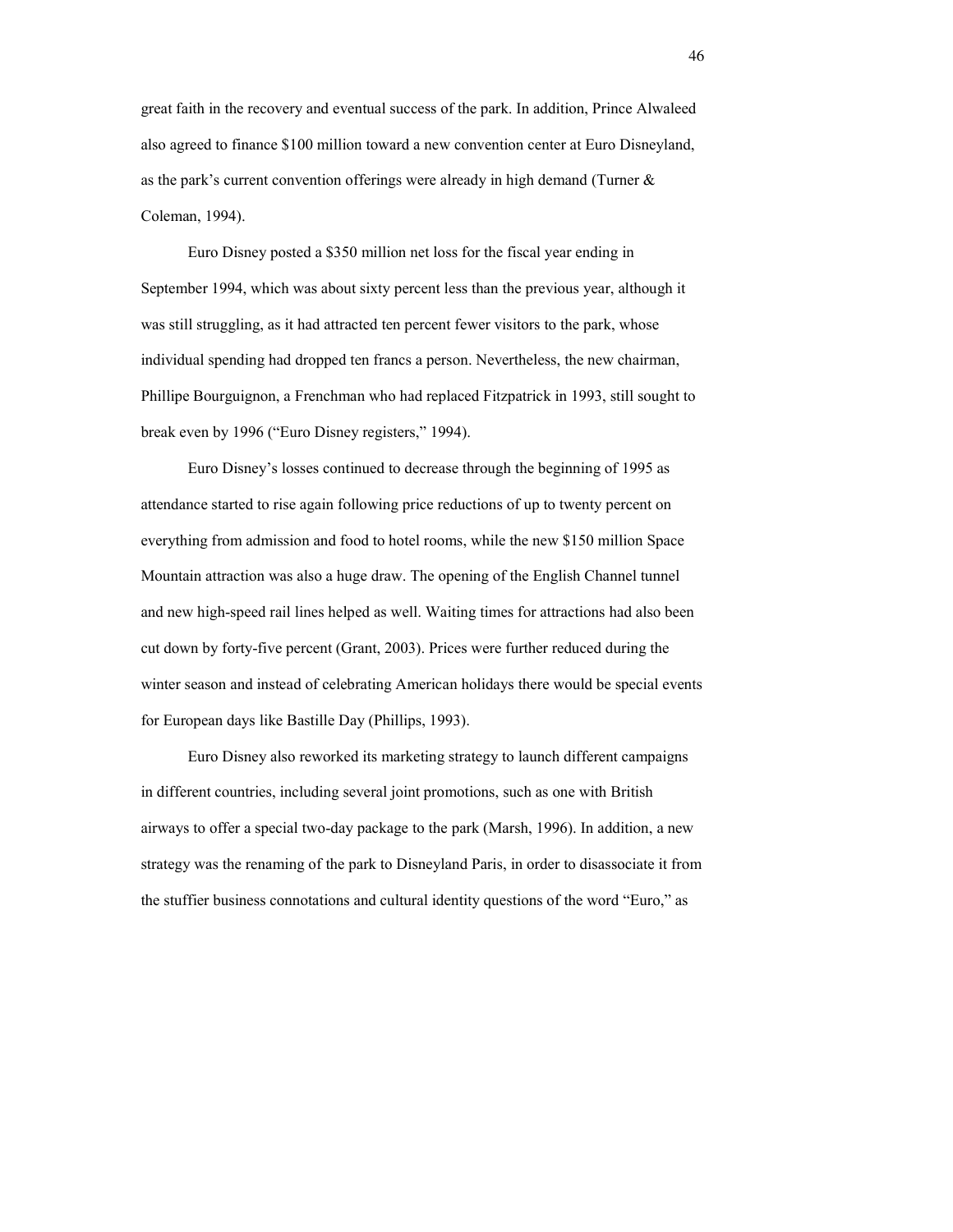great faith in the recovery and eventual success of the park. In addition, Prince Alwaleed also agreed to finance $100 million toward a new convention center at Euro Disneyland, as the park's current convention offerings were already in high demand (Turner & Coleman, 1994).

Euro Disney posted a $350 million net loss for the fiscal year ending in September 1994, which was about sixty percent less than the previous year, although it was still struggling, as it had attracted ten percent fewer visitors to the park, whose individual spending had dropped ten francs a person. Nevertheless, the new chairman, Phillipe Bourguignon, a Frenchman who had replaced Fitzpatrick in 1993, still sought to break even by 1996 ("Euro Disney registers," 1994).

Euro Disney's losses continued to decrease through the beginning of 1995 as attendance started to rise again following price reductions of up to twenty percent on everything from admission and food to hotel rooms, while the new $150 million Space Mountain attraction was also a huge draw. The opening of the English Channel tunnel and new high-speed rail lines helped as well. Waiting times for attractions had also been cut down by forty-five percent (Grant, 2003). Prices were further reduced during the winter season and instead of celebrating American holidays there would be special events for European days like Bastille Day (Phillips, 1993).

Euro Disney also reworked its marketing strategy to launch different campaigns in different countries, including several joint promotions, such as one with British airways to offer a special two-day package to the park (Marsh, 1996). In addition, a new strategy was the renaming of the park to Disneyland Paris, in order to disassociate it from the stuffier business connotations and cultural identity questions of the word "Euro," as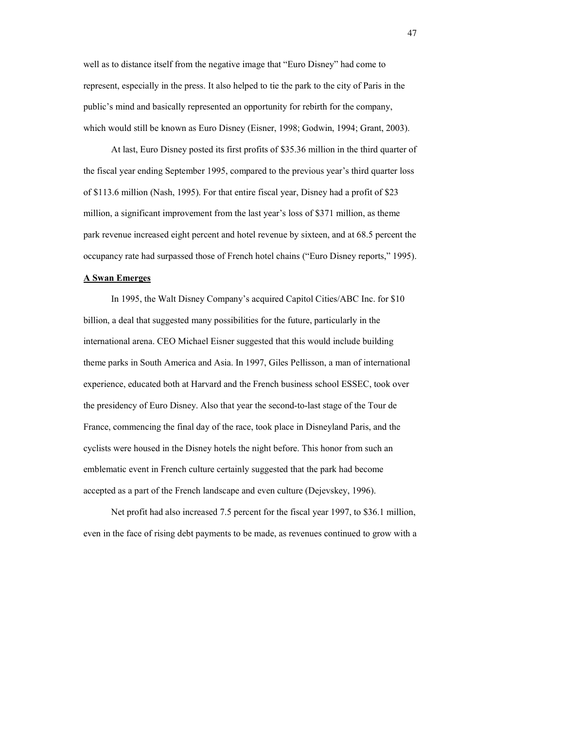well as to distance itself from the negative image that "Euro Disney" had come to represent, especially in the press. It also helped to tie the park to the city of Paris in the public's mind and basically represented an opportunity for rebirth for the company, which would still be known as Euro Disney (Eisner, 1998; Godwin, 1994; Grant, 2003).

At last, Euro Disney posted its first profits of $35.36 million in the third quarter of the fiscal year ending September 1995, compared to the previous year's third quarter loss of $113.6 million (Nash, 1995). For that entire fiscal year, Disney had a profit of $23 million, a significant improvement from the last year's loss of $371 million, as theme park revenue increased eight percent and hotel revenue by sixteen, and at 68.5 percent the occupancy rate had surpassed those of French hotel chains ("Euro Disney reports," 1995).

**A Swan Emerges**

In 1995, the Walt Disney Company's acquired Capitol Cities/ABC Inc. for $10 billion, a deal that suggested many possibilities for the future, particularly in the international arena. CEO Michael Eisner suggested that this would include building theme parks in South America and Asia. In 1997, Giles Pellisson, a man of international experience, educated both at Harvard and the French business school ESSEC, took over the presidency of Euro Disney. Also that year the second-to-last stage of the Tour de France, commencing the final day of the race, took place in Disneyland Paris, and the cyclists were housed in the Disney hotels the night before. This honor from such an emblematic event in French culture certainly suggested that the park had become accepted as a part of the French landscape and even culture (Dejevskey, 1996).

Net profit had also increased 7.5 percent for the fiscal year 1997, to $36.1 million, even in the face of rising debt payments to be made, as revenues continued to grow with a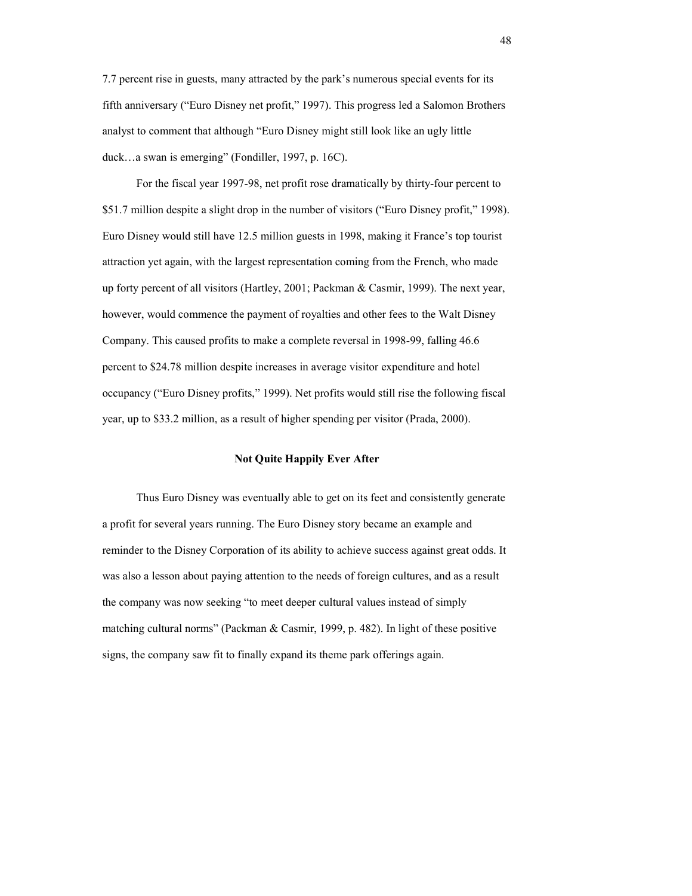7.7 percent rise in guests, many attracted by the park's numerous special events for its fifth anniversary ("Euro Disney net profit," 1997). This progress led a Salomon Brothers analyst to comment that although "Euro Disney might still look like an ugly little duck…a swan is emerging" (Fondiller, 1997, p. 16C).

For the fiscal year 1997-98, net profit rose dramatically by thirty-four percent to $51.7 million despite a slight drop in the number of visitors ("Euro Disney profit," 1998). Euro Disney would still have 12.5 million guests in 1998, making it France's top tourist attraction yet again, with the largest representation coming from the French, who made up forty percent of all visitors (Hartley, 2001; Packman & Casmir, 1999). The next year, however, would commence the payment of royalties and other fees to the Walt Disney Company. This caused profits to make a complete reversal in 1998-99, falling 46.6 percent to $24.78 million despite increases in average visitor expenditure and hotel occupancy ("Euro Disney profits," 1999). Net profits would still rise the following fiscal year, up to $33.2 million, as a result of higher spending per visitor (Prada, 2000).

## Not Quite Happily Ever After

Thus Euro Disney was eventually able to get on its feet and consistently generate a profit for several years running. The Euro Disney story became an example and reminder to the Disney Corporation of its ability to achieve success against great odds. It was also a lesson about paying attention to the needs of foreign cultures, and as a result the company was now seeking "to meet deeper cultural values instead of simply matching cultural norms" (Packman & Casmir, 1999, p. 482). In light of these positive signs, the company saw fit to finally expand its theme park offerings again.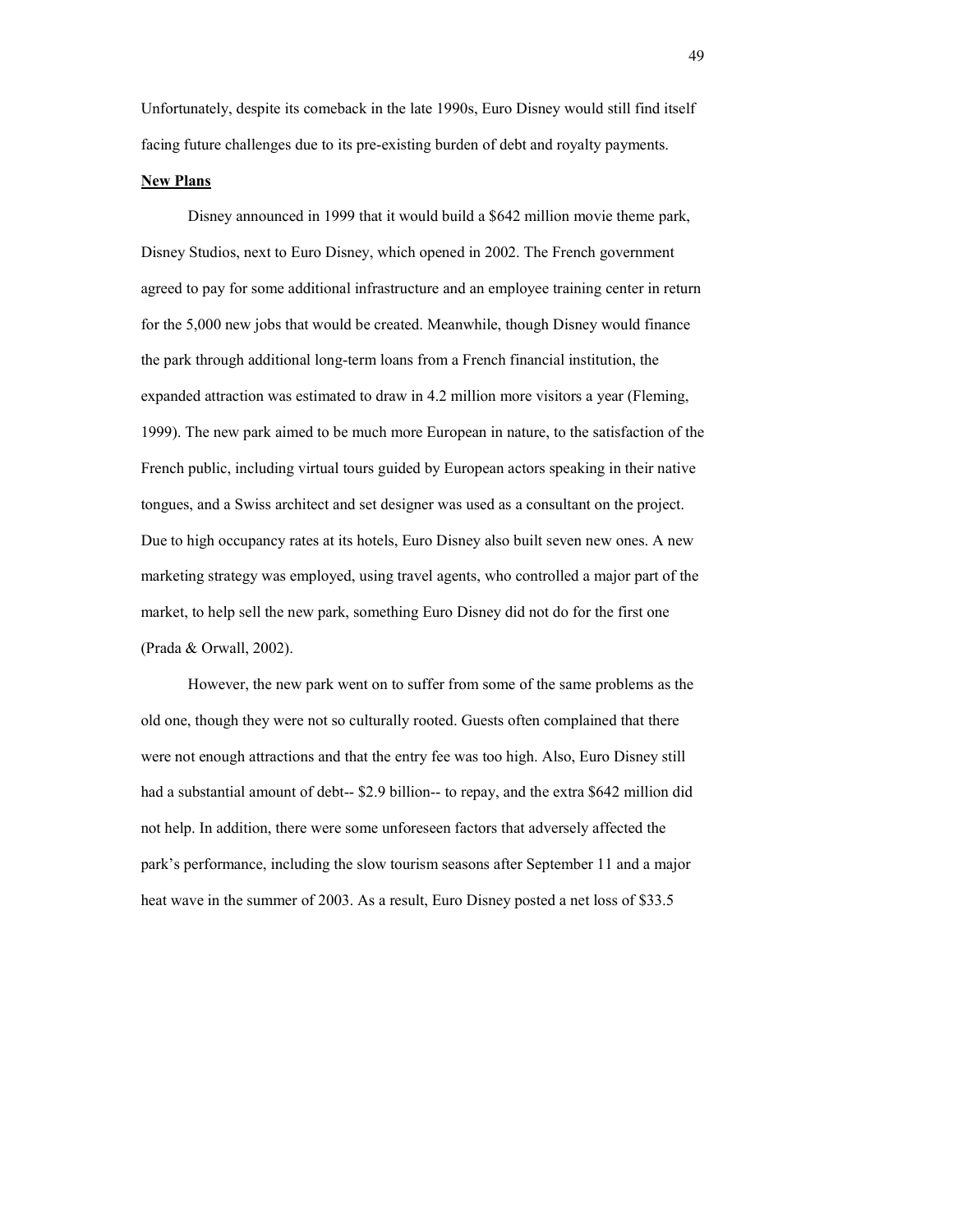Unfortunately, despite its comeback in the late 1990s, Euro Disney would still find itself facing future challenges due to its pre-existing burden of debt and royalty payments.

**New Plans**

Disney announced in 1999 that it would build a $642 million movie theme park, Disney Studios, next to Euro Disney, which opened in 2002. The French government agreed to pay for some additional infrastructure and an employee training center in return for the 5,000 new jobs that would be created. Meanwhile, though Disney would finance the park through additional long-term loans from a French financial institution, the expanded attraction was estimated to draw in 4.2 million more visitors a year (Fleming, 1999). The new park aimed to be much more European in nature, to the satisfaction of the French public, including virtual tours guided by European actors speaking in their native tongues, and a Swiss architect and set designer was used as a consultant on the project. Due to high occupancy rates at its hotels, Euro Disney also built seven new ones. A new marketing strategy was employed, using travel agents, who controlled a major part of the market, to help sell the new park, something Euro Disney did not do for the first one (Prada & Orwall, 2002).

However, the new park went on to suffer from some of the same problems as the old one, though they were not so culturally rooted. Guests often complained that there were not enough attractions and that the entry fee was too high. Also, Euro Disney still had a substantial amount of debt-- $2.9 billion-- to repay, and the extra $642 million did not help. In addition, there were some unforeseen factors that adversely affected the park's performance, including the slow tourism seasons after September 11 and a major heat wave in the summer of 2003. As a result, Euro Disney posted a net loss of $33.5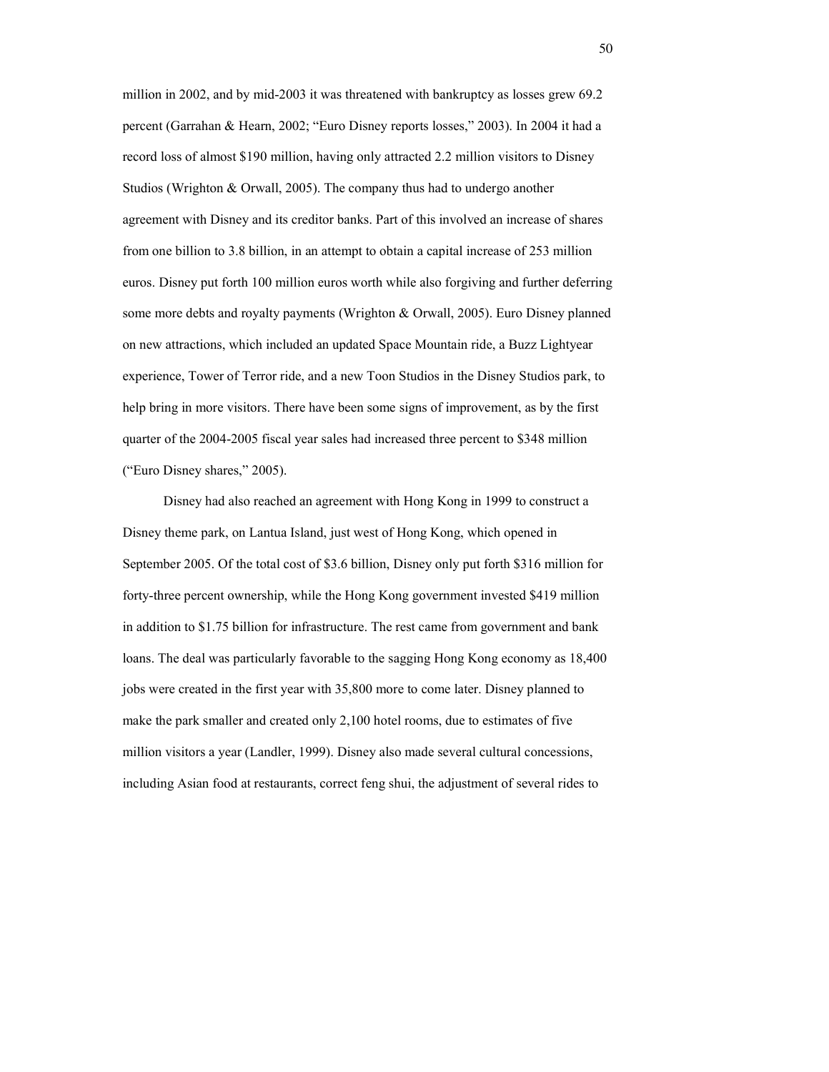million in 2002, and by mid-2003 it was threatened with bankruptcy as losses grew 69.2 percent (Garrahan & Hearn, 2002; "Euro Disney reports losses," 2003). In 2004 it had a record loss of almost $190 million, having only attracted 2.2 million visitors to Disney Studios (Wrighton & Orwall, 2005). The company thus had to undergo another agreement with Disney and its creditor banks. Part of this involved an increase of shares from one billion to 3.8 billion, in an attempt to obtain a capital increase of 253 million euros. Disney put forth 100 million euros worth while also forgiving and further deferring some more debts and royalty payments (Wrighton & Orwall, 2005). Euro Disney planned on new attractions, which included an updated Space Mountain ride, a Buzz Lightyear experience, Tower of Terror ride, and a new Toon Studios in the Disney Studios park, to help bring in more visitors. There have been some signs of improvement, as by the first quarter of the 2004-2005 fiscal year sales had increased three percent to $348 million ("Euro Disney shares," 2005).

Disney had also reached an agreement with Hong Kong in 1999 to construct a Disney theme park, on Lantua Island, just west of Hong Kong, which opened in September 2005. Of the total cost of $3.6 billion, Disney only put forth $316 million for forty-three percent ownership, while the Hong Kong government invested $419 million in addition to $1.75 billion for infrastructure. The rest came from government and bank loans. The deal was particularly favorable to the sagging Hong Kong economy as 18,400 jobs were created in the first year with 35,800 more to come later. Disney planned to make the park smaller and created only 2,100 hotel rooms, due to estimates of five million visitors a year (Landler, 1999). Disney also made several cultural concessions, including Asian food at restaurants, correct feng shui, the adjustment of several rides to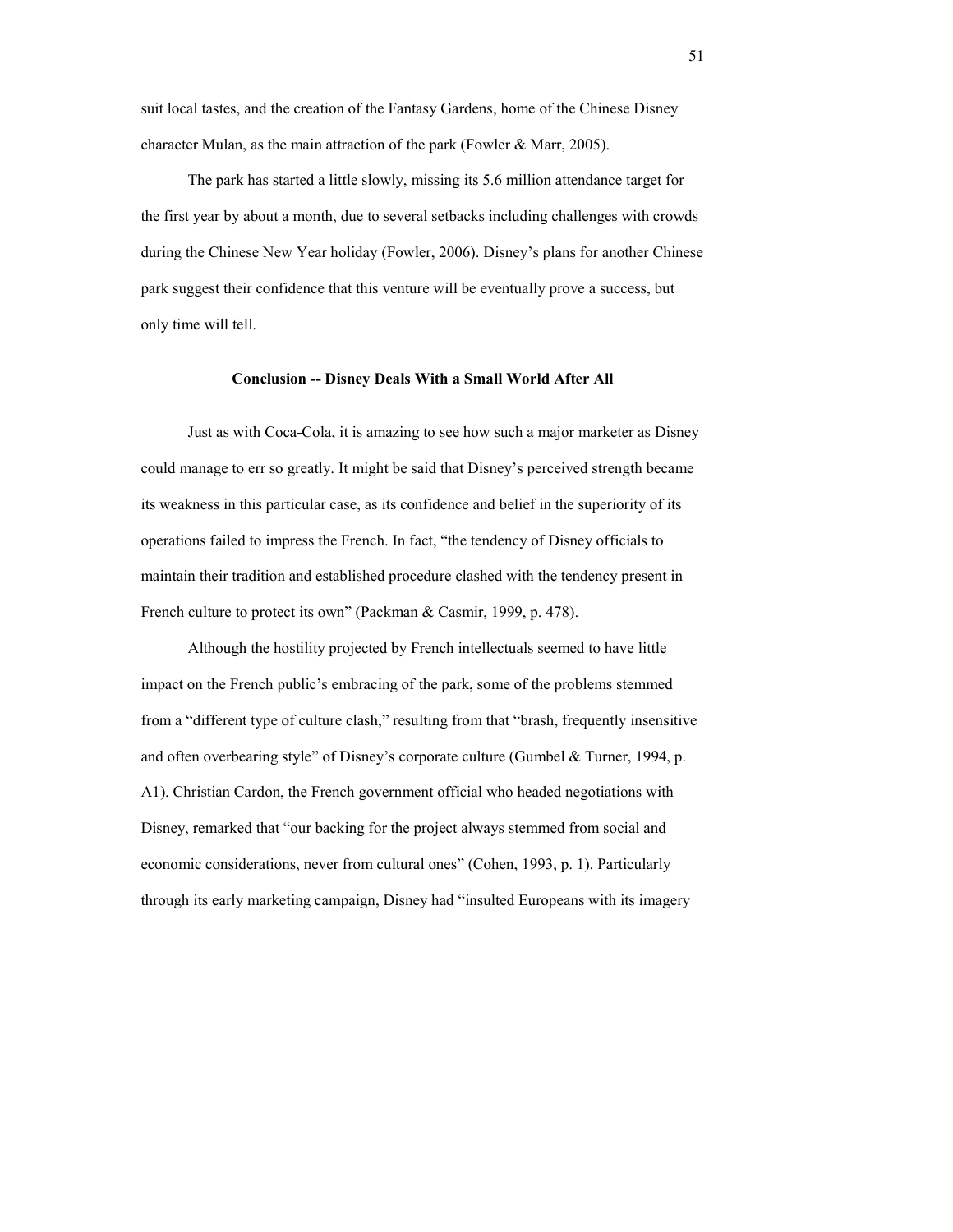suit local tastes, and the creation of the Fantasy Gardens, home of the Chinese Disney character Mulan, as the main attraction of the park (Fowler & Marr, 2005).

The park has started a little slowly, missing its 5.6 million attendance target for the first year by about a month, due to several setbacks including challenges with crowds during the Chinese New Year holiday (Fowler, 2006). Disney's plans for another Chinese park suggest their confidence that this venture will be eventually prove a success, but only time will tell.

### Conclusion -- Disney Deals With a Small World After All

Just as with Coca-Cola, it is amazing to see how such a major marketer as Disney could manage to err so greatly. It might be said that Disney's perceived strength became its weakness in this particular case, as its confidence and belief in the superiority of its operations failed to impress the French. In fact, "the tendency of Disney officials to maintain their tradition and established procedure clashed with the tendency present in French culture to protect its own" (Packman & Casmir, 1999, p. 478).

Although the hostility projected by French intellectuals seemed to have little impact on the French public's embracing of the park, some of the problems stemmed from a "different type of culture clash," resulting from that "brash, frequently insensitive and often overbearing style" of Disney's corporate culture (Gumbel & Turner, 1994, p. A1). Christian Cardon, the French government official who headed negotiations with Disney, remarked that "our backing for the project always stemmed from social and economic considerations, never from cultural ones" (Cohen, 1993, p. 1). Particularly through its early marketing campaign, Disney had "insulted Europeans with its imagery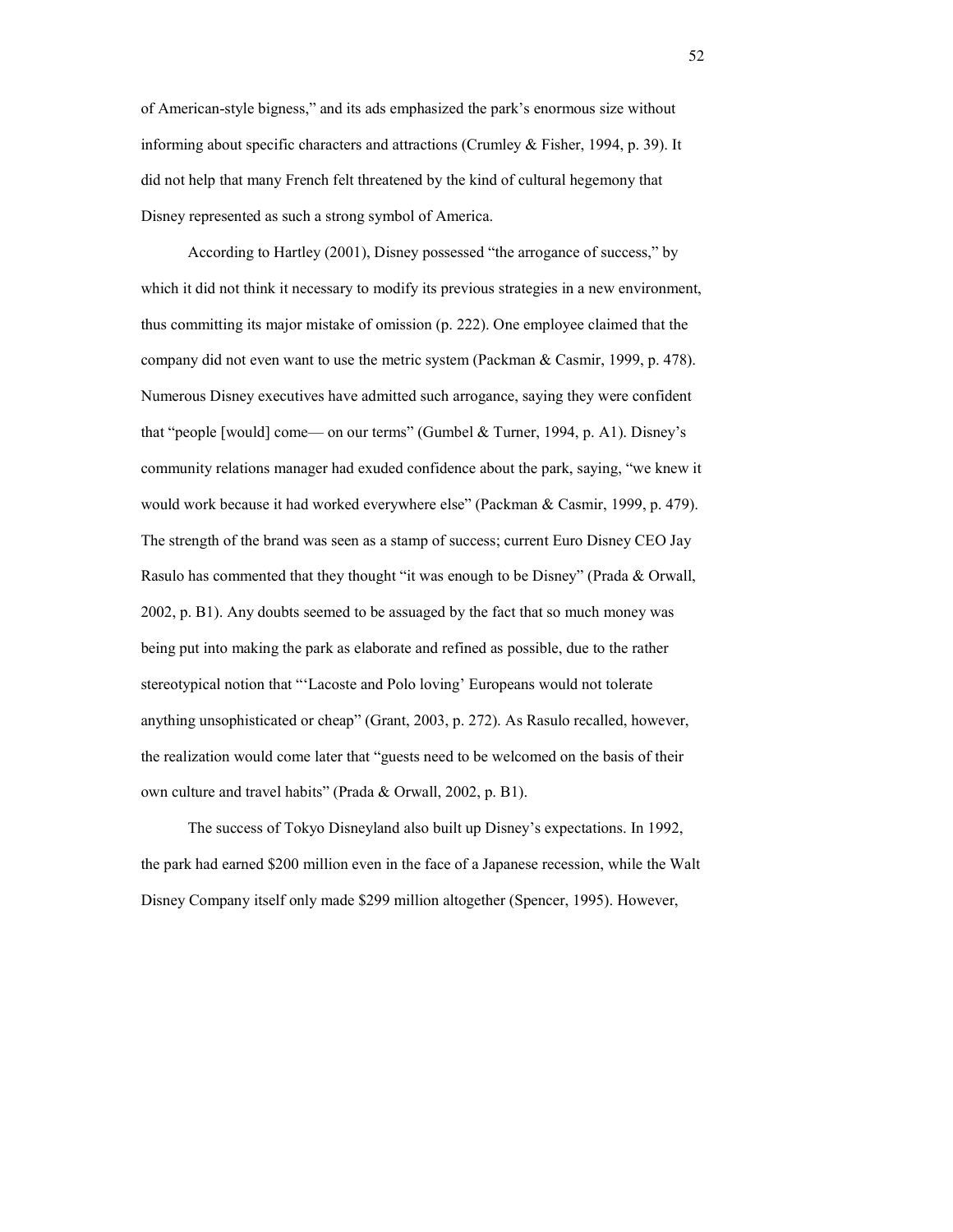of American-style bigness," and its ads emphasized the park's enormous size without informing about specific characters and attractions (Crumley & Fisher, 1994, p. 39). It did not help that many French felt threatened by the kind of cultural hegemony that Disney represented as such a strong symbol of America.

According to Hartley (2001), Disney possessed "the arrogance of success," by which it did not think it necessary to modify its previous strategies in a new environment, thus committing its major mistake of omission (p. 222). One employee claimed that the company did not even want to use the metric system (Packman & Casmir, 1999, p. 478). Numerous Disney executives have admitted such arrogance, saying they were confident that "people [would] come— on our terms" (Gumbel & Turner, 1994, p. A1). Disney's community relations manager had exuded confidence about the park, saying, "we knew it would work because it had worked everywhere else" (Packman & Casmir, 1999, p. 479). The strength of the brand was seen as a stamp of success; current Euro Disney CEO Jay Rasulo has commented that they thought "it was enough to be Disney" (Prada & Orwall, 2002, p. B1). Any doubts seemed to be assuaged by the fact that so much money was being put into making the park as elaborate and refined as possible, due to the rather stereotypical notion that "'Lacoste and Polo loving' Europeans would not tolerate anything unsophisticated or cheap" (Grant, 2003, p. 272). As Rasulo recalled, however, the realization would come later that "guests need to be welcomed on the basis of their own culture and travel habits" (Prada & Orwall, 2002, p. B1).

The success of Tokyo Disneyland also built up Disney's expectations. In 1992, the park had earned $200 million even in the face of a Japanese recession, while the Walt Disney Company itself only made $299 million altogether (Spencer, 1995). However,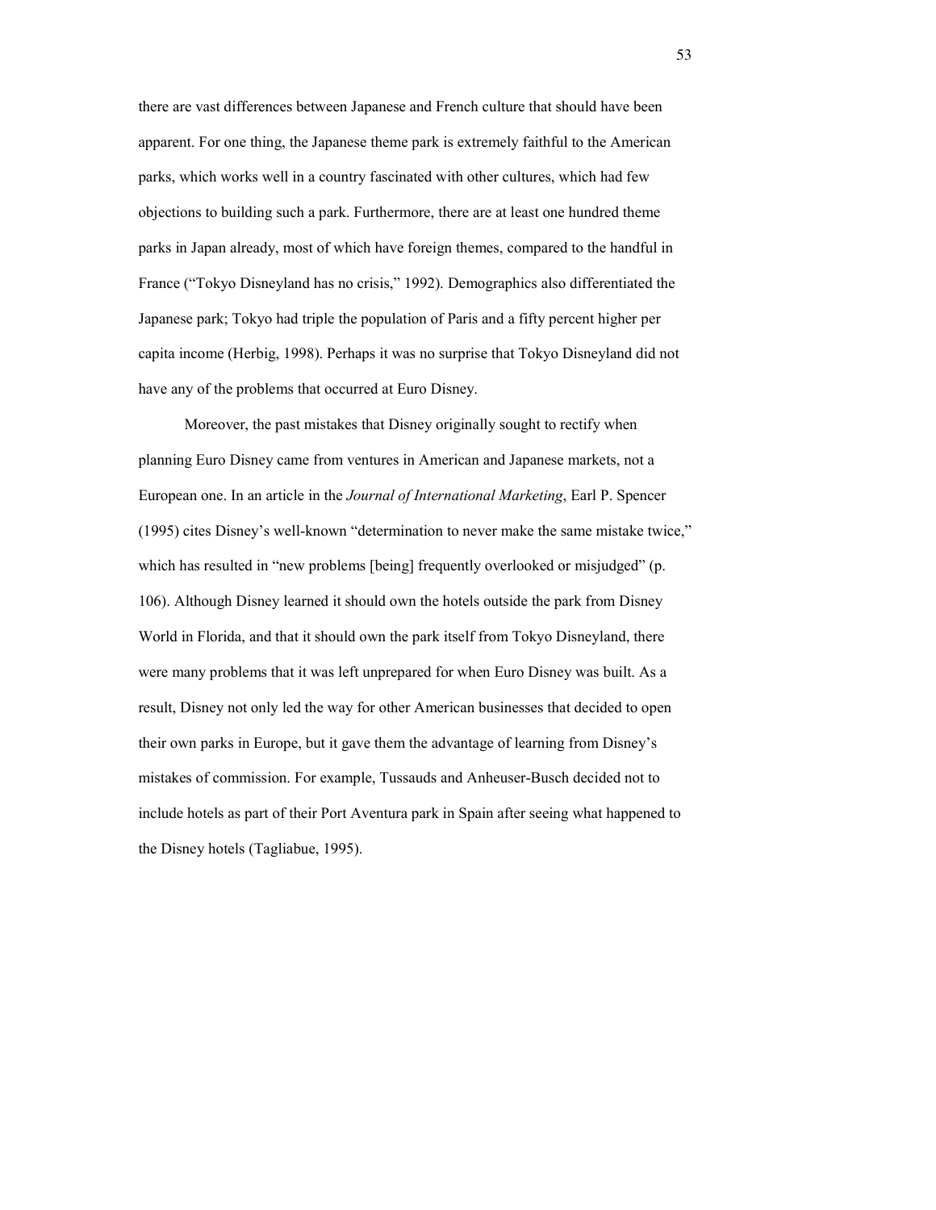there are vast differences between Japanese and French culture that should have been apparent. For one thing, the Japanese theme park is extremely faithful to the American parks, which works well in a country fascinated with other cultures, which had few objections to building such a park. Furthermore, there are at least one hundred theme parks in Japan already, most of which have foreign themes, compared to the handful in France ("Tokyo Disneyland has no crisis," 1992). Demographics also differentiated the Japanese park; Tokyo had triple the population of Paris and a fifty percent higher per capita income (Herbig, 1998). Perhaps it was no surprise that Tokyo Disneyland did not have any of the problems that occurred at Euro Disney.

Moreover, the past mistakes that Disney originally sought to rectify when planning Euro Disney came from ventures in American and Japanese markets, not a European one. In an article in the *Journal of International Marketing*, Earl P. Spencer (1995) cites Disney's well-known "determination to never make the same mistake twice," which has resulted in "new problems [being] frequently overlooked or misjudged" (p. 106). Although Disney learned it should own the hotels outside the park from Disney World in Florida, and that it should own the park itself from Tokyo Disneyland, there were many problems that it was left unprepared for when Euro Disney was built. As a result, Disney not only led the way for other American businesses that decided to open their own parks in Europe, but it gave them the advantage of learning from Disney's mistakes of commission. For example, Tussauds and Anheuser-Busch decided not to include hotels as part of their Port Aventura park in Spain after seeing what happened to the Disney hotels (Tagliabue, 1995).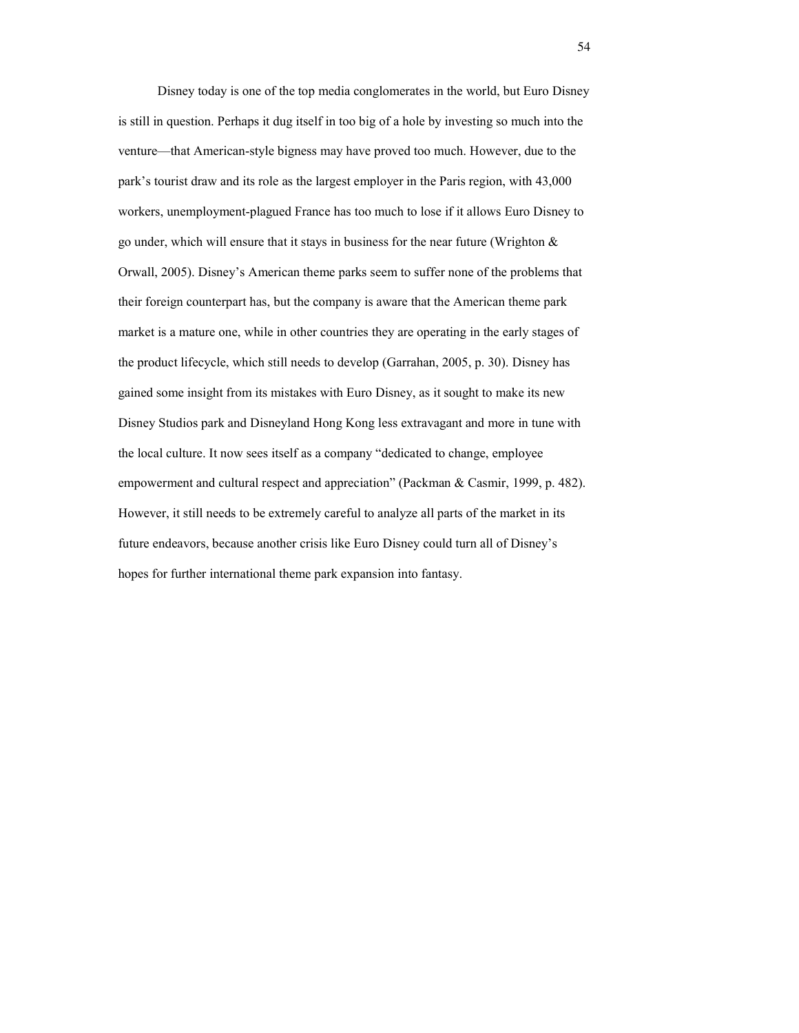Disney today is one of the top media conglomerates in the world, but Euro Disney is still in question. Perhaps it dug itself in too big of a hole by investing so much into the venture—that American-style bigness may have proved too much. However, due to the park's tourist draw and its role as the largest employer in the Paris region, with 43,000 workers, unemployment-plagued France has too much to lose if it allows Euro Disney to go under, which will ensure that it stays in business for the near future (Wrighton & Orwall, 2005). Disney's American theme parks seem to suffer none of the problems that their foreign counterpart has, but the company is aware that the American theme park market is a mature one, while in other countries they are operating in the early stages of the product lifecycle, which still needs to develop (Garrahan, 2005, p. 30). Disney has gained some insight from its mistakes with Euro Disney, as it sought to make its new Disney Studios park and Disneyland Hong Kong less extravagant and more in tune with the local culture. It now sees itself as a company "dedicated to change, employee empowerment and cultural respect and appreciation" (Packman & Casmir, 1999, p. 482). However, it still needs to be extremely careful to analyze all parts of the market in its future endeavors, because another crisis like Euro Disney could turn all of Disney's hopes for further international theme park expansion into fantasy.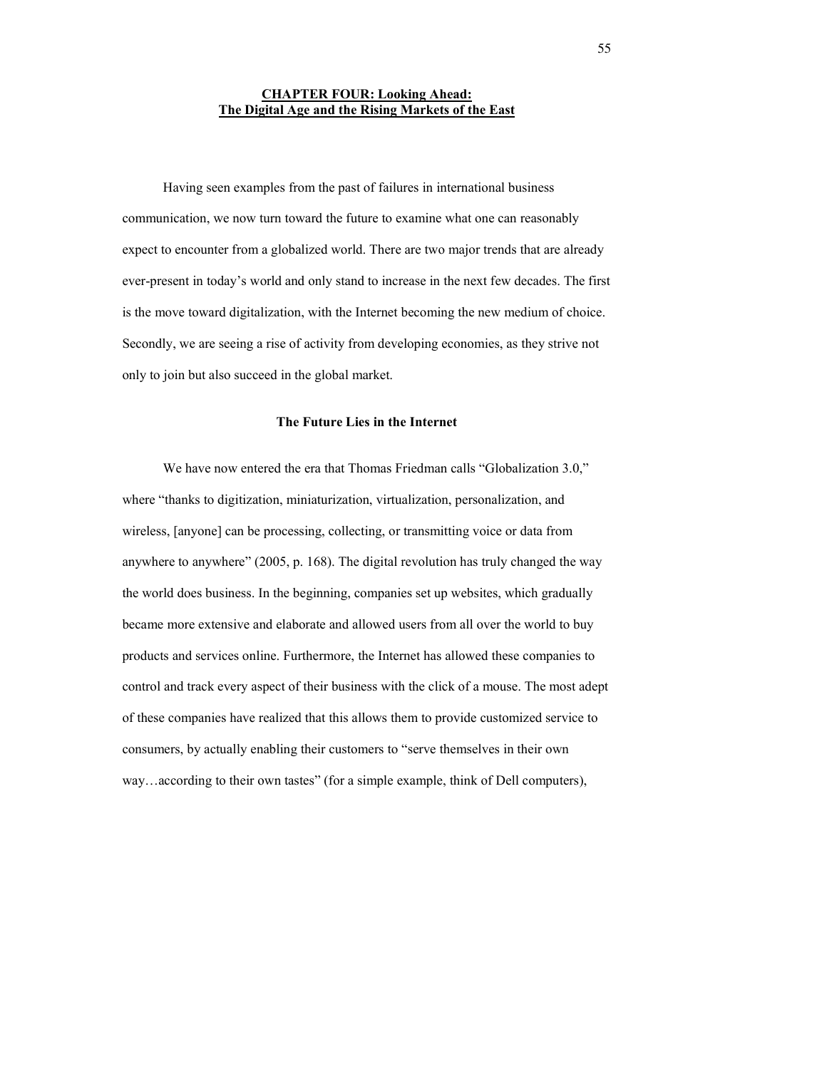# CHAPTER FOUR: Looking Ahead: The Digital Age and the Rising Markets of the East

Having seen examples from the past of failures in international business communication, we now turn toward the future to examine what one can reasonably expect to encounter from a globalized world. There are two major trends that are already ever-present in today's world and only stand to increase in the next few decades. The first is the move toward digitalization, with the Internet becoming the new medium of choice. Secondly, we are seeing a rise of activity from developing economies, as they strive not only to join but also succeed in the global market.

## The Future Lies in the Internet

We have now entered the era that Thomas Friedman calls "Globalization 3.0," where "thanks to digitization, miniaturization, virtualization, personalization, and wireless, [anyone] can be processing, collecting, or transmitting voice or data from anywhere to anywhere" (2005, p. 168). The digital revolution has truly changed the way the world does business. In the beginning, companies set up websites, which gradually became more extensive and elaborate and allowed users from all over the world to buy products and services online. Furthermore, the Internet has allowed these companies to control and track every aspect of their business with the click of a mouse. The most adept of these companies have realized that this allows them to provide customized service to consumers, by actually enabling their customers to "serve themselves in their own way…according to their own tastes" (for a simple example, think of Dell computers),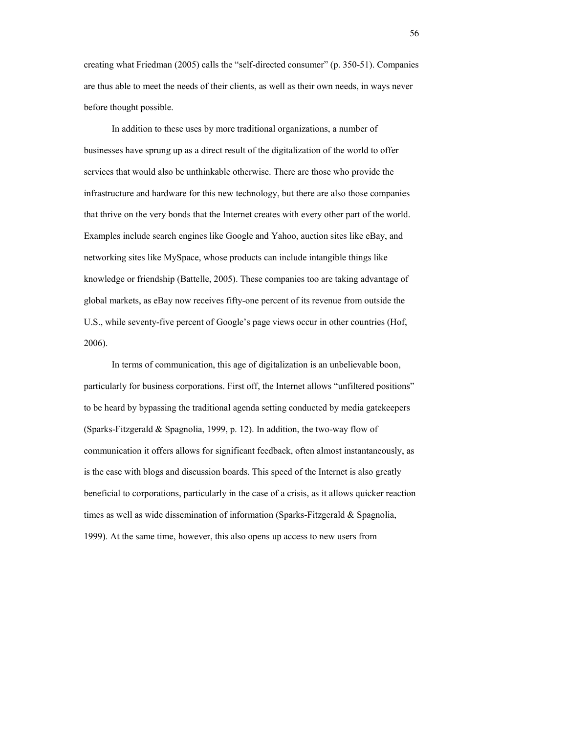creating what Friedman (2005) calls the "self-directed consumer" (p. 350-51). Companies are thus able to meet the needs of their clients, as well as their own needs, in ways never before thought possible.

In addition to these uses by more traditional organizations, a number of businesses have sprung up as a direct result of the digitalization of the world to offer services that would also be unthinkable otherwise. There are those who provide the infrastructure and hardware for this new technology, but there are also those companies that thrive on the very bonds that the Internet creates with every other part of the world. Examples include search engines like Google and Yahoo, auction sites like eBay, and networking sites like MySpace, whose products can include intangible things like knowledge or friendship (Battelle, 2005). These companies too are taking advantage of global markets, as eBay now receives fifty-one percent of its revenue from outside the U.S., while seventy-five percent of Google's page views occur in other countries (Hof, 2006).

In terms of communication, this age of digitalization is an unbelievable boon, particularly for business corporations. First off, the Internet allows "unfiltered positions" to be heard by bypassing the traditional agenda setting conducted by media gatekeepers (Sparks-Fitzgerald & Spagnolia, 1999, p. 12). In addition, the two-way flow of communication it offers allows for significant feedback, often almost instantaneously, as is the case with blogs and discussion boards. This speed of the Internet is also greatly beneficial to corporations, particularly in the case of a crisis, as it allows quicker reaction times as well as wide dissemination of information (Sparks-Fitzgerald & Spagnolia, 1999). At the same time, however, this also opens up access to new users from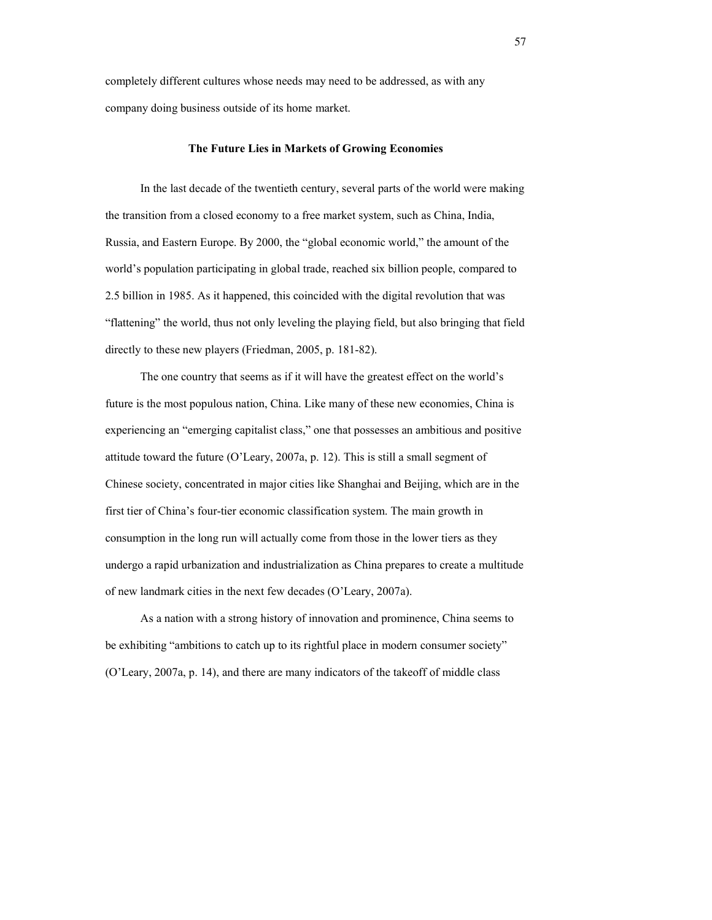completely different cultures whose needs may need to be addressed, as with any company doing business outside of its home market.

### The Future Lies in Markets of Growing Economies

In the last decade of the twentieth century, several parts of the world were making the transition from a closed economy to a free market system, such as China, India, Russia, and Eastern Europe. By 2000, the "global economic world," the amount of the world's population participating in global trade, reached six billion people, compared to 2.5 billion in 1985. As it happened, this coincided with the digital revolution that was "flattening" the world, thus not only leveling the playing field, but also bringing that field directly to these new players (Friedman, 2005, p. 181-82).

The one country that seems as if it will have the greatest effect on the world's future is the most populous nation, China. Like many of these new economies, China is experiencing an "emerging capitalist class," one that possesses an ambitious and positive attitude toward the future (O'Leary, 2007a, p. 12). This is still a small segment of Chinese society, concentrated in major cities like Shanghai and Beijing, which are in the first tier of China's four-tier economic classification system. The main growth in consumption in the long run will actually come from those in the lower tiers as they undergo a rapid urbanization and industrialization as China prepares to create a multitude of new landmark cities in the next few decades (O'Leary, 2007a).

As a nation with a strong history of innovation and prominence, China seems to be exhibiting "ambitions to catch up to its rightful place in modern consumer society" (O'Leary, 2007a, p. 14), and there are many indicators of the takeoff of middle class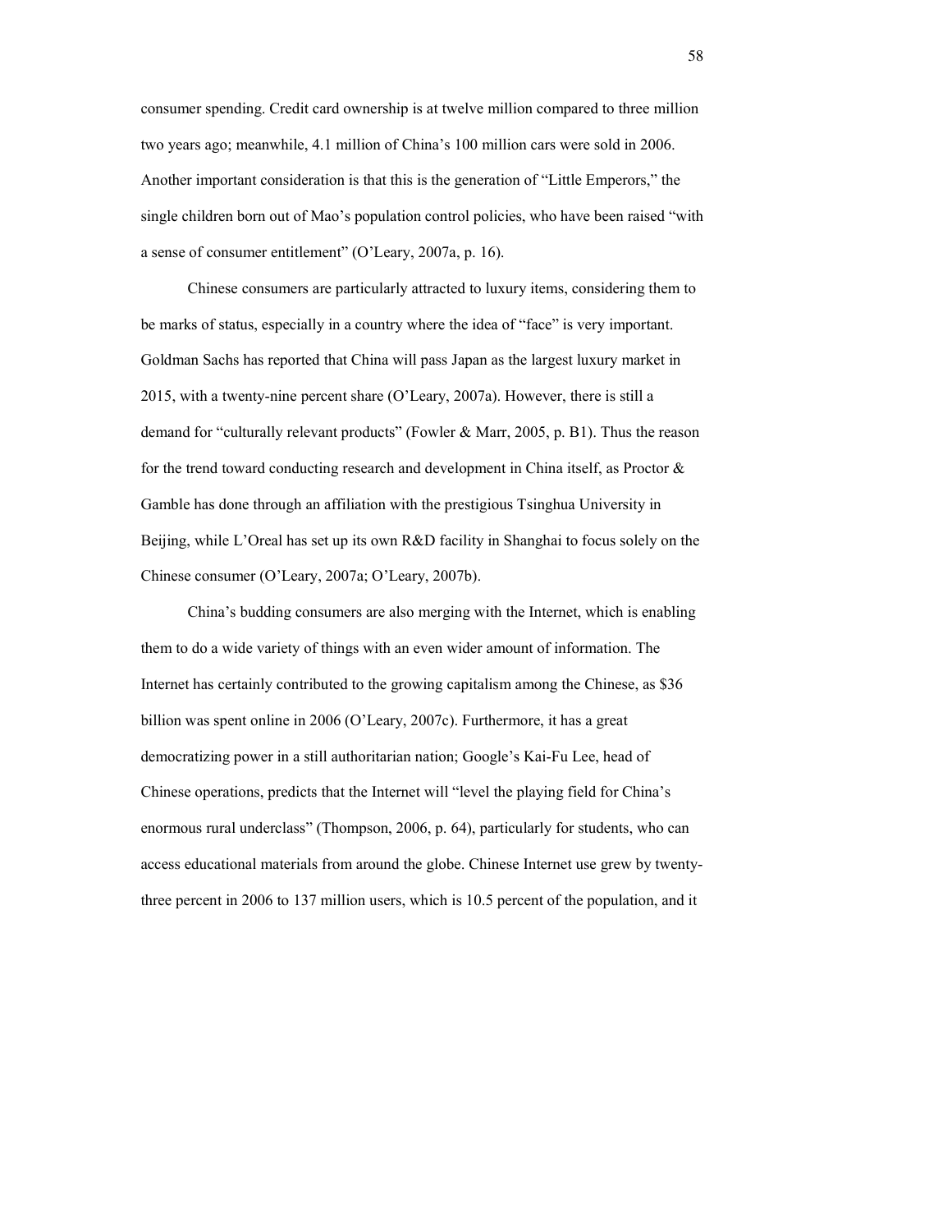consumer spending. Credit card ownership is at twelve million compared to three million two years ago; meanwhile, 4.1 million of China's 100 million cars were sold in 2006. Another important consideration is that this is the generation of "Little Emperors," the single children born out of Mao's population control policies, who have been raised "with a sense of consumer entitlement" (O'Leary, 2007a, p. 16).

Chinese consumers are particularly attracted to luxury items, considering them to be marks of status, especially in a country where the idea of "face" is very important. Goldman Sachs has reported that China will pass Japan as the largest luxury market in 2015, with a twenty-nine percent share (O'Leary, 2007a). However, there is still a demand for "culturally relevant products" (Fowler & Marr, 2005, p. B1). Thus the reason for the trend toward conducting research and development in China itself, as Proctor & Gamble has done through an affiliation with the prestigious Tsinghua University in Beijing, while L'Oreal has set up its own R&D facility in Shanghai to focus solely on the Chinese consumer (O'Leary, 2007a; O'Leary, 2007b).

China's budding consumers are also merging with the Internet, which is enabling them to do a wide variety of things with an even wider amount of information. The Internet has certainly contributed to the growing capitalism among the Chinese, as $36 billion was spent online in 2006 (O'Leary, 2007c). Furthermore, it has a great democratizing power in a still authoritarian nation; Google's Kai-Fu Lee, head of Chinese operations, predicts that the Internet will "level the playing field for China's enormous rural underclass" (Thompson, 2006, p. 64), particularly for students, who can access educational materials from around the globe. Chinese Internet use grew by twenty-three percent in 2006 to 137 million users, which is 10.5 percent of the population, and it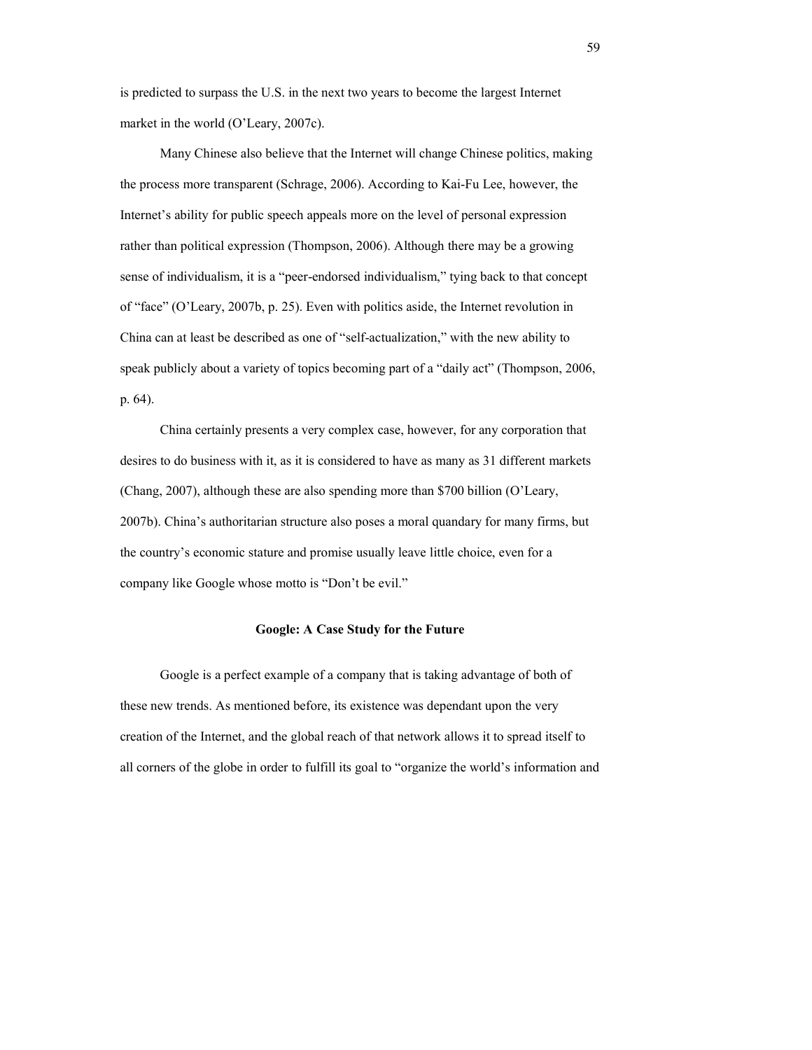is predicted to surpass the U.S. in the next two years to become the largest Internet market in the world (O'Leary, 2007c).

Many Chinese also believe that the Internet will change Chinese politics, making the process more transparent (Schrage, 2006). According to Kai-Fu Lee, however, the Internet's ability for public speech appeals more on the level of personal expression rather than political expression (Thompson, 2006). Although there may be a growing sense of individualism, it is a "peer-endorsed individualism," tying back to that concept of "face" (O'Leary, 2007b, p. 25). Even with politics aside, the Internet revolution in China can at least be described as one of "self-actualization," with the new ability to speak publicly about a variety of topics becoming part of a "daily act" (Thompson, 2006, p. 64).

China certainly presents a very complex case, however, for any corporation that desires to do business with it, as it is considered to have as many as 31 different markets (Chang, 2007), although these are also spending more than $700 billion (O'Leary, 2007b). China's authoritarian structure also poses a moral quandary for many firms, but the country's economic stature and promise usually leave little choice, even for a company like Google whose motto is "Don't be evil."

## Google: A Case Study for the Future

Google is a perfect example of a company that is taking advantage of both of these new trends. As mentioned before, its existence was dependant upon the very creation of the Internet, and the global reach of that network allows it to spread itself to all corners of the globe in order to fulfill its goal to "organize the world's information and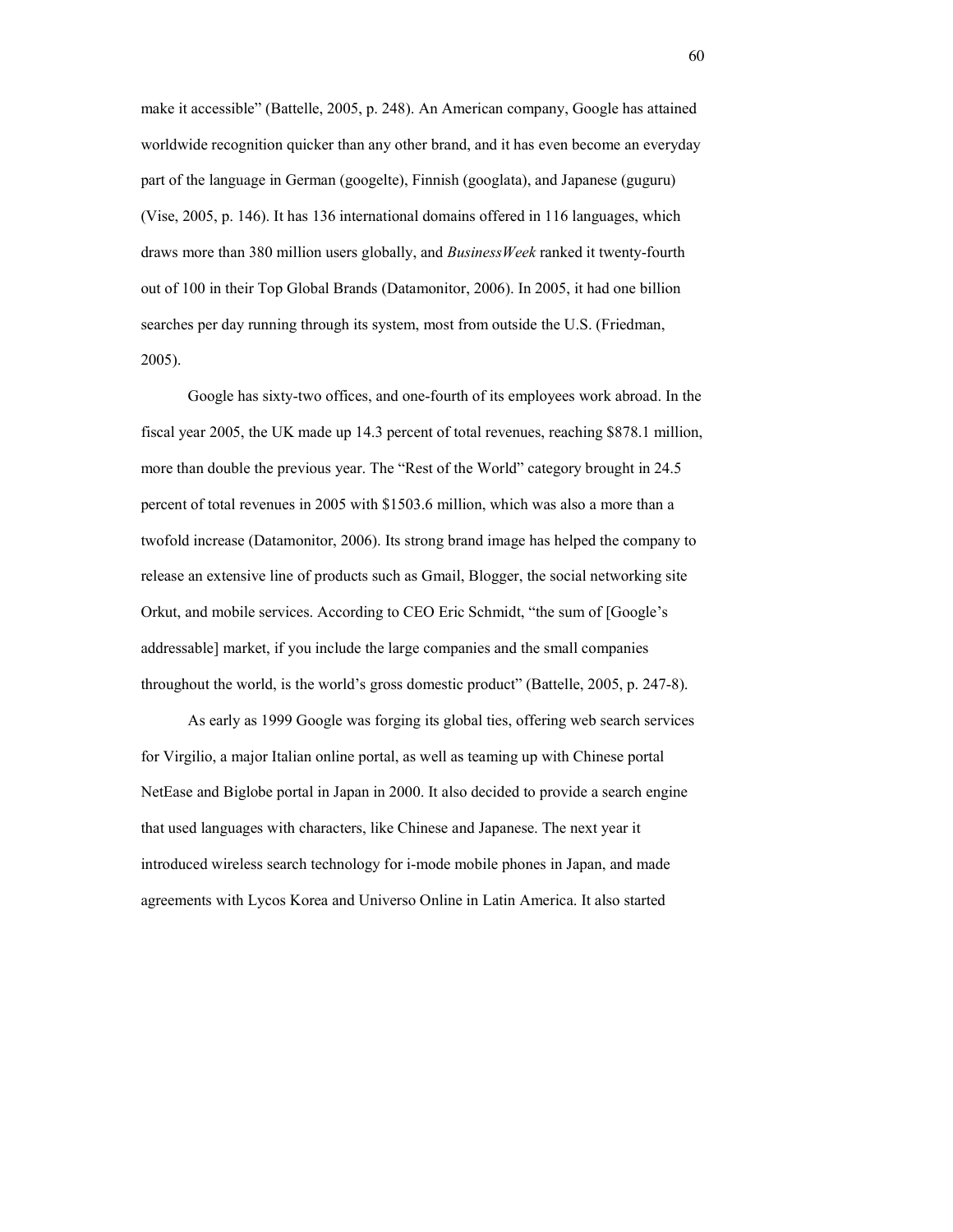make it accessible" (Battelle, 2005, p. 248). An American company, Google has attained worldwide recognition quicker than any other brand, and it has even become an everyday part of the language in German (googelte), Finnish (googlata), and Japanese (guguru) (Vise, 2005, p. 146). It has 136 international domains offered in 116 languages, which draws more than 380 million users globally, and *BusinessWeek* ranked it twenty-fourth out of 100 in their Top Global Brands (Datamonitor, 2006). In 2005, it had one billion searches per day running through its system, most from outside the U.S. (Friedman, 2005).

Google has sixty-two offices, and one-fourth of its employees work abroad. In the fiscal year 2005, the UK made up 14.3 percent of total revenues, reaching $878.1 million, more than double the previous year. The "Rest of the World" category brought in 24.5 percent of total revenues in 2005 with $1503.6 million, which was also a more than a twofold increase (Datamonitor, 2006). Its strong brand image has helped the company to release an extensive line of products such as Gmail, Blogger, the social networking site Orkut, and mobile services. According to CEO Eric Schmidt, "the sum of [Google's addressable] market, if you include the large companies and the small companies throughout the world, is the world's gross domestic product" (Battelle, 2005, p. 247-8).

As early as 1999 Google was forging its global ties, offering web search services for Virgilio, a major Italian online portal, as well as teaming up with Chinese portal NetEase and Biglobe portal in Japan in 2000. It also decided to provide a search engine that used languages with characters, like Chinese and Japanese. The next year it introduced wireless search technology for i-mode mobile phones in Japan, and made agreements with Lycos Korea and Universo Online in Latin America. It also started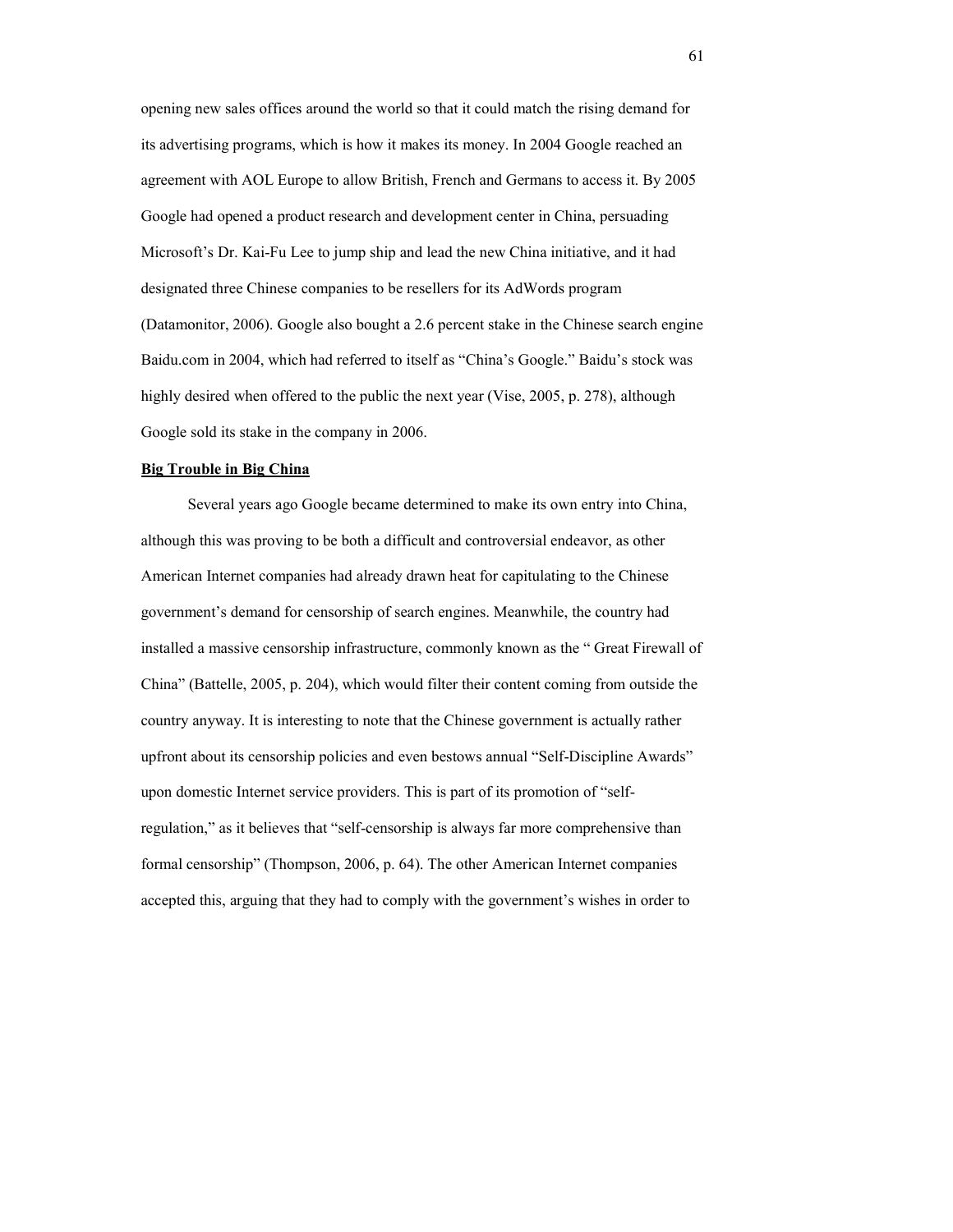opening new sales offices around the world so that it could match the rising demand for its advertising programs, which is how it makes its money. In 2004 Google reached an agreement with AOL Europe to allow British, French and Germans to access it. By 2005 Google had opened a product research and development center in China, persuading Microsoft's Dr. Kai-Fu Lee to jump ship and lead the new China initiative, and it had designated three Chinese companies to be resellers for its AdWords program (Datamonitor, 2006). Google also bought a 2.6 percent stake in the Chinese search engine Baidu.com in 2004, which had referred to itself as "China's Google." Baidu's stock was highly desired when offered to the public the next year (Vise, 2005, p. 278), although Google sold its stake in the company in 2006.

**Big Trouble in Big China**

Several years ago Google became determined to make its own entry into China, although this was proving to be both a difficult and controversial endeavor, as other American Internet companies had already drawn heat for capitulating to the Chinese government's demand for censorship of search engines. Meanwhile, the country had installed a massive censorship infrastructure, commonly known as the " Great Firewall of China" (Battelle, 2005, p. 204), which would filter their content coming from outside the country anyway. It is interesting to note that the Chinese government is actually rather upfront about its censorship policies and even bestows annual "Self-Discipline Awards" upon domestic Internet service providers. This is part of its promotion of "self-regulation," as it believes that "self-censorship is always far more comprehensive than formal censorship" (Thompson, 2006, p. 64). The other American Internet companies accepted this, arguing that they had to comply with the government's wishes in order to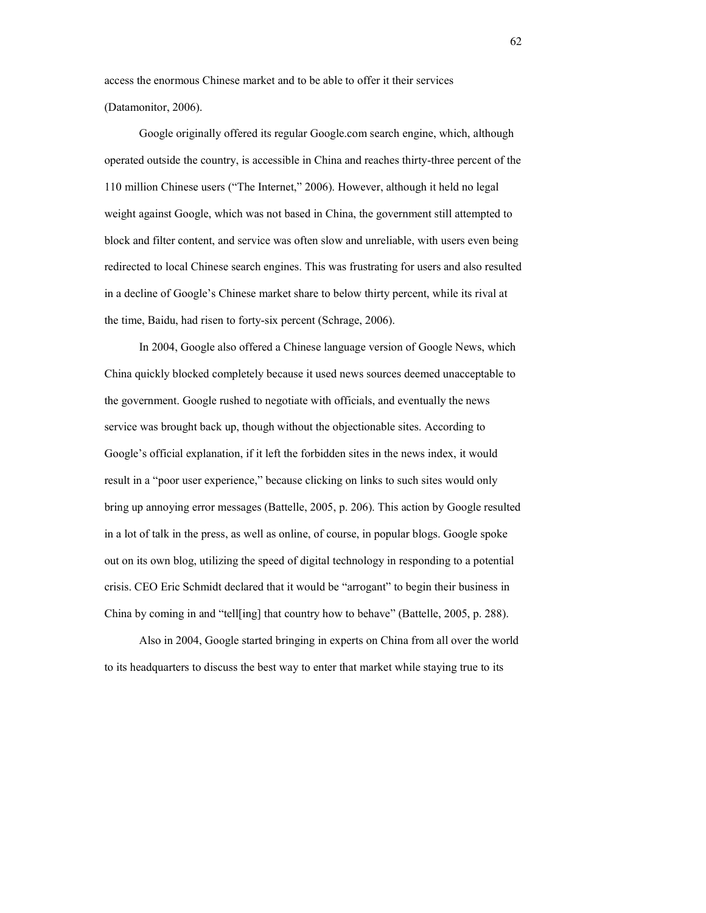access the enormous Chinese market and to be able to offer it their services (Datamonitor, 2006).

Google originally offered its regular Google.com search engine, which, although operated outside the country, is accessible in China and reaches thirty-three percent of the 110 million Chinese users ("The Internet," 2006). However, although it held no legal weight against Google, which was not based in China, the government still attempted to block and filter content, and service was often slow and unreliable, with users even being redirected to local Chinese search engines. This was frustrating for users and also resulted in a decline of Google's Chinese market share to below thirty percent, while its rival at the time, Baidu, had risen to forty-six percent (Schrage, 2006).

In 2004, Google also offered a Chinese language version of Google News, which China quickly blocked completely because it used news sources deemed unacceptable to the government. Google rushed to negotiate with officials, and eventually the news service was brought back up, though without the objectionable sites. According to Google's official explanation, if it left the forbidden sites in the news index, it would result in a "poor user experience," because clicking on links to such sites would only bring up annoying error messages (Battelle, 2005, p. 206). This action by Google resulted in a lot of talk in the press, as well as online, of course, in popular blogs. Google spoke out on its own blog, utilizing the speed of digital technology in responding to a potential crisis. CEO Eric Schmidt declared that it would be "arrogant" to begin their business in China by coming in and "tell[ing] that country how to behave" (Battelle, 2005, p. 288).

Also in 2004, Google started bringing in experts on China from all over the world to its headquarters to discuss the best way to enter that market while staying true to its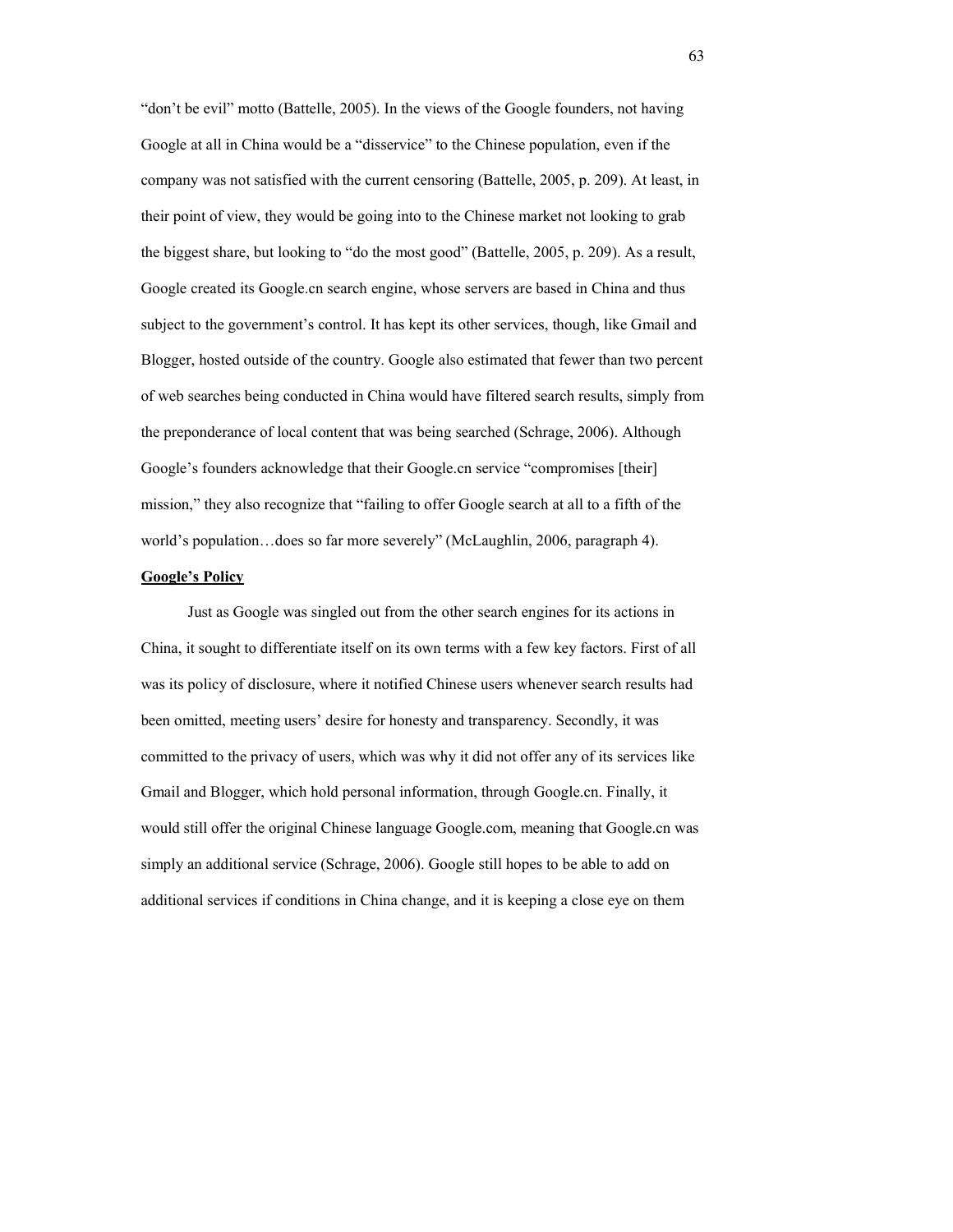“don’t be evil” motto (Battelle, 2005). In the views of the Google founders, not having Google at all in China would be a “disservice” to the Chinese population, even if the company was not satisfied with the current censoring (Battelle, 2005, p. 209). At least, in their point of view, they would be going into to the Chinese market not looking to grab the biggest share, but looking to “do the most good” (Battelle, 2005, p. 209). As a result, Google created its Google.cn search engine, whose servers are based in China and thus subject to the government’s control. It has kept its other services, though, like Gmail and Blogger, hosted outside of the country. Google also estimated that fewer than two percent of web searches being conducted in China would have filtered search results, simply from the preponderance of local content that was being searched (Schrage, 2006). Although Google’s founders acknowledge that their Google.cn service “compromises [their] mission,” they also recognize that “failing to offer Google search at all to a fifth of the world’s population…does so far more severely” (McLaughlin, 2006, paragraph 4).

**Google’s Policy**

Just as Google was singled out from the other search engines for its actions in China, it sought to differentiate itself on its own terms with a few key factors. First of all was its policy of disclosure, where it notified Chinese users whenever search results had been omitted, meeting users’ desire for honesty and transparency. Secondly, it was committed to the privacy of users, which was why it did not offer any of its services like Gmail and Blogger, which hold personal information, through Google.cn. Finally, it would still offer the original Chinese language Google.com, meaning that Google.cn was simply an additional service (Schrage, 2006). Google still hopes to be able to add on additional services if conditions in China change, and it is keeping a close eye on them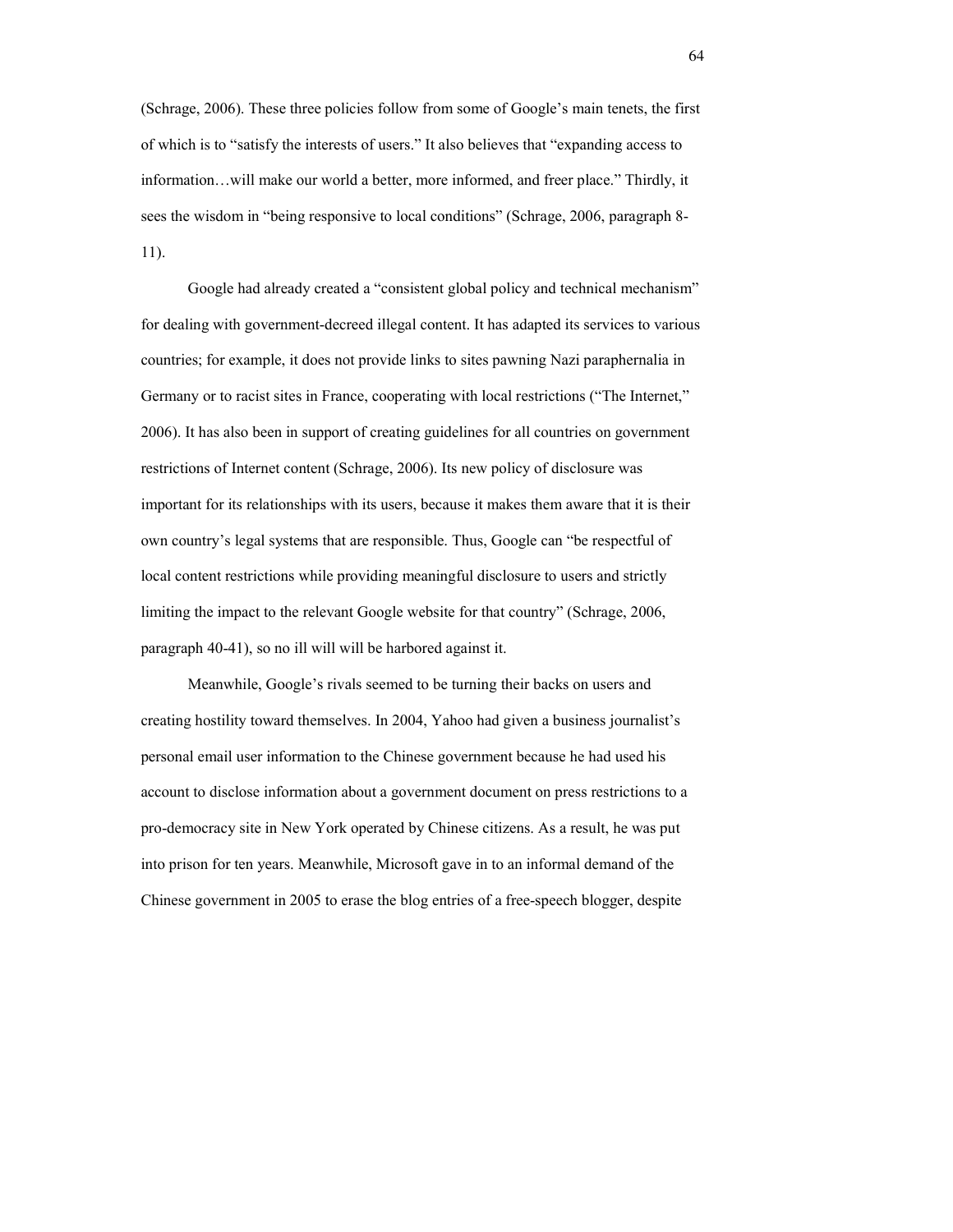(Schrage, 2006). These three policies follow from some of Google's main tenets, the first of which is to "satisfy the interests of users." It also believes that "expanding access to information…will make our world a better, more informed, and freer place." Thirdly, it sees the wisdom in "being responsive to local conditions" (Schrage, 2006, paragraph 8-11).

Google had already created a "consistent global policy and technical mechanism" for dealing with government-decreed illegal content. It has adapted its services to various countries; for example, it does not provide links to sites pawning Nazi paraphernalia in Germany or to racist sites in France, cooperating with local restrictions ("The Internet," 2006). It has also been in support of creating guidelines for all countries on government restrictions of Internet content (Schrage, 2006). Its new policy of disclosure was important for its relationships with its users, because it makes them aware that it is their own country's legal systems that are responsible. Thus, Google can "be respectful of local content restrictions while providing meaningful disclosure to users and strictly limiting the impact to the relevant Google website for that country" (Schrage, 2006, paragraph 40-41), so no ill will will be harbored against it.

Meanwhile, Google's rivals seemed to be turning their backs on users and creating hostility toward themselves. In 2004, Yahoo had given a business journalist's personal email user information to the Chinese government because he had used his account to disclose information about a government document on press restrictions to a pro-democracy site in New York operated by Chinese citizens. As a result, he was put into prison for ten years. Meanwhile, Microsoft gave in to an informal demand of the Chinese government in 2005 to erase the blog entries of a free-speech blogger, despite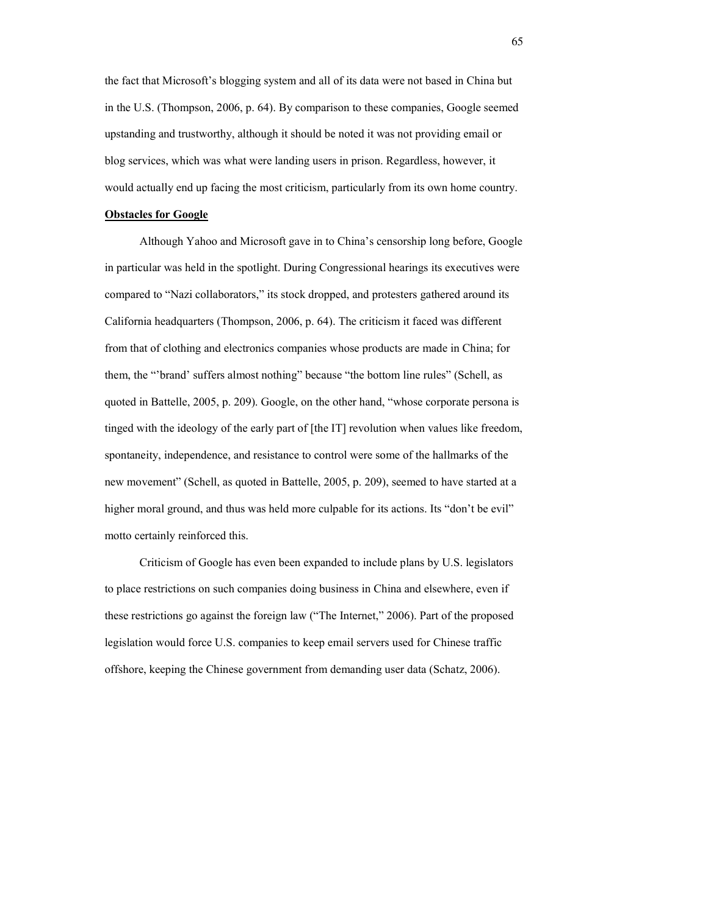the fact that Microsoft's blogging system and all of its data were not based in China but in the U.S. (Thompson, 2006, p. 64). By comparison to these companies, Google seemed upstanding and trustworthy, although it should be noted it was not providing email or blog services, which was what were landing users in prison. Regardless, however, it would actually end up facing the most criticism, particularly from its own home country.

**Obstacles for Google**

Although Yahoo and Microsoft gave in to China's censorship long before, Google in particular was held in the spotlight. During Congressional hearings its executives were compared to "Nazi collaborators," its stock dropped, and protesters gathered around its California headquarters (Thompson, 2006, p. 64). The criticism it faced was different from that of clothing and electronics companies whose products are made in China; for them, the "'brand' suffers almost nothing" because "the bottom line rules" (Schell, as quoted in Battelle, 2005, p. 209). Google, on the other hand, "whose corporate persona is tinged with the ideology of the early part of [the IT] revolution when values like freedom, spontaneity, independence, and resistance to control were some of the hallmarks of the new movement" (Schell, as quoted in Battelle, 2005, p. 209), seemed to have started at a higher moral ground, and thus was held more culpable for its actions. Its "don't be evil" motto certainly reinforced this.

Criticism of Google has even been expanded to include plans by U.S. legislators to place restrictions on such companies doing business in China and elsewhere, even if these restrictions go against the foreign law ("The Internet," 2006). Part of the proposed legislation would force U.S. companies to keep email servers used for Chinese traffic offshore, keeping the Chinese government from demanding user data (Schatz, 2006).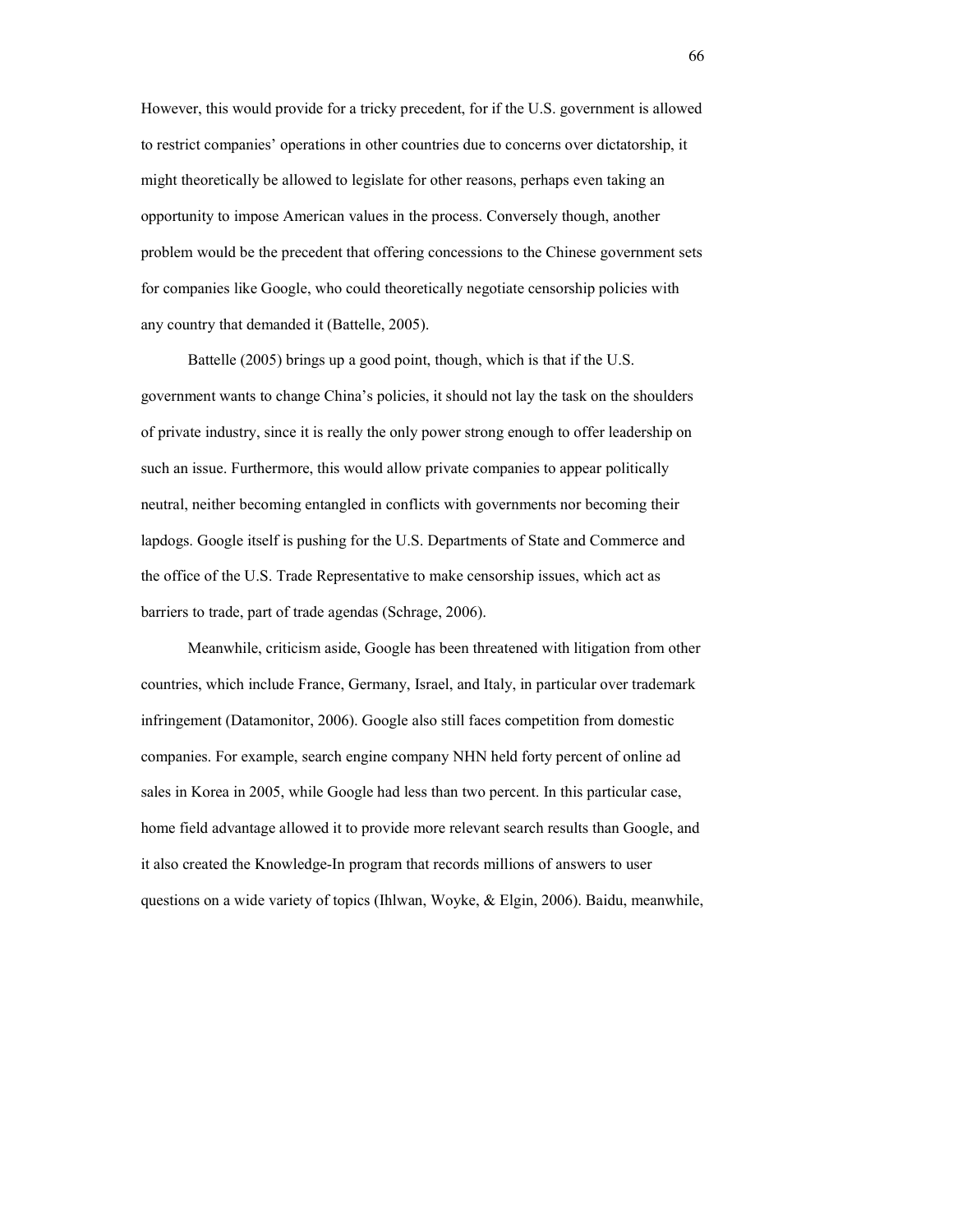However, this would provide for a tricky precedent, for if the U.S. government is allowed to restrict companies' operations in other countries due to concerns over dictatorship, it might theoretically be allowed to legislate for other reasons, perhaps even taking an opportunity to impose American values in the process. Conversely though, another problem would be the precedent that offering concessions to the Chinese government sets for companies like Google, who could theoretically negotiate censorship policies with any country that demanded it (Battelle, 2005).

Battelle (2005) brings up a good point, though, which is that if the U.S. government wants to change China's policies, it should not lay the task on the shoulders of private industry, since it is really the only power strong enough to offer leadership on such an issue. Furthermore, this would allow private companies to appear politically neutral, neither becoming entangled in conflicts with governments nor becoming their lapdogs. Google itself is pushing for the U.S. Departments of State and Commerce and the office of the U.S. Trade Representative to make censorship issues, which act as barriers to trade, part of trade agendas (Schrage, 2006).

Meanwhile, criticism aside, Google has been threatened with litigation from other countries, which include France, Germany, Israel, and Italy, in particular over trademark infringement (Datamonitor, 2006). Google also still faces competition from domestic companies. For example, search engine company NHN held forty percent of online ad sales in Korea in 2005, while Google had less than two percent. In this particular case, home field advantage allowed it to provide more relevant search results than Google, and it also created the Knowledge-In program that records millions of answers to user questions on a wide variety of topics (Ihlwan, Woyke, & Elgin, 2006). Baidu, meanwhile,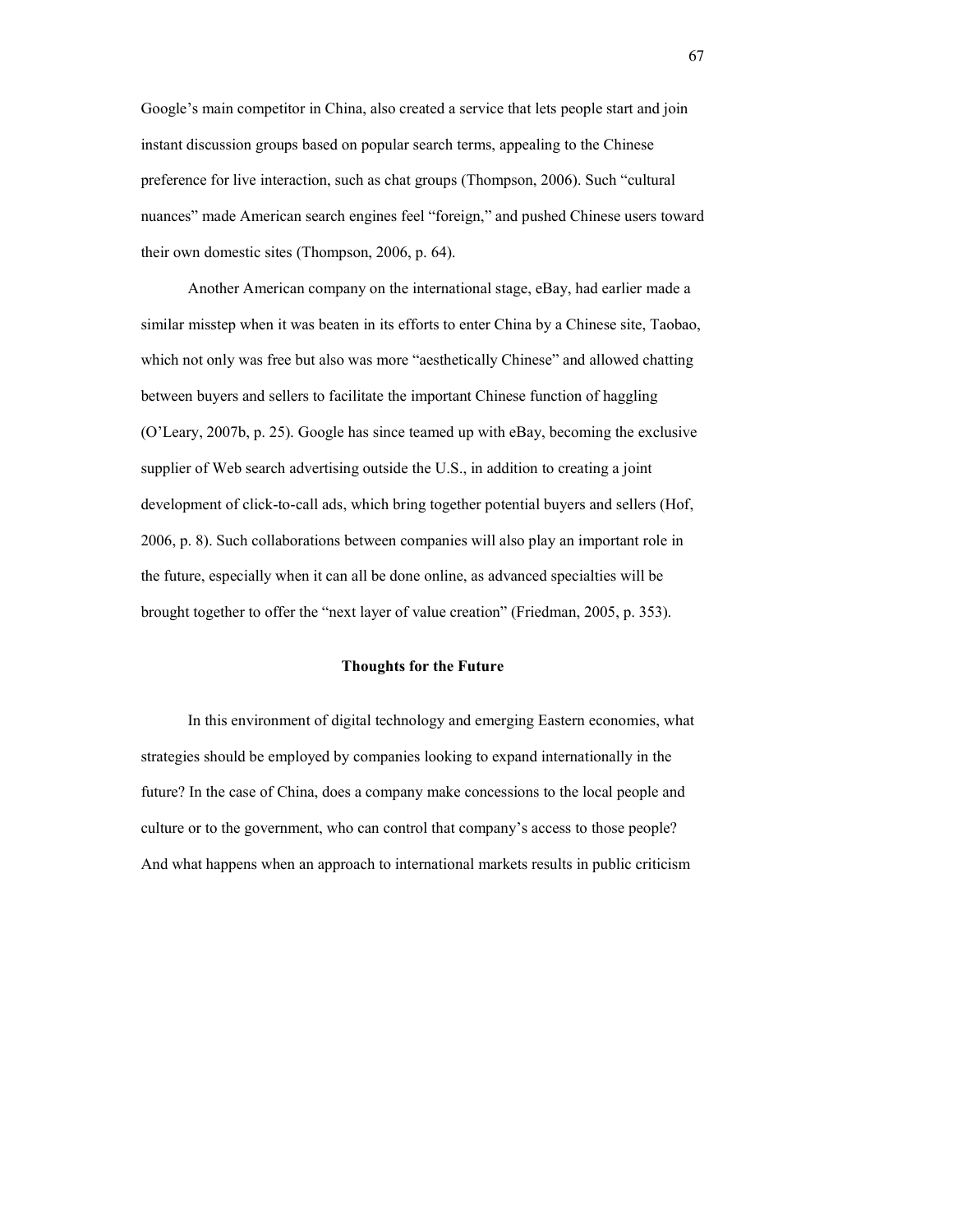Google's main competitor in China, also created a service that lets people start and join instant discussion groups based on popular search terms, appealing to the Chinese preference for live interaction, such as chat groups (Thompson, 2006). Such "cultural nuances" made American search engines feel "foreign," and pushed Chinese users toward their own domestic sites (Thompson, 2006, p. 64).

Another American company on the international stage, eBay, had earlier made a similar misstep when it was beaten in its efforts to enter China by a Chinese site, Taobao, which not only was free but also was more "aesthetically Chinese" and allowed chatting between buyers and sellers to facilitate the important Chinese function of haggling (O'Leary, 2007b, p. 25). Google has since teamed up with eBay, becoming the exclusive supplier of Web search advertising outside the U.S., in addition to creating a joint development of click-to-call ads, which bring together potential buyers and sellers (Hof, 2006, p. 8). Such collaborations between companies will also play an important role in the future, especially when it can all be done online, as advanced specialties will be brought together to offer the "next layer of value creation" (Friedman, 2005, p. 353).

## Thoughts for the Future

In this environment of digital technology and emerging Eastern economies, what strategies should be employed by companies looking to expand internationally in the future? In the case of China, does a company make concessions to the local people and culture or to the government, who can control that company's access to those people? And what happens when an approach to international markets results in public criticism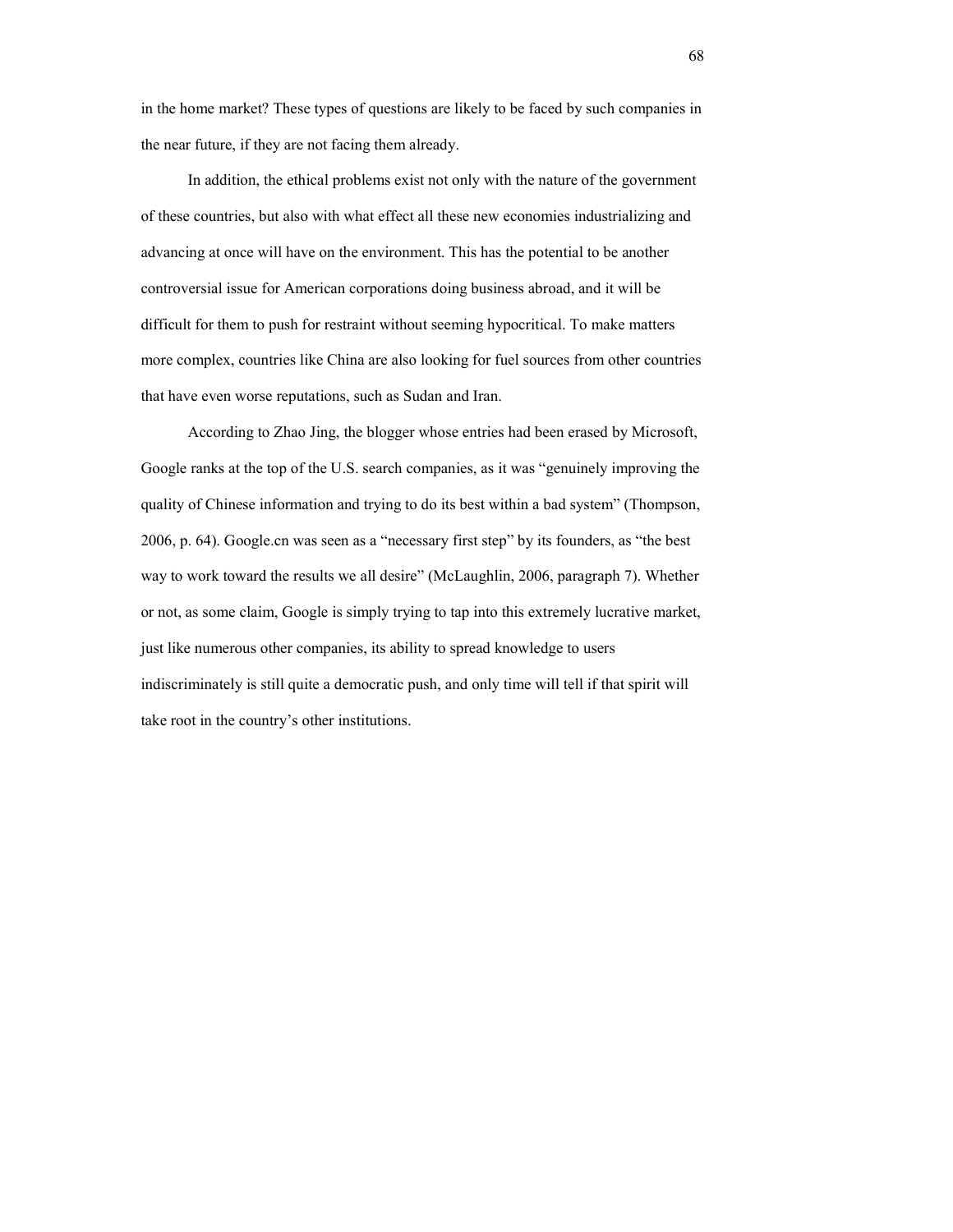in the home market? These types of questions are likely to be faced by such companies in the near future, if they are not facing them already.

In addition, the ethical problems exist not only with the nature of the government of these countries, but also with what effect all these new economies industrializing and advancing at once will have on the environment. This has the potential to be another controversial issue for American corporations doing business abroad, and it will be difficult for them to push for restraint without seeming hypocritical. To make matters more complex, countries like China are also looking for fuel sources from other countries that have even worse reputations, such as Sudan and Iran.

According to Zhao Jing, the blogger whose entries had been erased by Microsoft, Google ranks at the top of the U.S. search companies, as it was "genuinely improving the quality of Chinese information and trying to do its best within a bad system" (Thompson, 2006, p. 64). Google.cn was seen as a "necessary first step" by its founders, as "the best way to work toward the results we all desire" (McLaughlin, 2006, paragraph 7). Whether or not, as some claim, Google is simply trying to tap into this extremely lucrative market, just like numerous other companies, its ability to spread knowledge to users indiscriminately is still quite a democratic push, and only time will tell if that spirit will take root in the country's other institutions.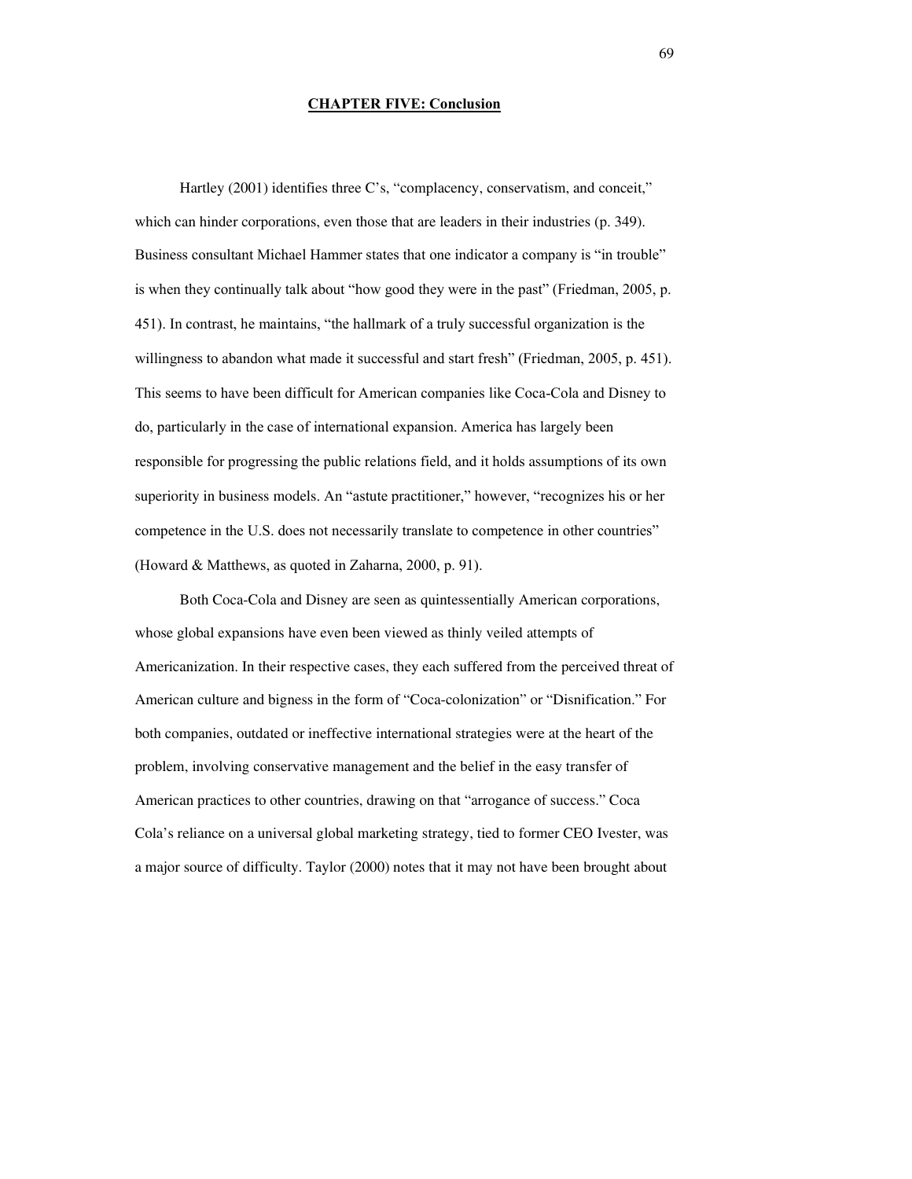## CHAPTER FIVE: Conclusion

Hartley (2001) identifies three C's, "complacency, conservatism, and conceit," which can hinder corporations, even those that are leaders in their industries (p. 349). Business consultant Michael Hammer states that one indicator a company is "in trouble" is when they continually talk about "how good they were in the past" (Friedman, 2005, p. 451). In contrast, he maintains, "the hallmark of a truly successful organization is the willingness to abandon what made it successful and start fresh" (Friedman, 2005, p. 451). This seems to have been difficult for American companies like Coca-Cola and Disney to do, particularly in the case of international expansion. America has largely been responsible for progressing the public relations field, and it holds assumptions of its own superiority in business models. An "astute practitioner," however, "recognizes his or her competence in the U.S. does not necessarily translate to competence in other countries" (Howard & Matthews, as quoted in Zaharna, 2000, p. 91).

Both Coca-Cola and Disney are seen as quintessentially American corporations, whose global expansions have even been viewed as thinly veiled attempts of Americanization. In their respective cases, they each suffered from the perceived threat of American culture and bigness in the form of "Coca-colonization" or "Disnification." For both companies, outdated or ineffective international strategies were at the heart of the problem, involving conservative management and the belief in the easy transfer of American practices to other countries, drawing on that "arrogance of success." Coca Cola's reliance on a universal global marketing strategy, tied to former CEO Ivester, was a major source of difficulty. Taylor (2000) notes that it may not have been brought about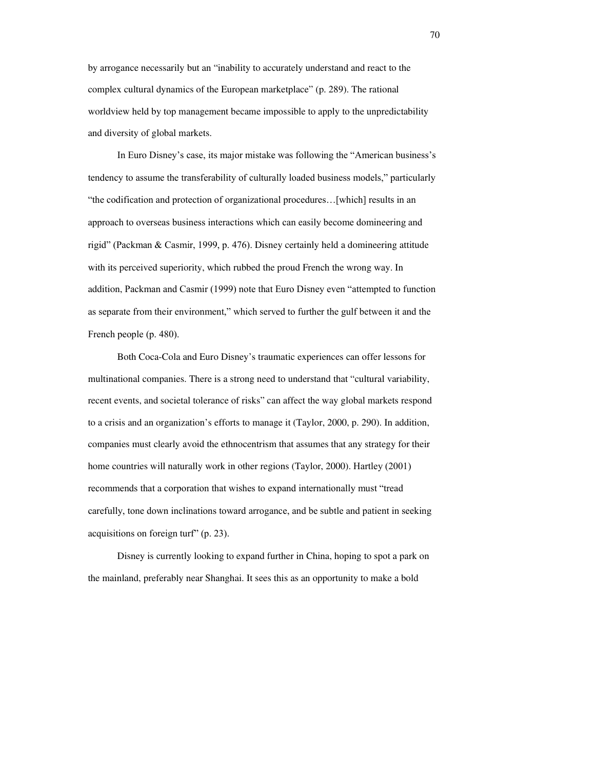by arrogance necessarily but an "inability to accurately understand and react to the complex cultural dynamics of the European marketplace" (p. 289). The rational worldview held by top management became impossible to apply to the unpredictability and diversity of global markets.

In Euro Disney's case, its major mistake was following the "American business's tendency to assume the transferability of culturally loaded business models," particularly "the codification and protection of organizational procedures…[which] results in an approach to overseas business interactions which can easily become domineering and rigid" (Packman & Casmir, 1999, p. 476). Disney certainly held a domineering attitude with its perceived superiority, which rubbed the proud French the wrong way. In addition, Packman and Casmir (1999) note that Euro Disney even "attempted to function as separate from their environment," which served to further the gulf between it and the French people (p. 480).

Both Coca-Cola and Euro Disney's traumatic experiences can offer lessons for multinational companies. There is a strong need to understand that "cultural variability, recent events, and societal tolerance of risks" can affect the way global markets respond to a crisis and an organization's efforts to manage it (Taylor, 2000, p. 290). In addition, companies must clearly avoid the ethnocentrism that assumes that any strategy for their home countries will naturally work in other regions (Taylor, 2000). Hartley (2001) recommends that a corporation that wishes to expand internationally must "tread carefully, tone down inclinations toward arrogance, and be subtle and patient in seeking acquisitions on foreign turf" (p. 23).

Disney is currently looking to expand further in China, hoping to spot a park on the mainland, preferably near Shanghai. It sees this as an opportunity to make a bold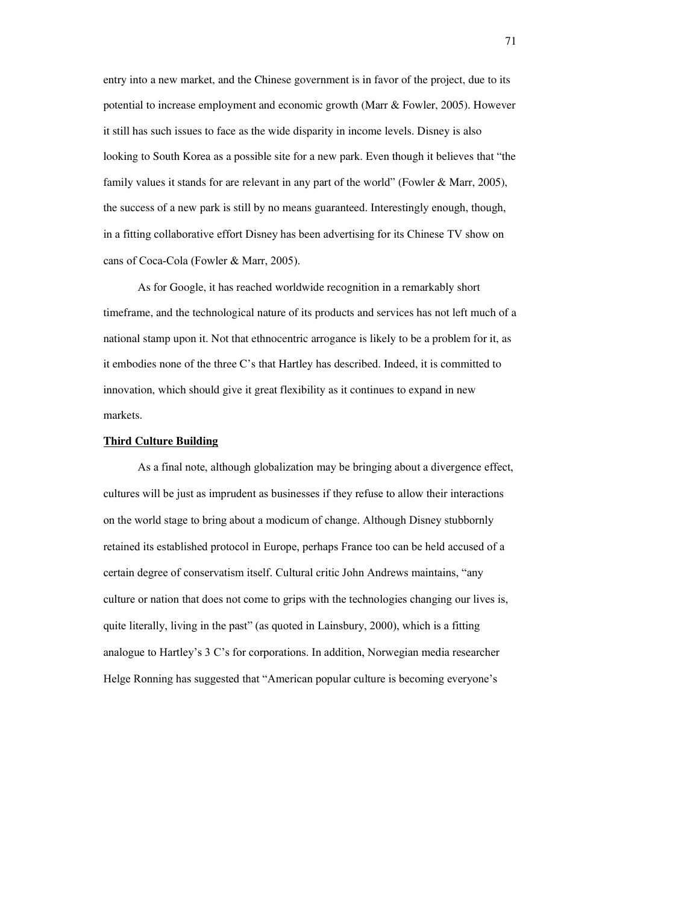entry into a new market, and the Chinese government is in favor of the project, due to its potential to increase employment and economic growth (Marr & Fowler, 2005). However it still has such issues to face as the wide disparity in income levels. Disney is also looking to South Korea as a possible site for a new park. Even though it believes that "the family values it stands for are relevant in any part of the world" (Fowler & Marr, 2005), the success of a new park is still by no means guaranteed. Interestingly enough, though, in a fitting collaborative effort Disney has been advertising for its Chinese TV show on cans of Coca-Cola (Fowler & Marr, 2005).

As for Google, it has reached worldwide recognition in a remarkably short timeframe, and the technological nature of its products and services has not left much of a national stamp upon it. Not that ethnocentric arrogance is likely to be a problem for it, as it embodies none of the three C's that Hartley has described. Indeed, it is committed to innovation, which should give it great flexibility as it continues to expand in new markets.

**Third Culture Building**

As a final note, although globalization may be bringing about a divergence effect, cultures will be just as imprudent as businesses if they refuse to allow their interactions on the world stage to bring about a modicum of change. Although Disney stubbornly retained its established protocol in Europe, perhaps France too can be held accused of a certain degree of conservatism itself. Cultural critic John Andrews maintains, "any culture or nation that does not come to grips with the technologies changing our lives is, quite literally, living in the past" (as quoted in Lainsbury, 2000), which is a fitting analogue to Hartley's 3 C's for corporations. In addition, Norwegian media researcher Helge Ronning has suggested that "American popular culture is becoming everyone's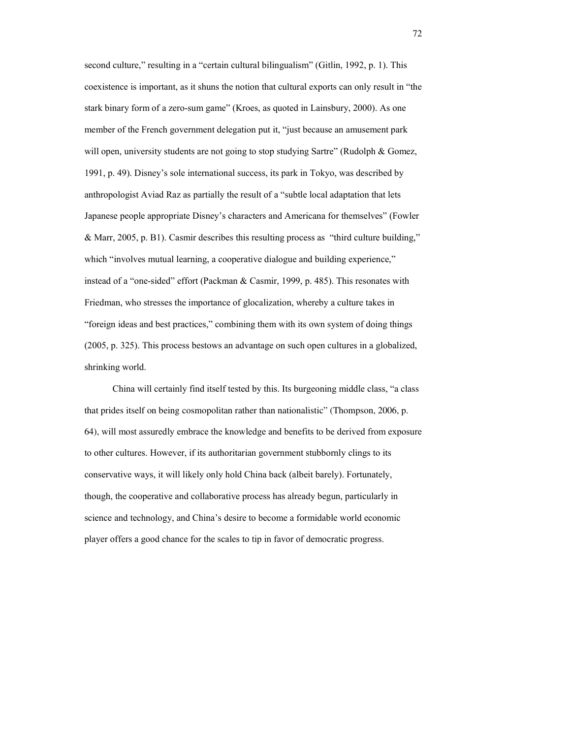second culture," resulting in a "certain cultural bilingualism" (Gitlin, 1992, p. 1). This coexistence is important, as it shuns the notion that cultural exports can only result in "the stark binary form of a zero-sum game" (Kroes, as quoted in Lainsbury, 2000). As one member of the French government delegation put it, "just because an amusement park will open, university students are not going to stop studying Sartre" (Rudolph & Gomez, 1991, p. 49). Disney's sole international success, its park in Tokyo, was described by anthropologist Aviad Raz as partially the result of a "subtle local adaptation that lets Japanese people appropriate Disney's characters and Americana for themselves" (Fowler & Marr, 2005, p. B1). Casmir describes this resulting process as "third culture building," which "involves mutual learning, a cooperative dialogue and building experience," instead of a "one-sided" effort (Packman & Casmir, 1999, p. 485). This resonates with Friedman, who stresses the importance of glocalization, whereby a culture takes in "foreign ideas and best practices," combining them with its own system of doing things (2005, p. 325). This process bestows an advantage on such open cultures in a globalized, shrinking world.

China will certainly find itself tested by this. Its burgeoning middle class, "a class that prides itself on being cosmopolitan rather than nationalistic" (Thompson, 2006, p. 64), will most assuredly embrace the knowledge and benefits to be derived from exposure to other cultures. However, if its authoritarian government stubbornly clings to its conservative ways, it will likely only hold China back (albeit barely). Fortunately, though, the cooperative and collaborative process has already begun, particularly in science and technology, and China's desire to become a formidable world economic player offers a good chance for the scales to tip in favor of democratic progress.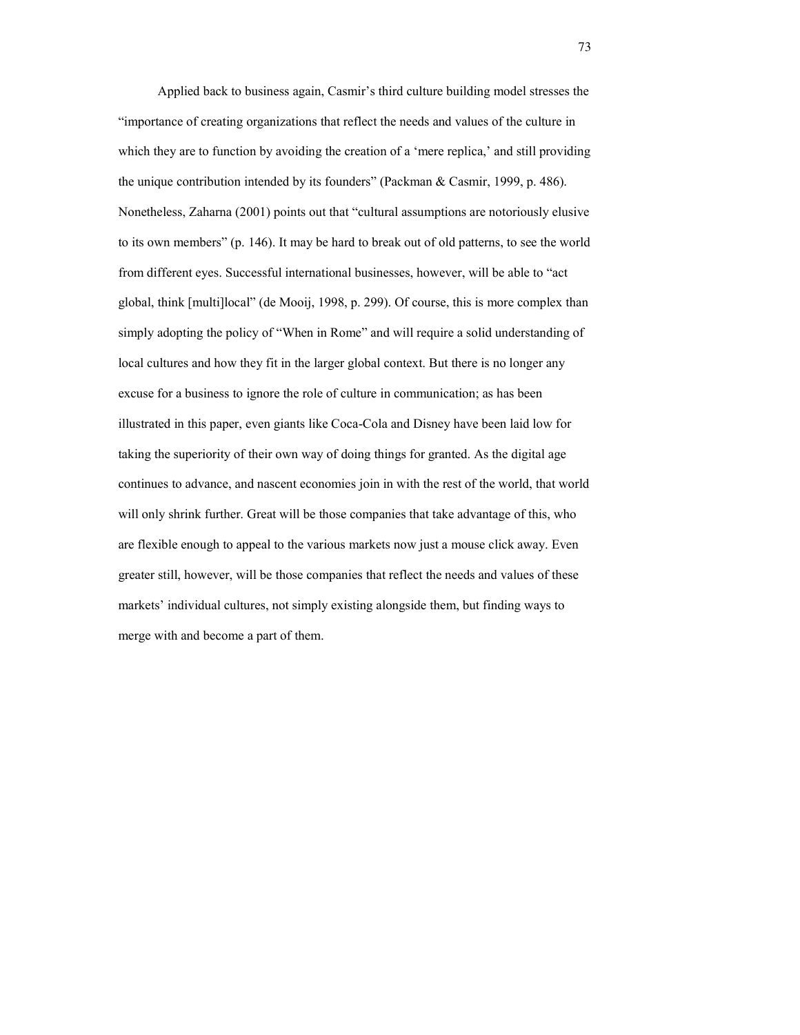Applied back to business again, Casmir's third culture building model stresses the "importance of creating organizations that reflect the needs and values of the culture in which they are to function by avoiding the creation of a 'mere replica,' and still providing the unique contribution intended by its founders" (Packman & Casmir, 1999, p. 486). Nonetheless, Zaharna (2001) points out that "cultural assumptions are notoriously elusive to its own members" (p. 146). It may be hard to break out of old patterns, to see the world from different eyes. Successful international businesses, however, will be able to "act global, think [multi]local" (de Mooij, 1998, p. 299). Of course, this is more complex than simply adopting the policy of "When in Rome" and will require a solid understanding of local cultures and how they fit in the larger global context. But there is no longer any excuse for a business to ignore the role of culture in communication; as has been illustrated in this paper, even giants like Coca-Cola and Disney have been laid low for taking the superiority of their own way of doing things for granted. As the digital age continues to advance, and nascent economies join in with the rest of the world, that world will only shrink further. Great will be those companies that take advantage of this, who are flexible enough to appeal to the various markets now just a mouse click away. Even greater still, however, will be those companies that reflect the needs and values of these markets' individual cultures, not simply existing alongside them, but finding ways to merge with and become a part of them.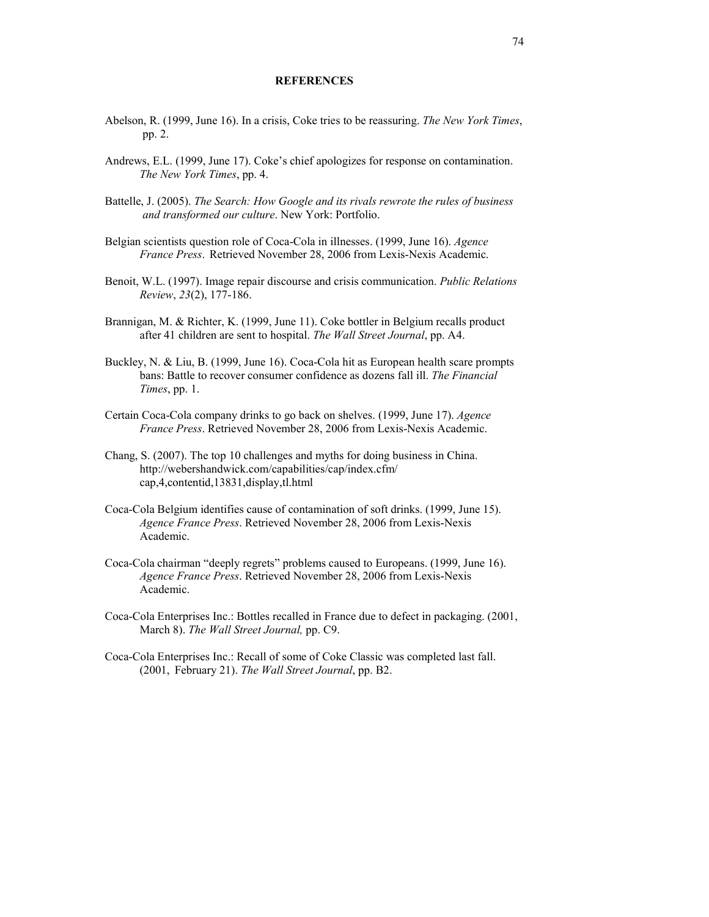## REFERENCES

Abelson, R. (1999, June 16). In a crisis, Coke tries to be reassuring. *The New York Times*, pp. 2.

Andrews, E.L. (1999, June 17). Coke's chief apologizes for response on contamination. *The New York Times*, pp. 4.

Battelle, J. (2005). *The Search: How Google and its rivals rewrote the rules of business and transformed our culture*. New York: Portfolio.

Belgian scientists question role of Coca-Cola in illnesses. (1999, June 16). *Agence France Press*. Retrieved November 28, 2006 from Lexis-Nexis Academic.

Benoit, W.L. (1997). Image repair discourse and crisis communication. *Public Relations Review*, *23*(2), 177-186.

Brannigan, M. & Richter, K. (1999, June 11). Coke bottler in Belgium recalls product after 41 children are sent to hospital. *The Wall Street Journal*, pp. A4.

Buckley, N. & Liu, B. (1999, June 16). Coca-Cola hit as European health scare prompts bans: Battle to recover consumer confidence as dozens fall ill. *The Financial Times*, pp. 1.

Certain Coca-Cola company drinks to go back on shelves. (1999, June 17). *Agence France Press*. Retrieved November 28, 2006 from Lexis-Nexis Academic.

Chang, S. (2007). The top 10 challenges and myths for doing business in China. http://webershandwick.com/capabilities/cap/index.cfm/cap,4,contentid,13831,display,tl.html

Coca-Cola Belgium identifies cause of contamination of soft drinks. (1999, June 15). *Agence France Press*. Retrieved November 28, 2006 from Lexis-Nexis Academic.

Coca-Cola chairman "deeply regrets" problems caused to Europeans. (1999, June 16). *Agence France Press*. Retrieved November 28, 2006 from Lexis-Nexis Academic.

Coca-Cola Enterprises Inc.: Bottles recalled in France due to defect in packaging. (2001, March 8). *The Wall Street Journal,* pp. C9.

Coca-Cola Enterprises Inc.: Recall of some of Coke Classic was completed last fall. (2001, February 21). *The Wall Street Journal*, pp. B2.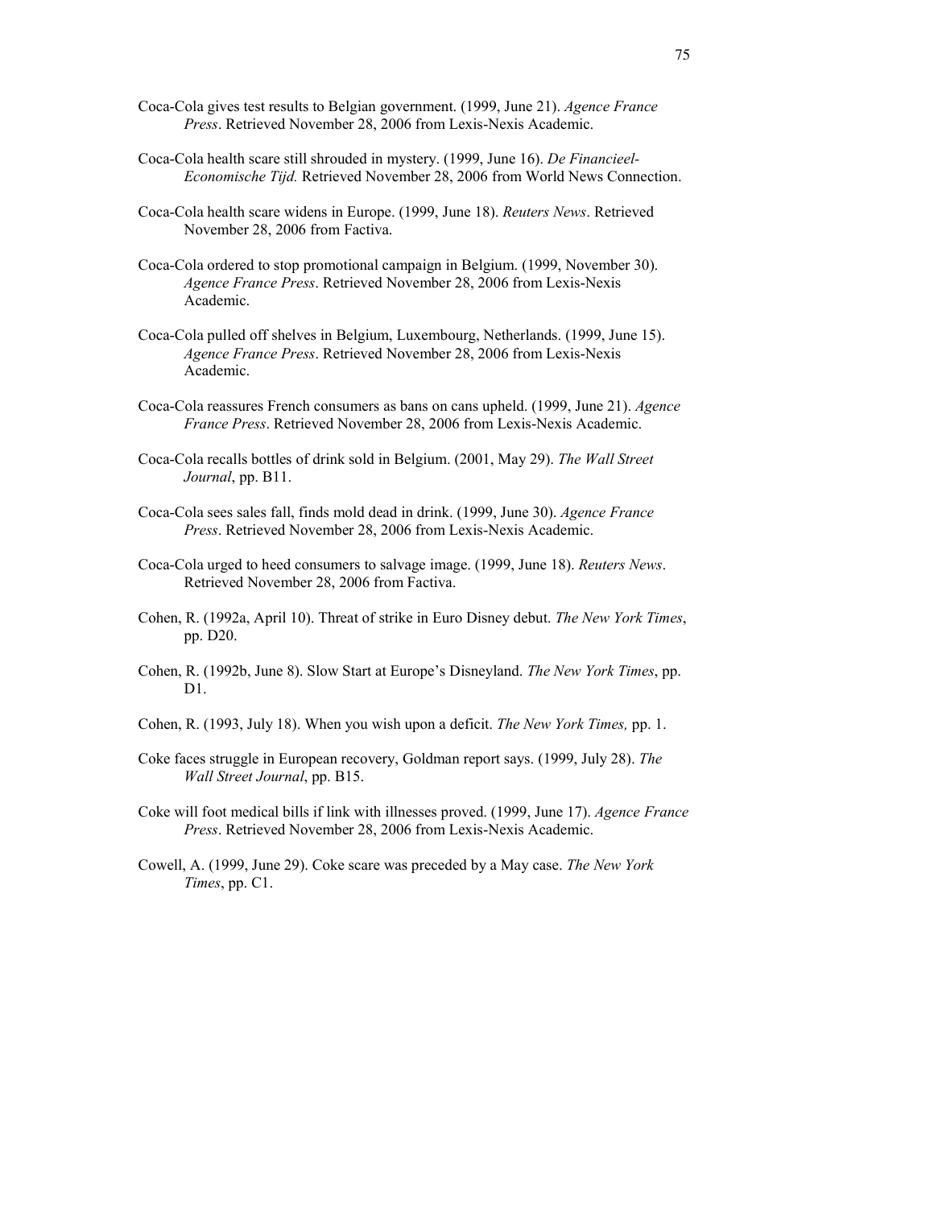Coca-Cola gives test results to Belgian government. (1999, June 21). *Agence France Press*. Retrieved November 28, 2006 from Lexis-Nexis Academic.

Coca-Cola health scare still shrouded in mystery. (1999, June 16). *De Financieel-Economische Tijd.* Retrieved November 28, 2006 from World News Connection.

Coca-Cola health scare widens in Europe. (1999, June 18). *Reuters News*. Retrieved November 28, 2006 from Factiva.

Coca-Cola ordered to stop promotional campaign in Belgium. (1999, November 30). *Agence France Press*. Retrieved November 28, 2006 from Lexis-Nexis Academic.

Coca-Cola pulled off shelves in Belgium, Luxembourg, Netherlands. (1999, June 15). *Agence France Press*. Retrieved November 28, 2006 from Lexis-Nexis Academic.

Coca-Cola reassures French consumers as bans on cans upheld. (1999, June 21). *Agence France Press*. Retrieved November 28, 2006 from Lexis-Nexis Academic.

Coca-Cola recalls bottles of drink sold in Belgium. (2001, May 29). *The Wall Street Journal*, pp. B11.

Coca-Cola sees sales fall, finds mold dead in drink. (1999, June 30). *Agence France Press*. Retrieved November 28, 2006 from Lexis-Nexis Academic.

Coca-Cola urged to heed consumers to salvage image. (1999, June 18). *Reuters News*. Retrieved November 28, 2006 from Factiva.

Cohen, R. (1992a, April 10). Threat of strike in Euro Disney debut. *The New York Times*, pp. D20.

Cohen, R. (1992b, June 8). Slow Start at Europe's Disneyland. *The New York Times*, pp. D1.

Cohen, R. (1993, July 18). When you wish upon a deficit. *The New York Times,* pp. 1.

Coke faces struggle in European recovery, Goldman report says. (1999, July 28). *The Wall Street Journal*, pp. B15.

Coke will foot medical bills if link with illnesses proved. (1999, June 17). *Agence France Press*. Retrieved November 28, 2006 from Lexis-Nexis Academic.

Cowell, A. (1999, June 29). Coke scare was preceded by a May case. *The New York Times*, pp. C1.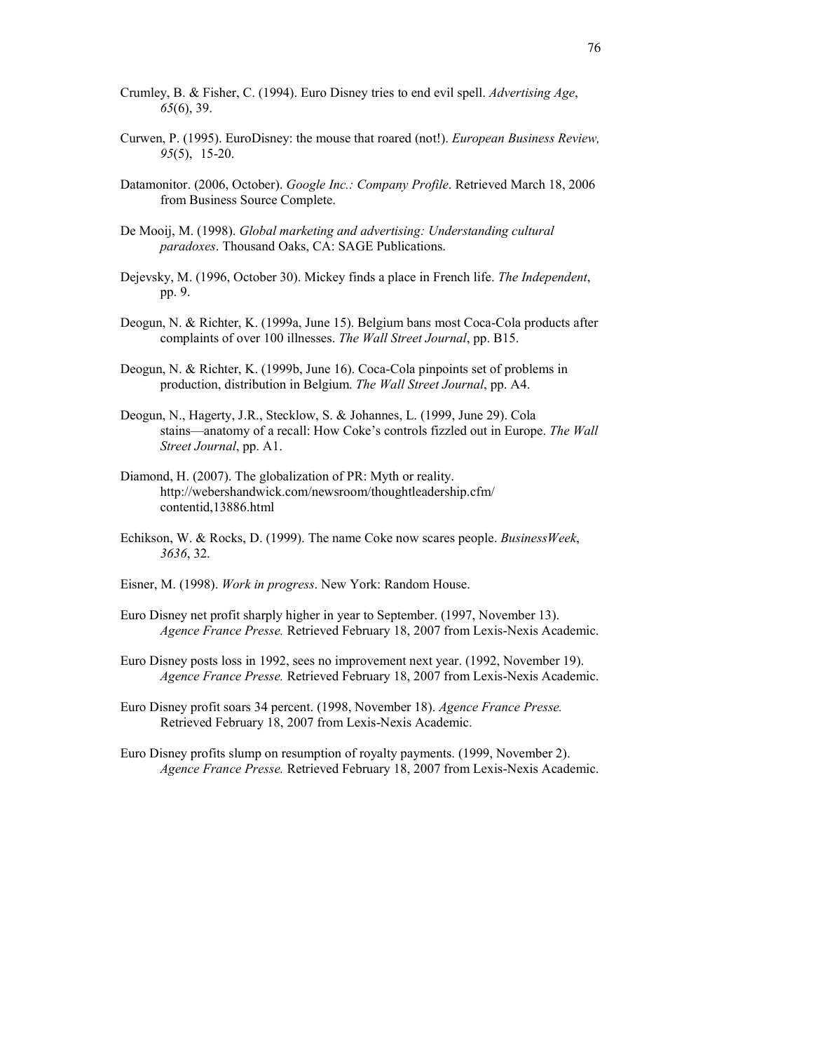Crumley, B. & Fisher, C. (1994). Euro Disney tries to end evil spell. *Advertising Age*, *65*(6), 39.

Curwen, P. (1995). EuroDisney: the mouse that roared (not!). *European Business Review, 95*(5), 15-20.

Datamonitor. (2006, October). *Google Inc.: Company Profile*. Retrieved March 18, 2006 from Business Source Complete.

De Mooij, M. (1998). *Global marketing and advertising: Understanding cultural paradoxes*. Thousand Oaks, CA: SAGE Publications.

Dejevsky, M. (1996, October 30). Mickey finds a place in French life. *The Independent*, pp. 9.

Deogun, N. & Richter, K. (1999a, June 15). Belgium bans most Coca-Cola products after complaints of over 100 illnesses. *The Wall Street Journal*, pp. B15.

Deogun, N. & Richter, K. (1999b, June 16). Coca-Cola pinpoints set of problems in production, distribution in Belgium. *The Wall Street Journal*, pp. A4.

Deogun, N., Hagerty, J.R., Stecklow, S. & Johannes, L. (1999, June 29). Cola stains—anatomy of a recall: How Coke's controls fizzled out in Europe. *The Wall Street Journal*, pp. A1.

Diamond, H. (2007). The globalization of PR: Myth or reality. http://webershandwick.com/newsroom/thoughtleadership.cfm/contentid,13886.html

Echikson, W. & Rocks, D. (1999). The name Coke now scares people. *BusinessWeek*, *3636*, 32.

Eisner, M. (1998). *Work in progress*. New York: Random House.

Euro Disney net profit sharply higher in year to September. (1997, November 13). *Agence France Presse.* Retrieved February 18, 2007 from Lexis-Nexis Academic.

Euro Disney posts loss in 1992, sees no improvement next year. (1992, November 19). *Agence France Presse.* Retrieved February 18, 2007 from Lexis-Nexis Academic.

Euro Disney profit soars 34 percent. (1998, November 18). *Agence France Presse.* Retrieved February 18, 2007 from Lexis-Nexis Academic.

Euro Disney profits slump on resumption of royalty payments. (1999, November 2). *Agence France Presse.* Retrieved February 18, 2007 from Lexis-Nexis Academic.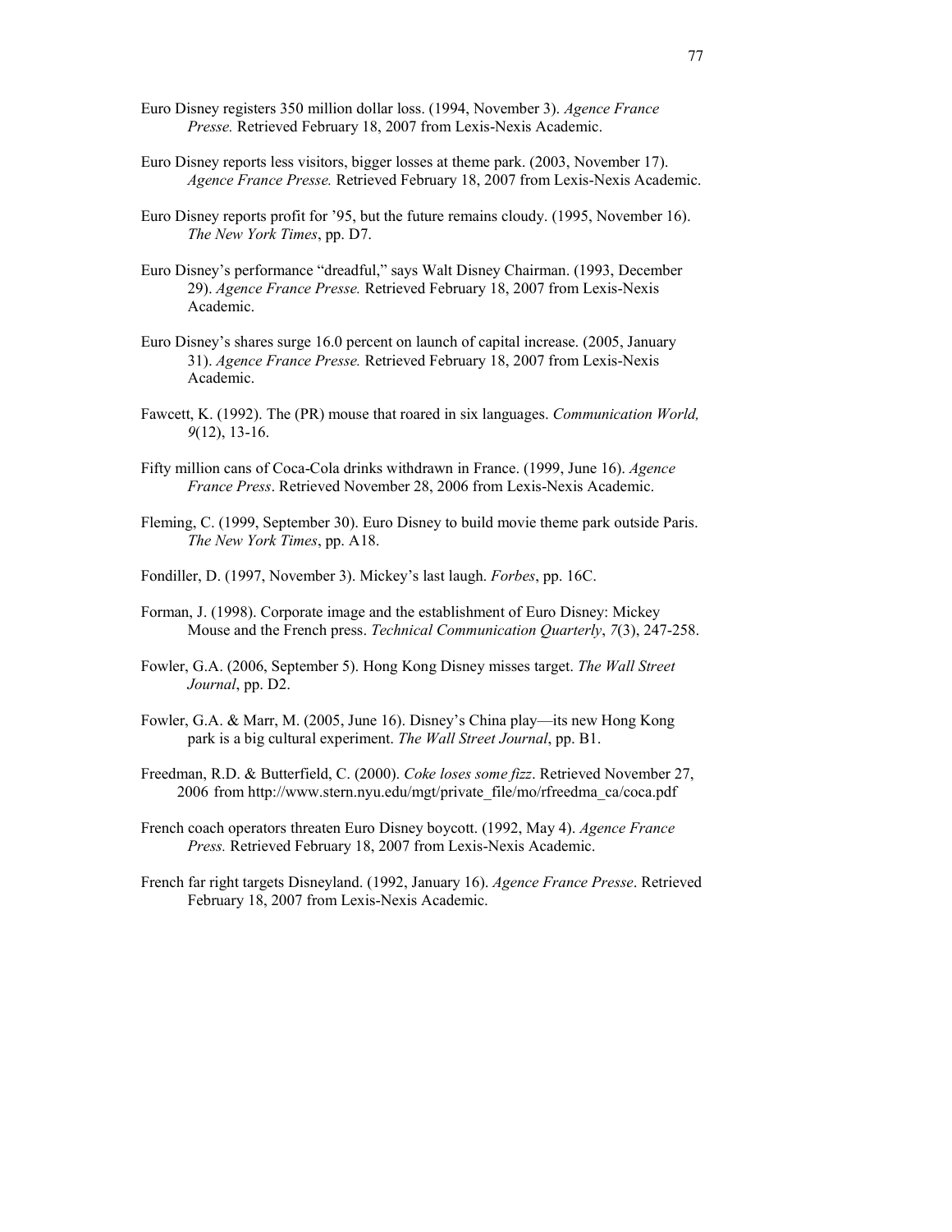Euro Disney registers 350 million dollar loss. (1994, November 3). *Agence France Presse.* Retrieved February 18, 2007 from Lexis-Nexis Academic.

Euro Disney reports less visitors, bigger losses at theme park. (2003, November 17). *Agence France Presse.* Retrieved February 18, 2007 from Lexis-Nexis Academic.

Euro Disney reports profit for '95, but the future remains cloudy. (1995, November 16). *The New York Times*, pp. D7.

Euro Disney's performance "dreadful," says Walt Disney Chairman. (1993, December 29). *Agence France Presse.* Retrieved February 18, 2007 from Lexis-Nexis Academic.

Euro Disney's shares surge 16.0 percent on launch of capital increase. (2005, January 31). *Agence France Presse.* Retrieved February 18, 2007 from Lexis-Nexis Academic.

Fawcett, K. (1992). The (PR) mouse that roared in six languages. *Communication World, 9*(12), 13-16.

Fifty million cans of Coca-Cola drinks withdrawn in France. (1999, June 16). *Agence France Press*. Retrieved November 28, 2006 from Lexis-Nexis Academic.

Fleming, C. (1999, September 30). Euro Disney to build movie theme park outside Paris. *The New York Times*, pp. A18.

Fondiller, D. (1997, November 3). Mickey's last laugh. *Forbes*, pp. 16C.

Forman, J. (1998). Corporate image and the establishment of Euro Disney: Mickey Mouse and the French press. *Technical Communication Quarterly*, *7*(3), 247-258.

Fowler, G.A. (2006, September 5). Hong Kong Disney misses target. *The Wall Street Journal*, pp. D2.

Fowler, G.A. & Marr, M. (2005, June 16). Disney's China play—its new Hong Kong park is a big cultural experiment. *The Wall Street Journal*, pp. B1.

Freedman, R.D. & Butterfield, C. (2000). *Coke loses some fizz*. Retrieved November 27, 2006 from http://www.stern.nyu.edu/mgt/private_file/mo/rfreedma_ca/coca.pdf

French coach operators threaten Euro Disney boycott. (1992, May 4). *Agence France Press.* Retrieved February 18, 2007 from Lexis-Nexis Academic.

French far right targets Disneyland. (1992, January 16). *Agence France Presse*. Retrieved February 18, 2007 from Lexis-Nexis Academic.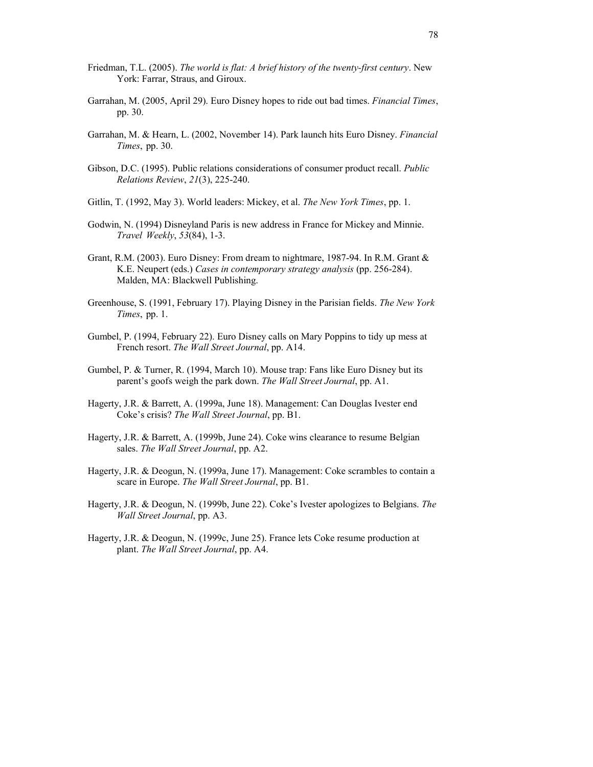Friedman, T.L. (2005). *The world is flat: A brief history of the twenty-first century*. New York: Farrar, Straus, and Giroux.

Garrahan, M. (2005, April 29). Euro Disney hopes to ride out bad times. *Financial Times*, pp. 30.

Garrahan, M. & Hearn, L. (2002, November 14). Park launch hits Euro Disney. *Financial Times*, pp. 30.

Gibson, D.C. (1995). Public relations considerations of consumer product recall. *Public Relations Review*, *21*(3), 225-240.

Gitlin, T. (1992, May 3). World leaders: Mickey, et al. *The New York Times*, pp. 1.

Godwin, N. (1994) Disneyland Paris is new address in France for Mickey and Minnie. *Travel Weekly*, *53*(84), 1-3.

Grant, R.M. (2003). Euro Disney: From dream to nightmare, 1987-94. In R.M. Grant & K.E. Neupert (eds.) *Cases in contemporary strategy analysis* (pp. 256-284). Malden, MA: Blackwell Publishing.

Greenhouse, S. (1991, February 17). Playing Disney in the Parisian fields. *The New York Times*, pp. 1.

Gumbel, P. (1994, February 22). Euro Disney calls on Mary Poppins to tidy up mess at French resort. *The Wall Street Journal*, pp. A14.

Gumbel, P. & Turner, R. (1994, March 10). Mouse trap: Fans like Euro Disney but its parent's goofs weigh the park down. *The Wall Street Journal*, pp. A1.

Hagerty, J.R. & Barrett, A. (1999a, June 18). Management: Can Douglas Ivester end Coke's crisis? *The Wall Street Journal*, pp. B1.

Hagerty, J.R. & Barrett, A. (1999b, June 24). Coke wins clearance to resume Belgian sales. *The Wall Street Journal*, pp. A2.

Hagerty, J.R. & Deogun, N. (1999a, June 17). Management: Coke scrambles to contain a scare in Europe. *The Wall Street Journal*, pp. B1.

Hagerty, J.R. & Deogun, N. (1999b, June 22). Coke's Ivester apologizes to Belgians. *The Wall Street Journal*, pp. A3.

Hagerty, J.R. & Deogun, N. (1999c, June 25). France lets Coke resume production at plant. *The Wall Street Journal*, pp. A4.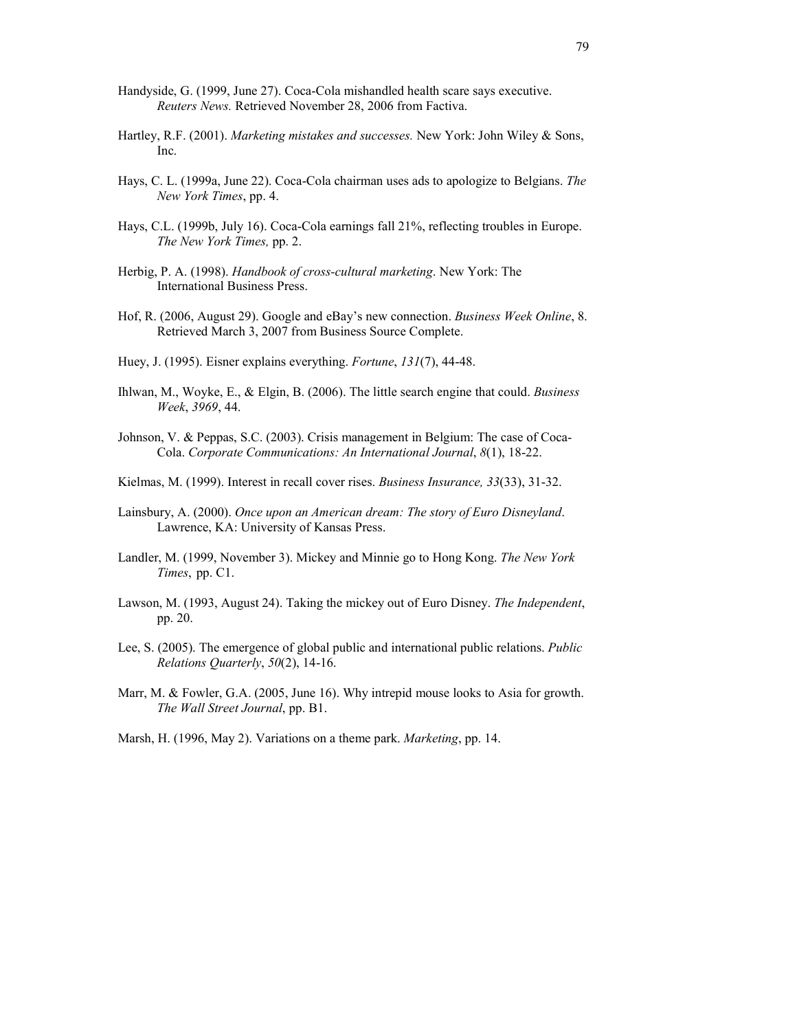Handyside, G. (1999, June 27). Coca-Cola mishandled health scare says executive. *Reuters News.* Retrieved November 28, 2006 from Factiva.

Hartley, R.F. (2001). *Marketing mistakes and successes.* New York: John Wiley & Sons, Inc.

Hays, C. L. (1999a, June 22). Coca-Cola chairman uses ads to apologize to Belgians. *The New York Times*, pp. 4.

Hays, C.L. (1999b, July 16). Coca-Cola earnings fall 21%, reflecting troubles in Europe. *The New York Times,* pp. 2.

Herbig, P. A. (1998). *Handbook of cross-cultural marketing*. New York: The International Business Press.

Hof, R. (2006, August 29). Google and eBay's new connection. *Business Week Online*, 8. Retrieved March 3, 2007 from Business Source Complete.

Huey, J. (1995). Eisner explains everything. *Fortune*, *131*(7), 44-48.

Ihlwan, M., Woyke, E., & Elgin, B. (2006). The little search engine that could. *Business Week*, *3969*, 44.

Johnson, V. & Peppas, S.C. (2003). Crisis management in Belgium: The case of Coca-Cola. *Corporate Communications: An International Journal*, *8*(1), 18-22.

Kielmas, M. (1999). Interest in recall cover rises. *Business Insurance, 33*(33), 31-32.

Lainsbury, A. (2000). *Once upon an American dream: The story of Euro Disneyland*. Lawrence, KA: University of Kansas Press.

Landler, M. (1999, November 3). Mickey and Minnie go to Hong Kong. *The New York Times*, pp. C1.

Lawson, M. (1993, August 24). Taking the mickey out of Euro Disney. *The Independent*, pp. 20.

Lee, S. (2005). The emergence of global public and international public relations. *Public Relations Quarterly*, *50*(2), 14-16.

Marr, M. & Fowler, G.A. (2005, June 16). Why intrepid mouse looks to Asia for growth. *The Wall Street Journal*, pp. B1.

Marsh, H. (1996, May 2). Variations on a theme park. *Marketing*, pp. 14.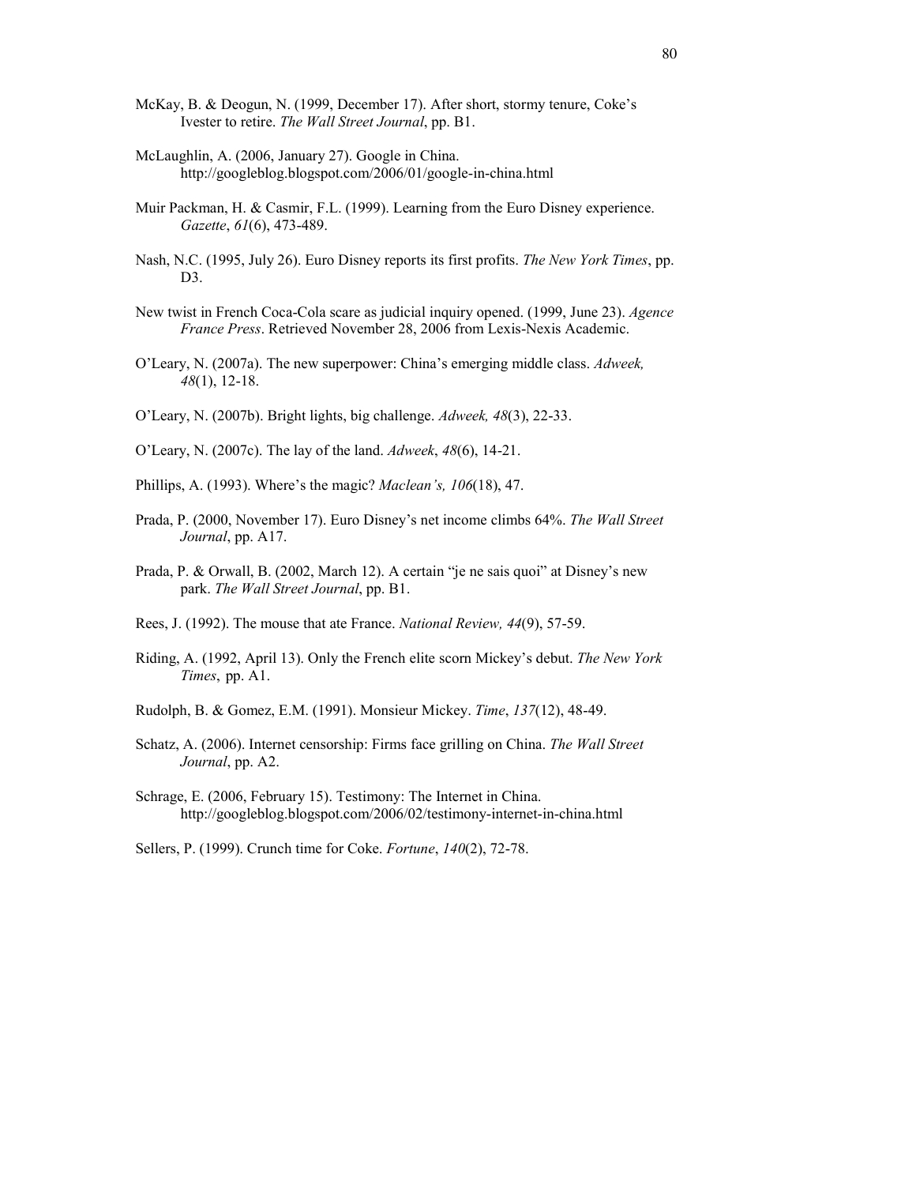McKay, B. & Deogun, N. (1999, December 17). After short, stormy tenure, Coke's Ivester to retire. *The Wall Street Journal*, pp. B1.

McLaughlin, A. (2006, January 27). Google in China. http://googleblog.blogspot.com/2006/01/google-in-china.html

Muir Packman, H. & Casmir, F.L. (1999). Learning from the Euro Disney experience. *Gazette*, *61*(6), 473-489.

Nash, N.C. (1995, July 26). Euro Disney reports its first profits. *The New York Times*, pp. D3.

New twist in French Coca-Cola scare as judicial inquiry opened. (1999, June 23). *Agence France Press*. Retrieved November 28, 2006 from Lexis-Nexis Academic.

O'Leary, N. (2007a). The new superpower: China's emerging middle class. *Adweek, 48*(1), 12-18.

O'Leary, N. (2007b). Bright lights, big challenge. *Adweek, 48*(3), 22-33.

O'Leary, N. (2007c). The lay of the land. *Adweek*, *48*(6), 14-21.

Phillips, A. (1993). Where's the magic? *Maclean's, 106*(18), 47.

Prada, P. (2000, November 17). Euro Disney's net income climbs 64%. *The Wall Street Journal*, pp. A17.

Prada, P. & Orwall, B. (2002, March 12). A certain "je ne sais quoi" at Disney's new park. *The Wall Street Journal*, pp. B1.

Rees, J. (1992). The mouse that ate France. *National Review, 44*(9), 57-59.

Riding, A. (1992, April 13). Only the French elite scorn Mickey's debut. *The New York Times*, pp. A1.

Rudolph, B. & Gomez, E.M. (1991). Monsieur Mickey. *Time*, *137*(12), 48-49.

Schatz, A. (2006). Internet censorship: Firms face grilling on China. *The Wall Street Journal*, pp. A2.

Schrage, E. (2006, February 15). Testimony: The Internet in China. http://googleblog.blogspot.com/2006/02/testimony-internet-in-china.html

Sellers, P. (1999). Crunch time for Coke. *Fortune*, *140*(2), 72-78.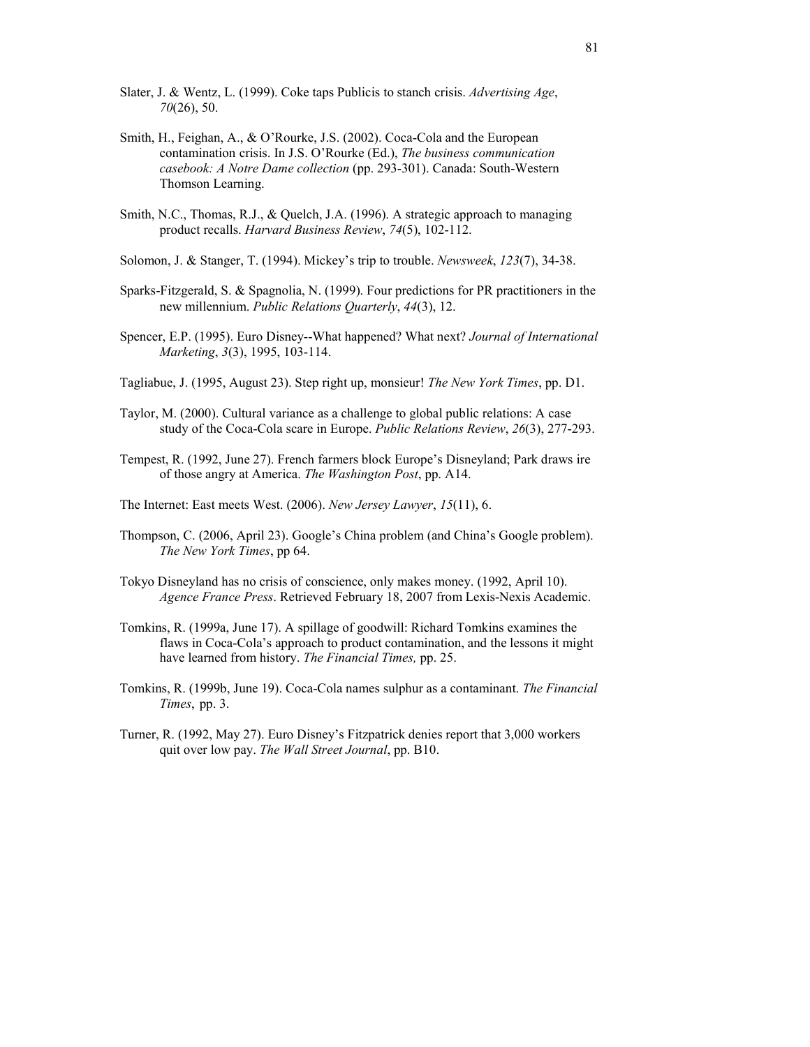Slater, J. & Wentz, L. (1999). Coke taps Publicis to stanch crisis. *Advertising Age*, *70*(26), 50.

Smith, H., Feighan, A., & O'Rourke, J.S. (2002). Coca-Cola and the European contamination crisis. In J.S. O'Rourke (Ed.), *The business communication casebook: A Notre Dame collection* (pp. 293-301). Canada: South-Western Thomson Learning.

Smith, N.C., Thomas, R.J., & Quelch, J.A. (1996). A strategic approach to managing product recalls. *Harvard Business Review*, *74*(5), 102-112.

Solomon, J. & Stanger, T. (1994). Mickey's trip to trouble. *Newsweek*, *123*(7), 34-38.

Sparks-Fitzgerald, S. & Spagnolia, N. (1999). Four predictions for PR practitioners in the new millennium. *Public Relations Quarterly*, *44*(3), 12.

Spencer, E.P. (1995). Euro Disney--What happened? What next? *Journal of International Marketing*, *3*(3), 1995, 103-114.

Tagliabue, J. (1995, August 23). Step right up, monsieur! *The New York Times*, pp. D1.

Taylor, M. (2000). Cultural variance as a challenge to global public relations: A case study of the Coca-Cola scare in Europe. *Public Relations Review*, *26*(3), 277-293.

Tempest, R. (1992, June 27). French farmers block Europe's Disneyland; Park draws ire of those angry at America. *The Washington Post*, pp. A14.

The Internet: East meets West. (2006). *New Jersey Lawyer*, *15*(11), 6.

Thompson, C. (2006, April 23). Google's China problem (and China's Google problem). *The New York Times*, pp 64.

Tokyo Disneyland has no crisis of conscience, only makes money. (1992, April 10). *Agence France Press*. Retrieved February 18, 2007 from Lexis-Nexis Academic.

Tomkins, R. (1999a, June 17). A spillage of goodwill: Richard Tomkins examines the flaws in Coca-Cola's approach to product contamination, and the lessons it might have learned from history. *The Financial Times,* pp. 25.

Tomkins, R. (1999b, June 19). Coca-Cola names sulphur as a contaminant. *The Financial Times*, pp. 3.

Turner, R. (1992, May 27). Euro Disney's Fitzpatrick denies report that 3,000 workers quit over low pay. *The Wall Street Journal*, pp. B10.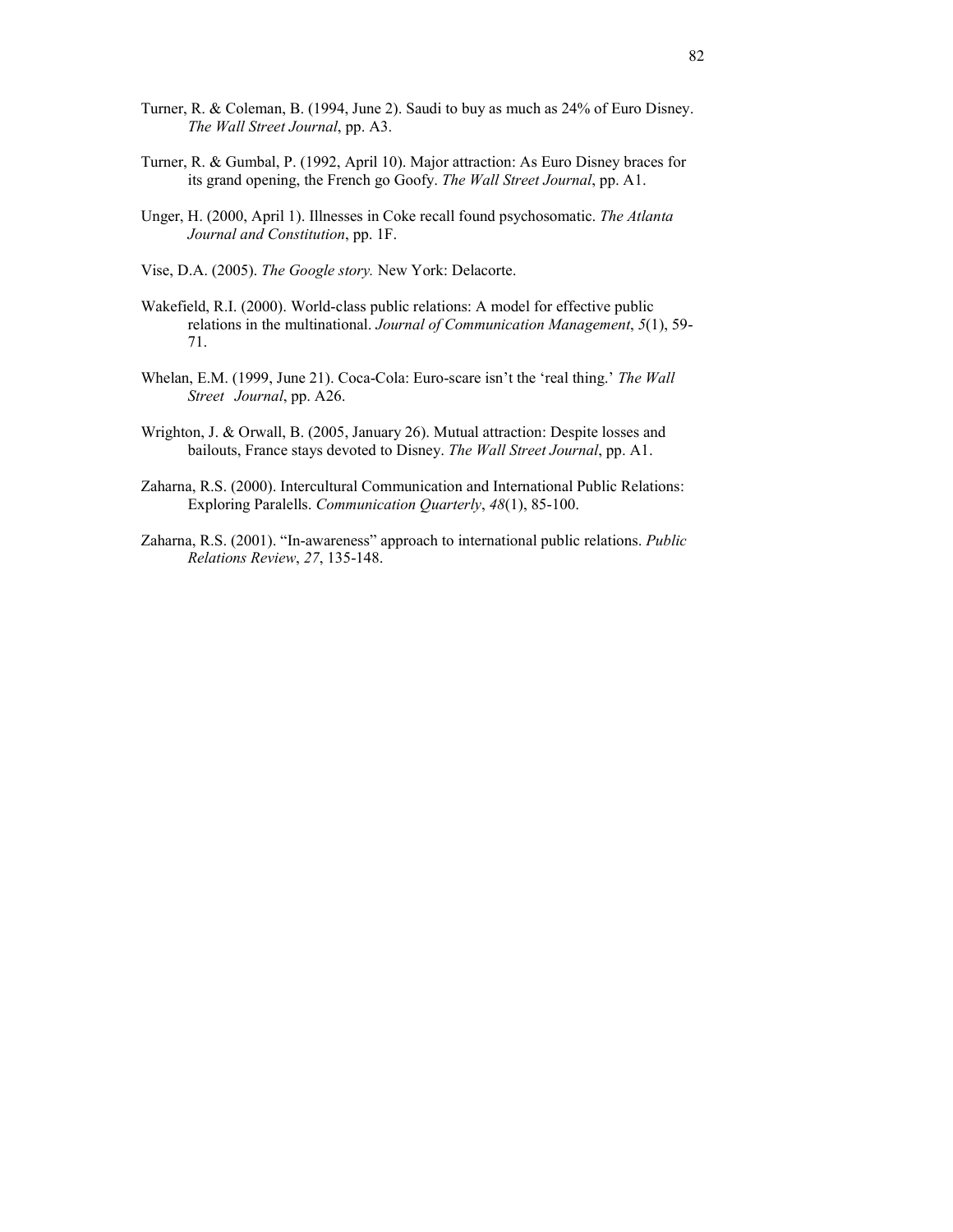Turner, R. & Coleman, B. (1994, June 2). Saudi to buy as much as 24% of Euro Disney. *The Wall Street Journal*, pp. A3.

Turner, R. & Gumbal, P. (1992, April 10). Major attraction: As Euro Disney braces for its grand opening, the French go Goofy. *The Wall Street Journal*, pp. A1.

Unger, H. (2000, April 1). Illnesses in Coke recall found psychosomatic. *The Atlanta Journal and Constitution*, pp. 1F.

Vise, D.A. (2005). *The Google story.* New York: Delacorte.

Wakefield, R.I. (2000). World-class public relations: A model for effective public relations in the multinational. *Journal of Communication Management*, *5*(1), 59-71.

Whelan, E.M. (1999, June 21). Coca-Cola: Euro-scare isn't the 'real thing.' *The Wall Street Journal*, pp. A26.

Wrighton, J. & Orwall, B. (2005, January 26). Mutual attraction: Despite losses and bailouts, France stays devoted to Disney. *The Wall Street Journal*, pp. A1.

Zaharna, R.S. (2000). Intercultural Communication and International Public Relations: Exploring Paralells. *Communication Quarterly*, *48*(1), 85-100.

Zaharna, R.S. (2001). "In-awareness" approach to international public relations. *Public Relations Review*, *27*, 135-148.